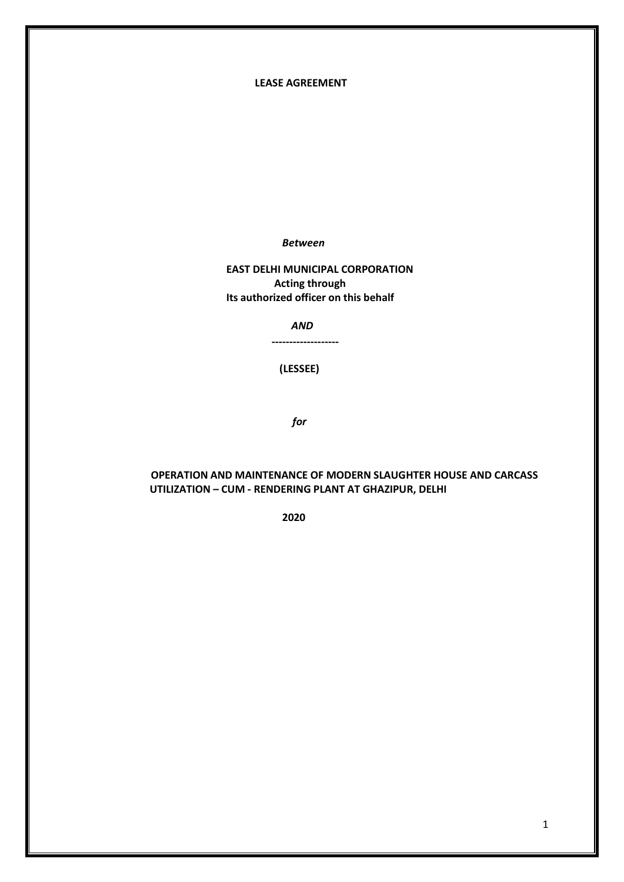# LEASE AGREEMENT

***Between***

**EAST DELHI MUNICIPAL CORPORATION**
**Acting through**
**Its authorized officer on this behalf**

***AND***

**-------------------**

**(LESSEE)**

***for***

**OPERATION AND MAINTENANCE OF MODERN SLAUGHTER HOUSE AND CARCASS UTILIZATION – CUM - RENDERING PLANT AT GHAZIPUR, DELHI**

**2020**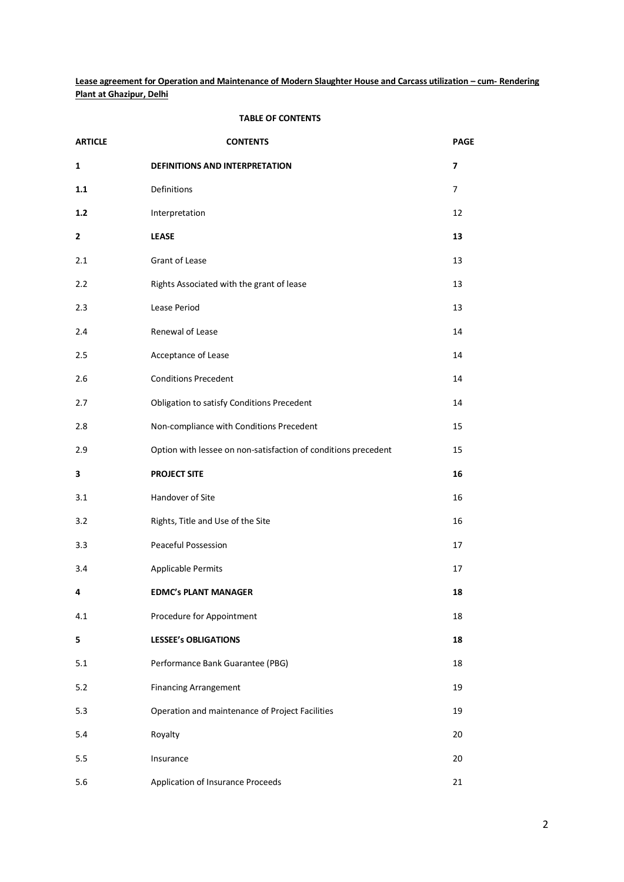**Lease agreement for Operation and Maintenance of Modern Slaughter House and Carcass utilization – cum- Rendering Plant at Ghazipur, Delhi**

**TABLE OF CONTENTS**

| **ARTICLE** | **CONTENTS** | **PAGE** |
|---|---|---|
| **1** | **DEFINITIONS AND INTERPRETATION** | **7** |
| **1.1** | Definitions | 7 |
| **1.2** | Interpretation | 12 |
| **2** | **LEASE** | **13** |
| 2.1 | Grant of Lease | 13 |
| 2.2 | Rights Associated with the grant of lease | 13 |
| 2.3 | Lease Period | 13 |
| 2.4 | Renewal of Lease | 14 |
| 2.5 | Acceptance of Lease | 14 |
| 2.6 | Conditions Precedent | 14 |
| 2.7 | Obligation to satisfy Conditions Precedent | 14 |
| 2.8 | Non-compliance with Conditions Precedent | 15 |
| 2.9 | Option with lessee on non-satisfaction of conditions precedent | 15 |
| **3** | **PROJECT SITE** | **16** |
| 3.1 | Handover of Site | 16 |
| 3.2 | Rights, Title and Use of the Site | 16 |
| 3.3 | Peaceful Possession | 17 |
| 3.4 | Applicable Permits | 17 |
| **4** | **EDMC's PLANT MANAGER** | **18** |
| 4.1 | Procedure for Appointment | 18 |
| **5** | **LESSEE's OBLIGATIONS** | **18** |
| 5.1 | Performance Bank Guarantee (PBG) | 18 |
| 5.2 | Financing Arrangement | 19 |
| 5.3 | Operation and maintenance of Project Facilities | 19 |
| 5.4 | Royalty | 20 |
| 5.5 | Insurance | 20 |
| 5.6 | Application of Insurance Proceeds | 21 |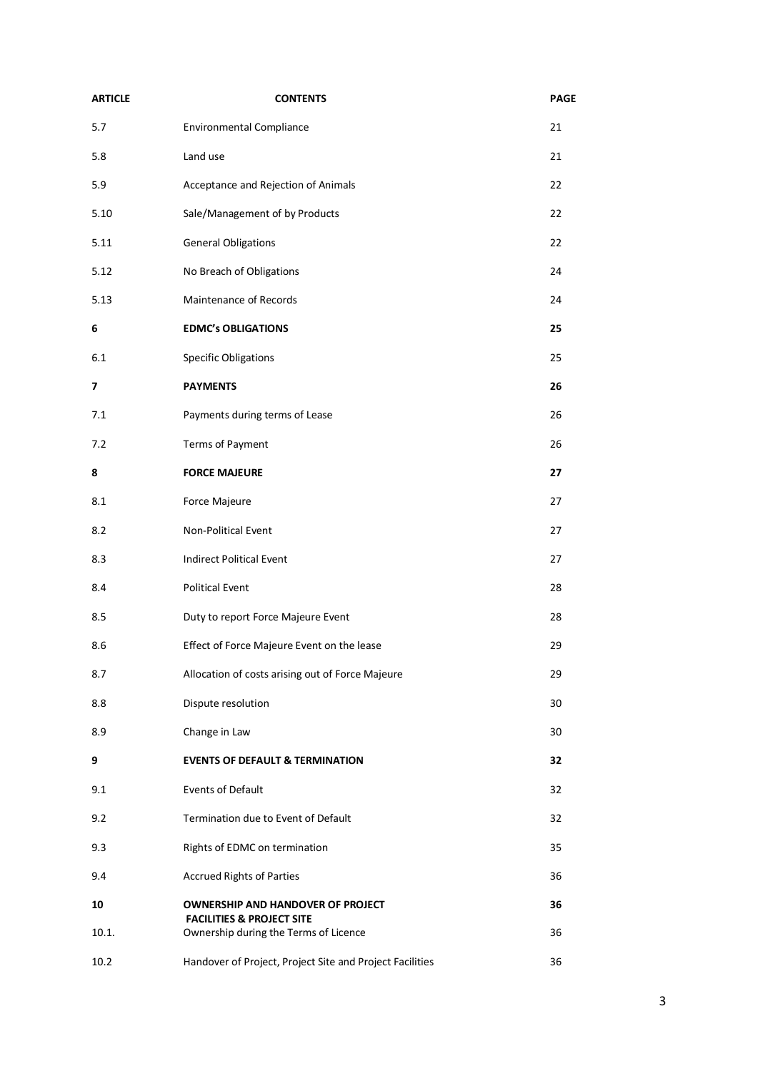| ARTICLE | CONTENTS | PAGE |
|---|---|---|
| 5.7 | Environmental Compliance | 21 |
| 5.8 | Land use | 21 |
| 5.9 | Acceptance and Rejection of Animals | 22 |
| 5.10 | Sale/Management of by Products | 22 |
| 5.11 | General Obligations | 22 |
| 5.12 | No Breach of Obligations | 24 |
| 5.13 | Maintenance of Records | 24 |
| **6** | **EDMC's OBLIGATIONS** | **25** |
| 6.1 | Specific Obligations | 25 |
| **7** | **PAYMENTS** | **26** |
| 7.1 | Payments during terms of Lease | 26 |
| 7.2 | Terms of Payment | 26 |
| **8** | **FORCE MAJEURE** | **27** |
| 8.1 | Force Majeure | 27 |
| 8.2 | Non-Political Event | 27 |
| 8.3 | Indirect Political Event | 27 |
| 8.4 | Political Event | 28 |
| 8.5 | Duty to report Force Majeure Event | 28 |
| 8.6 | Effect of Force Majeure Event on the lease | 29 |
| 8.7 | Allocation of costs arising out of Force Majeure | 29 |
| 8.8 | Dispute resolution | 30 |
| 8.9 | Change in Law | 30 |
| **9** | **EVENTS OF DEFAULT & TERMINATION** | **32** |
| 9.1 | Events of Default | 32 |
| 9.2 | Termination due to Event of Default | 32 |
| 9.3 | Rights of EDMC on termination | 35 |
| 9.4 | Accrued Rights of Parties | 36 |
| **10** | **OWNERSHIP AND HANDOVER OF PROJECT FACILITIES & PROJECT SITE** | **36** |
| 10.1. | Ownership during the Terms of Licence | 36 |
| 10.2 | Handover of Project, Project Site and Project Facilities | 36 |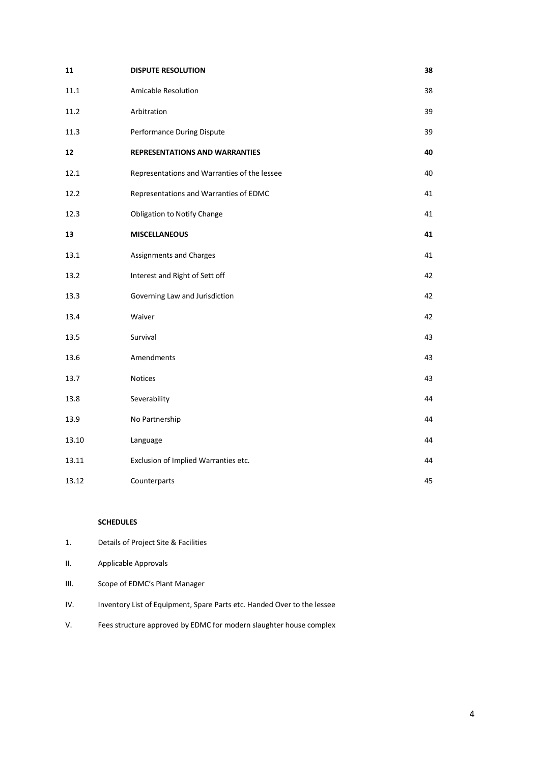| | | |
|---|---|---|
| **11** | **DISPUTE RESOLUTION** | **38** |
| 11.1 | Amicable Resolution | 38 |
| 11.2 | Arbitration | 39 |
| 11.3 | Performance During Dispute | 39 |
| **12** | **REPRESENTATIONS AND WARRANTIES** | **40** |
| 12.1 | Representations and Warranties of the lessee | 40 |
| 12.2 | Representations and Warranties of EDMC | 41 |
| 12.3 | Obligation to Notify Change | 41 |
| **13** | **MISCELLANEOUS** | **41** |
| 13.1 | Assignments and Charges | 41 |
| 13.2 | Interest and Right of Sett off | 42 |
| 13.3 | Governing Law and Jurisdiction | 42 |
| 13.4 | Waiver | 42 |
| 13.5 | Survival | 43 |
| 13.6 | Amendments | 43 |
| 13.7 | Notices | 43 |
| 13.8 | Severability | 44 |
| 13.9 | No Partnership | 44 |
| 13.10 | Language | 44 |
| 13.11 | Exclusion of Implied Warranties etc. | 44 |
| 13.12 | Counterparts | 45 |

**SCHEDULES**

| | |
|---|---|
| 1. | Details of Project Site & Facilities |
| II. | Applicable Approvals |
| III. | Scope of EDMC's Plant Manager |
| IV. | Inventory List of Equipment, Spare Parts etc. Handed Over to the lessee |
| V. | Fees structure approved by EDMC for modern slaughter house complex |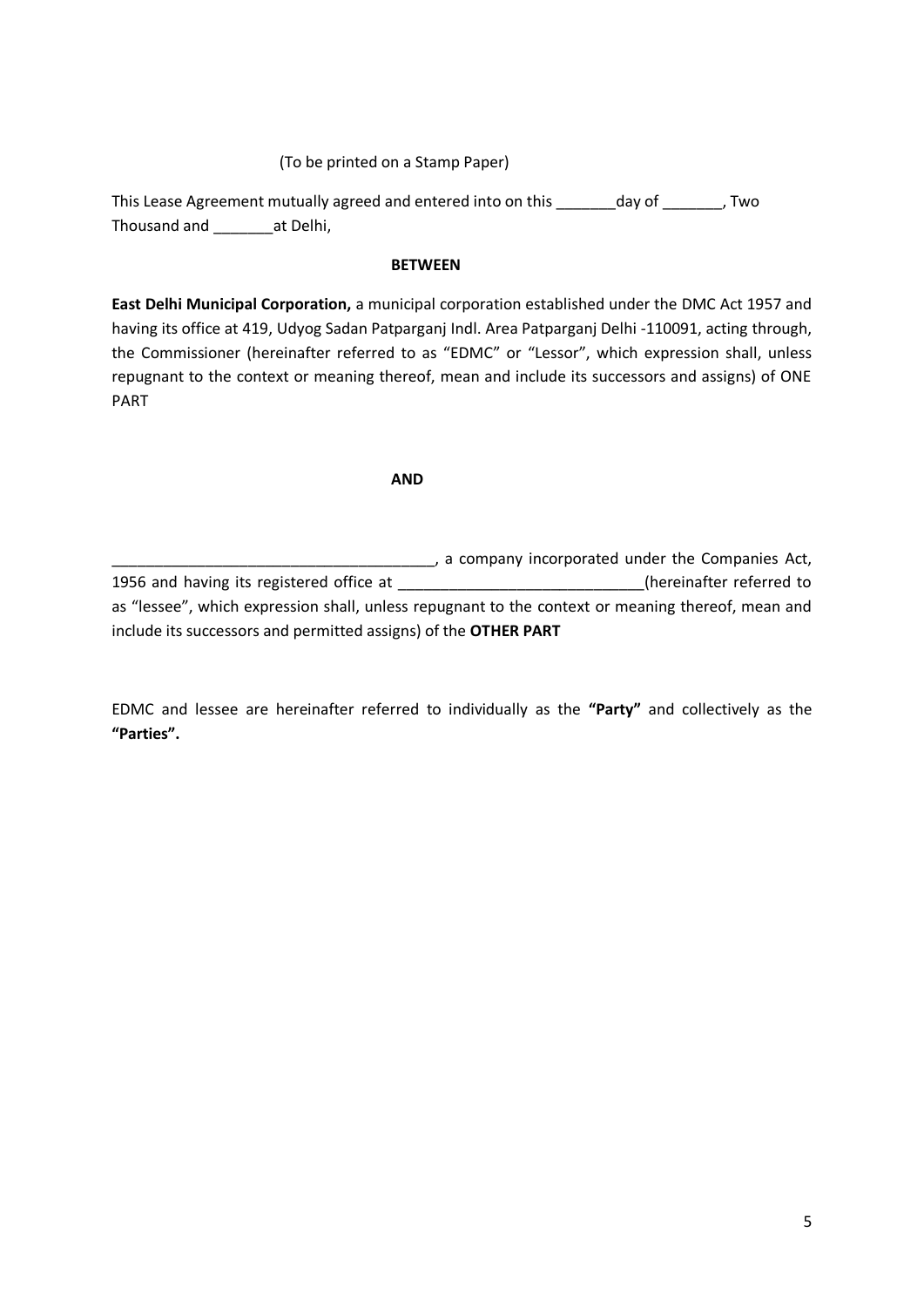(To be printed on a Stamp Paper)

This Lease Agreement mutually agreed and entered into on this _______day of _______, Two Thousand and _______at Delhi,

**BETWEEN**

**East Delhi Municipal Corporation,** a municipal corporation established under the DMC Act 1957 and having its office at 419, Udyog Sadan Patparganj Indl. Area Patparganj Delhi -110091, acting through, the Commissioner (hereinafter referred to as "EDMC" or "Lessor", which expression shall, unless repugnant to the context or meaning thereof, mean and include its successors and assigns) of ONE PART

**AND**

______________________________________, a company incorporated under the Companies Act, 1956 and having its registered office at ____________________________(hereinafter referred to as "lessee", which expression shall, unless repugnant to the context or meaning thereof, mean and include its successors and permitted assigns) of the **OTHER PART**

EDMC and lessee are hereinafter referred to individually as the **"Party"** and collectively as the **"Parties".**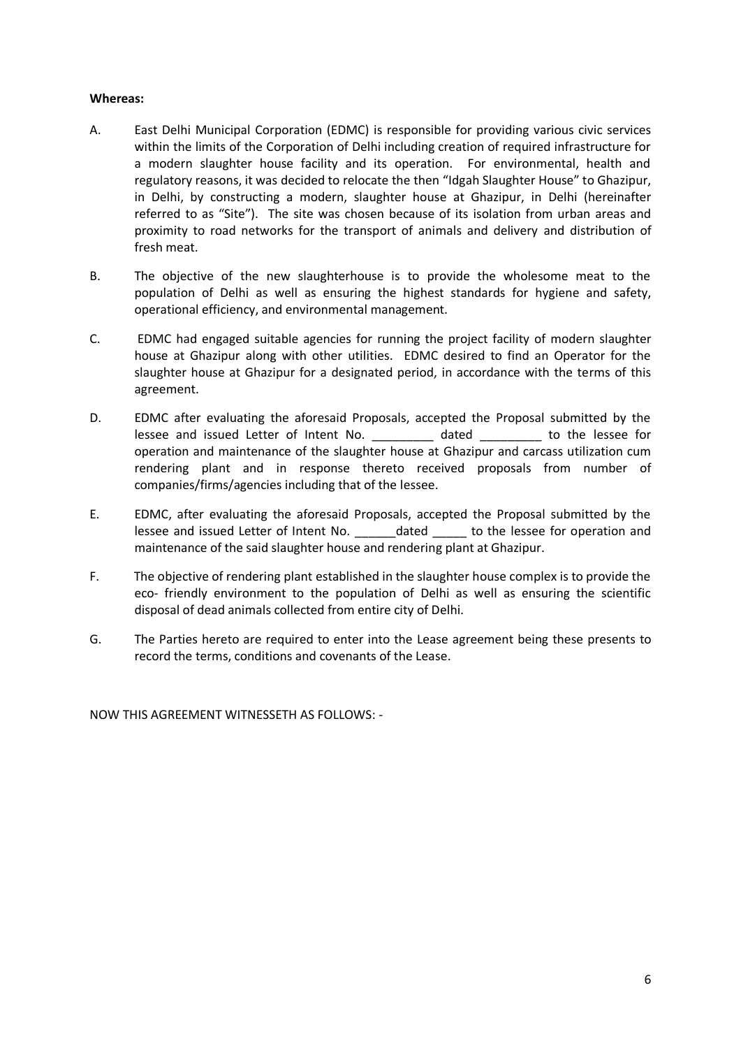**Whereas:**

A. East Delhi Municipal Corporation (EDMC) is responsible for providing various civic services within the limits of the Corporation of Delhi including creation of required infrastructure for a modern slaughter house facility and its operation. For environmental, health and regulatory reasons, it was decided to relocate the then "Idgah Slaughter House" to Ghazipur, in Delhi, by constructing a modern, slaughter house at Ghazipur, in Delhi (hereinafter referred to as "Site"). The site was chosen because of its isolation from urban areas and proximity to road networks for the transport of animals and delivery and distribution of fresh meat.

B. The objective of the new slaughterhouse is to provide the wholesome meat to the population of Delhi as well as ensuring the highest standards for hygiene and safety, operational efficiency, and environmental management.

C. EDMC had engaged suitable agencies for running the project facility of modern slaughter house at Ghazipur along with other utilities. EDMC desired to find an Operator for the slaughter house at Ghazipur for a designated period, in accordance with the terms of this agreement.

D. EDMC after evaluating the aforesaid Proposals, accepted the Proposal submitted by the lessee and issued Letter of Intent No. _________ dated _________ to the lessee for operation and maintenance of the slaughter house at Ghazipur and carcass utilization cum rendering plant and in response thereto received proposals from number of companies/firms/agencies including that of the lessee.

E. EDMC, after evaluating the aforesaid Proposals, accepted the Proposal submitted by the lessee and issued Letter of Intent No. ______dated _____ to the lessee for operation and maintenance of the said slaughter house and rendering plant at Ghazipur.

F. The objective of rendering plant established in the slaughter house complex is to provide the eco- friendly environment to the population of Delhi as well as ensuring the scientific disposal of dead animals collected from entire city of Delhi.

G. The Parties hereto are required to enter into the Lease agreement being these presents to record the terms, conditions and covenants of the Lease.

NOW THIS AGREEMENT WITNESSETH AS FOLLOWS: -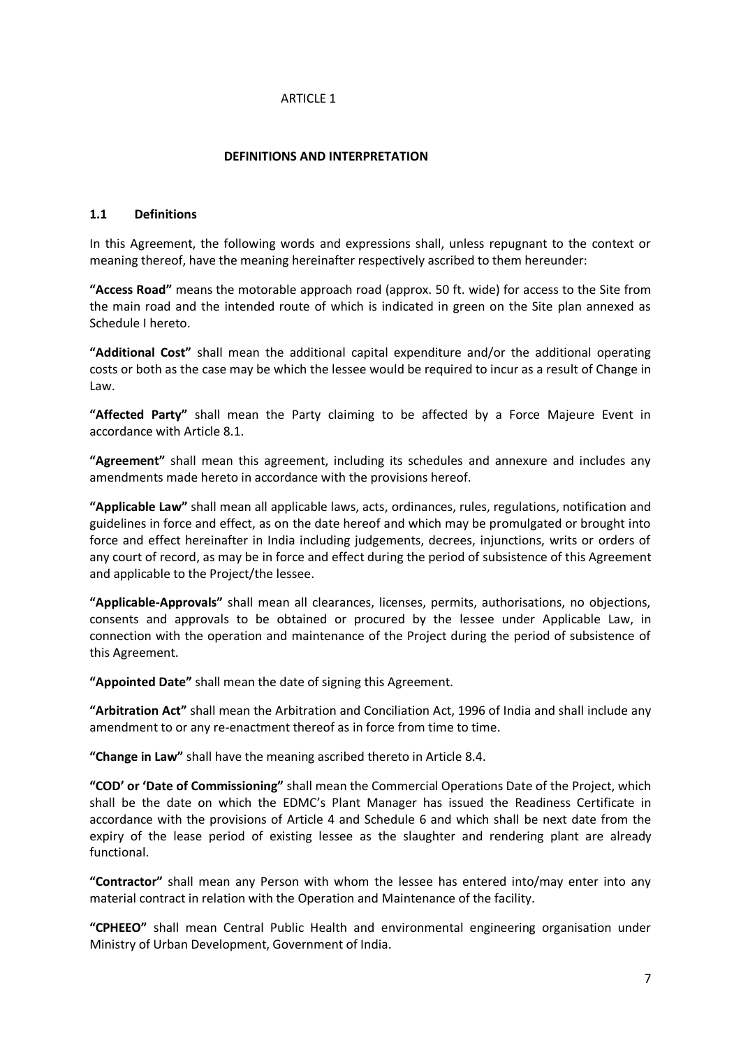ARTICLE 1

**DEFINITIONS AND INTERPRETATION**

**1.1 Definitions**

In this Agreement, the following words and expressions shall, unless repugnant to the context or meaning thereof, have the meaning hereinafter respectively ascribed to them hereunder:

**"Access Road"** means the motorable approach road (approx. 50 ft. wide) for access to the Site from the main road and the intended route of which is indicated in green on the Site plan annexed as Schedule I hereto.

**"Additional Cost"** shall mean the additional capital expenditure and/or the additional operating costs or both as the case may be which the lessee would be required to incur as a result of Change in Law.

**"Affected Party"** shall mean the Party claiming to be affected by a Force Majeure Event in accordance with Article 8.1.

**"Agreement"** shall mean this agreement, including its schedules and annexure and includes any amendments made hereto in accordance with the provisions hereof.

**"Applicable Law"** shall mean all applicable laws, acts, ordinances, rules, regulations, notification and guidelines in force and effect, as on the date hereof and which may be promulgated or brought into force and effect hereinafter in India including judgements, decrees, injunctions, writs or orders of any court of record, as may be in force and effect during the period of subsistence of this Agreement and applicable to the Project/the lessee.

**"Applicable-Approvals"** shall mean all clearances, licenses, permits, authorisations, no objections, consents and approvals to be obtained or procured by the lessee under Applicable Law, in connection with the operation and maintenance of the Project during the period of subsistence of this Agreement.

**"Appointed Date"** shall mean the date of signing this Agreement.

**"Arbitration Act"** shall mean the Arbitration and Conciliation Act, 1996 of India and shall include any amendment to or any re-enactment thereof as in force from time to time.

**"Change in Law"** shall have the meaning ascribed thereto in Article 8.4.

**"COD' or 'Date of Commissioning"** shall mean the Commercial Operations Date of the Project, which shall be the date on which the EDMC's Plant Manager has issued the Readiness Certificate in accordance with the provisions of Article 4 and Schedule 6 and which shall be next date from the expiry of the lease period of existing lessee as the slaughter and rendering plant are already functional.

**"Contractor"** shall mean any Person with whom the lessee has entered into/may enter into any material contract in relation with the Operation and Maintenance of the facility.

**"CPHEEO"** shall mean Central Public Health and environmental engineering organisation under Ministry of Urban Development, Government of India.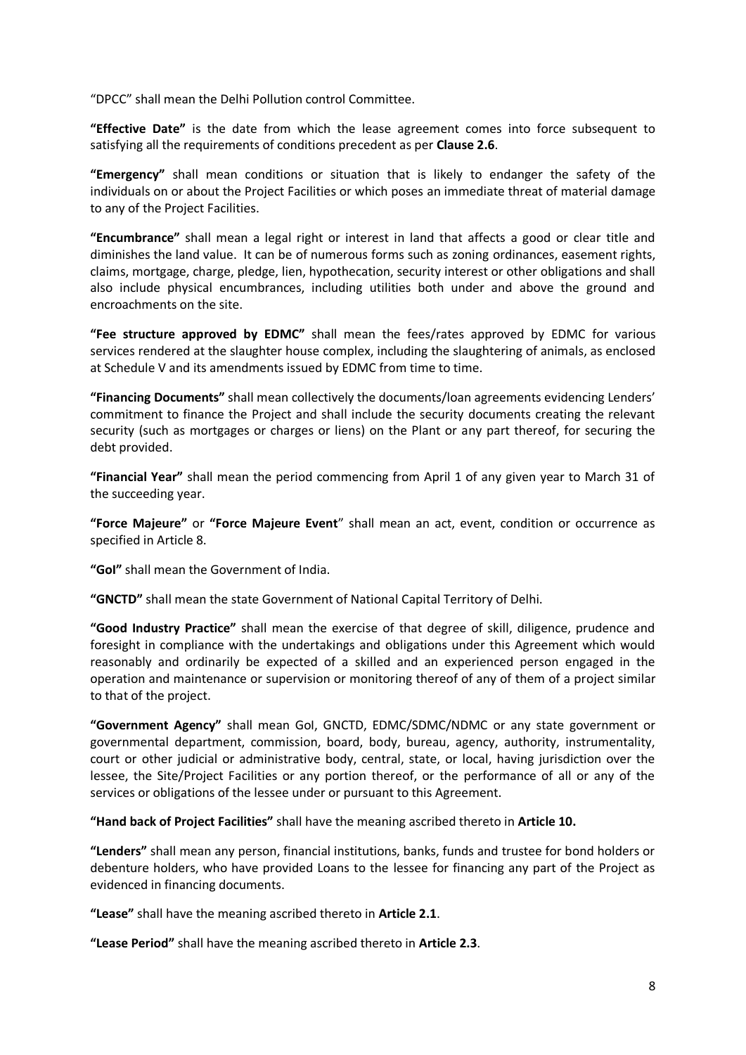"DPCC" shall mean the Delhi Pollution control Committee.

**"Effective Date"** is the date from which the lease agreement comes into force subsequent to satisfying all the requirements of conditions precedent as per **Clause 2.6**.

**"Emergency"** shall mean conditions or situation that is likely to endanger the safety of the individuals on or about the Project Facilities or which poses an immediate threat of material damage to any of the Project Facilities.

**"Encumbrance"** shall mean a legal right or interest in land that affects a good or clear title and diminishes the land value. It can be of numerous forms such as zoning ordinances, easement rights, claims, mortgage, charge, pledge, lien, hypothecation, security interest or other obligations and shall also include physical encumbrances, including utilities both under and above the ground and encroachments on the site.

**"Fee structure approved by EDMC"** shall mean the fees/rates approved by EDMC for various services rendered at the slaughter house complex, including the slaughtering of animals, as enclosed at Schedule V and its amendments issued by EDMC from time to time.

**"Financing Documents"** shall mean collectively the documents/loan agreements evidencing Lenders' commitment to finance the Project and shall include the security documents creating the relevant security (such as mortgages or charges or liens) on the Plant or any part thereof, for securing the debt provided.

**"Financial Year"** shall mean the period commencing from April 1 of any given year to March 31 of the succeeding year.

**"Force Majeure"** or **"Force Majeure Event"** shall mean an act, event, condition or occurrence as specified in Article 8.

**"GoI"** shall mean the Government of India.

**"GNCTD"** shall mean the state Government of National Capital Territory of Delhi.

**"Good Industry Practice"** shall mean the exercise of that degree of skill, diligence, prudence and foresight in compliance with the undertakings and obligations under this Agreement which would reasonably and ordinarily be expected of a skilled and an experienced person engaged in the operation and maintenance or supervision or monitoring thereof of any of them of a project similar to that of the project.

**"Government Agency"** shall mean GoI, GNCTD, EDMC/SDMC/NDMC or any state government or governmental department, commission, board, body, bureau, agency, authority, instrumentality, court or other judicial or administrative body, central, state, or local, having jurisdiction over the lessee, the Site/Project Facilities or any portion thereof, or the performance of all or any of the services or obligations of the lessee under or pursuant to this Agreement.

**"Hand back of Project Facilities"** shall have the meaning ascribed thereto in **Article 10.**

**"Lenders"** shall mean any person, financial institutions, banks, funds and trustee for bond holders or debenture holders, who have provided Loans to the lessee for financing any part of the Project as evidenced in financing documents.

**"Lease"** shall have the meaning ascribed thereto in **Article 2.1**.

**"Lease Period"** shall have the meaning ascribed thereto in **Article 2.3**.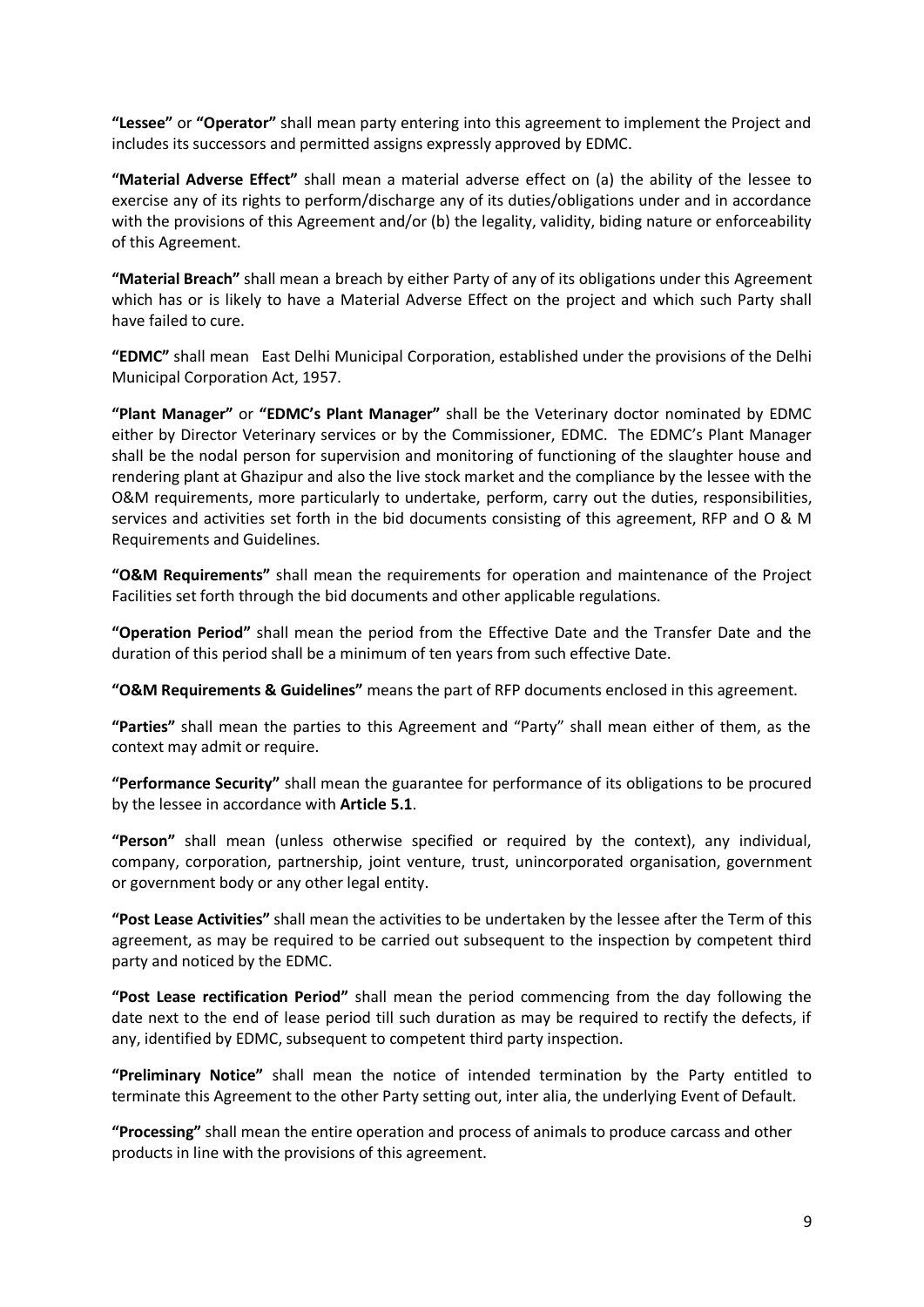**"Lessee"** or **"Operator"** shall mean party entering into this agreement to implement the Project and includes its successors and permitted assigns expressly approved by EDMC.

**"Material Adverse Effect"** shall mean a material adverse effect on (a) the ability of the lessee to exercise any of its rights to perform/discharge any of its duties/obligations under and in accordance with the provisions of this Agreement and/or (b) the legality, validity, biding nature or enforceability of this Agreement.

**"Material Breach"** shall mean a breach by either Party of any of its obligations under this Agreement which has or is likely to have a Material Adverse Effect on the project and which such Party shall have failed to cure.

**"EDMC"** shall mean East Delhi Municipal Corporation, established under the provisions of the Delhi Municipal Corporation Act, 1957.

**"Plant Manager"** or **"EDMC's Plant Manager"** shall be the Veterinary doctor nominated by EDMC either by Director Veterinary services or by the Commissioner, EDMC. The EDMC's Plant Manager shall be the nodal person for supervision and monitoring of functioning of the slaughter house and rendering plant at Ghazipur and also the live stock market and the compliance by the lessee with the O&M requirements, more particularly to undertake, perform, carry out the duties, responsibilities, services and activities set forth in the bid documents consisting of this agreement, RFP and O & M Requirements and Guidelines.

**"O&M Requirements"** shall mean the requirements for operation and maintenance of the Project Facilities set forth through the bid documents and other applicable regulations.

**"Operation Period"** shall mean the period from the Effective Date and the Transfer Date and the duration of this period shall be a minimum of ten years from such effective Date.

**"O&M Requirements & Guidelines"** means the part of RFP documents enclosed in this agreement.

**"Parties"** shall mean the parties to this Agreement and "Party" shall mean either of them, as the context may admit or require.

**"Performance Security"** shall mean the guarantee for performance of its obligations to be procured by the lessee in accordance with **Article 5.1**.

**"Person"** shall mean (unless otherwise specified or required by the context), any individual, company, corporation, partnership, joint venture, trust, unincorporated organisation, government or government body or any other legal entity.

**"Post Lease Activities"** shall mean the activities to be undertaken by the lessee after the Term of this agreement, as may be required to be carried out subsequent to the inspection by competent third party and noticed by the EDMC.

**"Post Lease rectification Period"** shall mean the period commencing from the day following the date next to the end of lease period till such duration as may be required to rectify the defects, if any, identified by EDMC, subsequent to competent third party inspection.

**"Preliminary Notice"** shall mean the notice of intended termination by the Party entitled to terminate this Agreement to the other Party setting out, inter alia, the underlying Event of Default.

**"Processing"** shall mean the entire operation and process of animals to produce carcass and other products in line with the provisions of this agreement.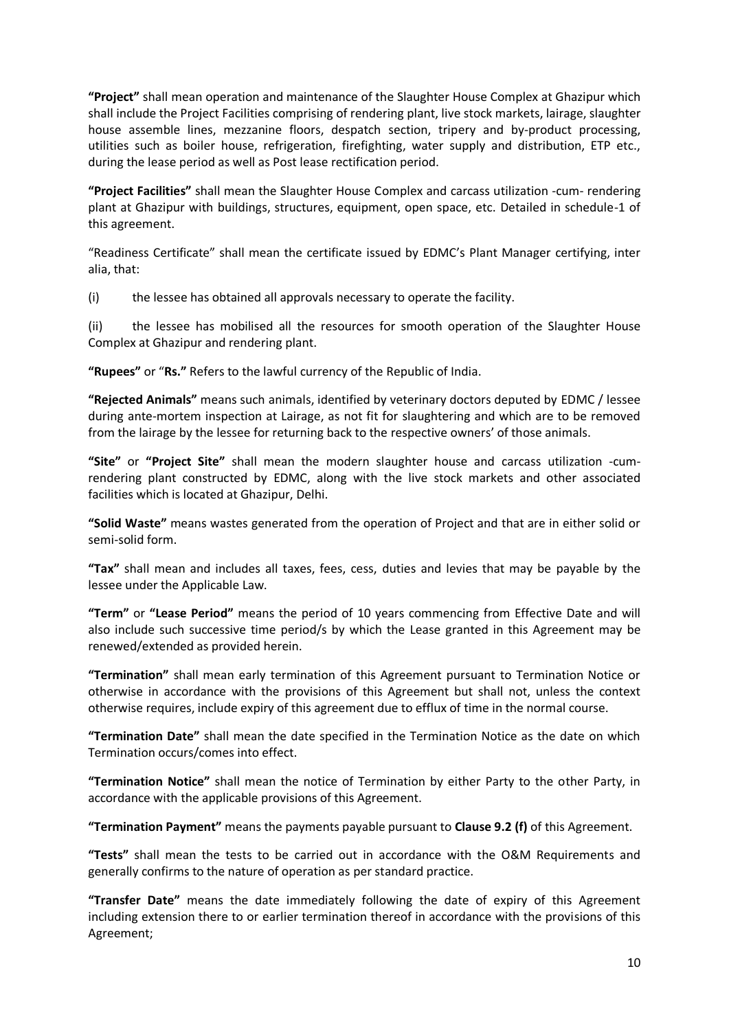**"Project"** shall mean operation and maintenance of the Slaughter House Complex at Ghazipur which shall include the Project Facilities comprising of rendering plant, live stock markets, lairage, slaughter house assemble lines, mezzanine floors, despatch section, tripery and by-product processing, utilities such as boiler house, refrigeration, firefighting, water supply and distribution, ETP etc., during the lease period as well as Post lease rectification period.

**"Project Facilities"** shall mean the Slaughter House Complex and carcass utilization -cum- rendering plant at Ghazipur with buildings, structures, equipment, open space, etc. Detailed in schedule-1 of this agreement.

"Readiness Certificate" shall mean the certificate issued by EDMC's Plant Manager certifying, inter alia, that:

(i) the lessee has obtained all approvals necessary to operate the facility.

(ii) the lessee has mobilised all the resources for smooth operation of the Slaughter House Complex at Ghazipur and rendering plant.

**"Rupees"** or "**Rs."** Refers to the lawful currency of the Republic of India.

**"Rejected Animals"** means such animals, identified by veterinary doctors deputed by EDMC / lessee during ante-mortem inspection at Lairage, as not fit for slaughtering and which are to be removed from the lairage by the lessee for returning back to the respective owners' of those animals.

**"Site"** or **"Project Site"** shall mean the modern slaughter house and carcass utilization -cum-rendering plant constructed by EDMC, along with the live stock markets and other associated facilities which is located at Ghazipur, Delhi.

**"Solid Waste"** means wastes generated from the operation of Project and that are in either solid or semi-solid form.

**"Tax"** shall mean and includes all taxes, fees, cess, duties and levies that may be payable by the lessee under the Applicable Law.

**"Term"** or **"Lease Period"** means the period of 10 years commencing from Effective Date and will also include such successive time period/s by which the Lease granted in this Agreement may be renewed/extended as provided herein.

**"Termination"** shall mean early termination of this Agreement pursuant to Termination Notice or otherwise in accordance with the provisions of this Agreement but shall not, unless the context otherwise requires, include expiry of this agreement due to efflux of time in the normal course.

**"Termination Date"** shall mean the date specified in the Termination Notice as the date on which Termination occurs/comes into effect.

**"Termination Notice"** shall mean the notice of Termination by either Party to the other Party, in accordance with the applicable provisions of this Agreement.

**"Termination Payment"** means the payments payable pursuant to **Clause 9.2 (f)** of this Agreement.

**"Tests"** shall mean the tests to be carried out in accordance with the O&M Requirements and generally confirms to the nature of operation as per standard practice.

**"Transfer Date"** means the date immediately following the date of expiry of this Agreement including extension there to or earlier termination thereof in accordance with the provisions of this Agreement;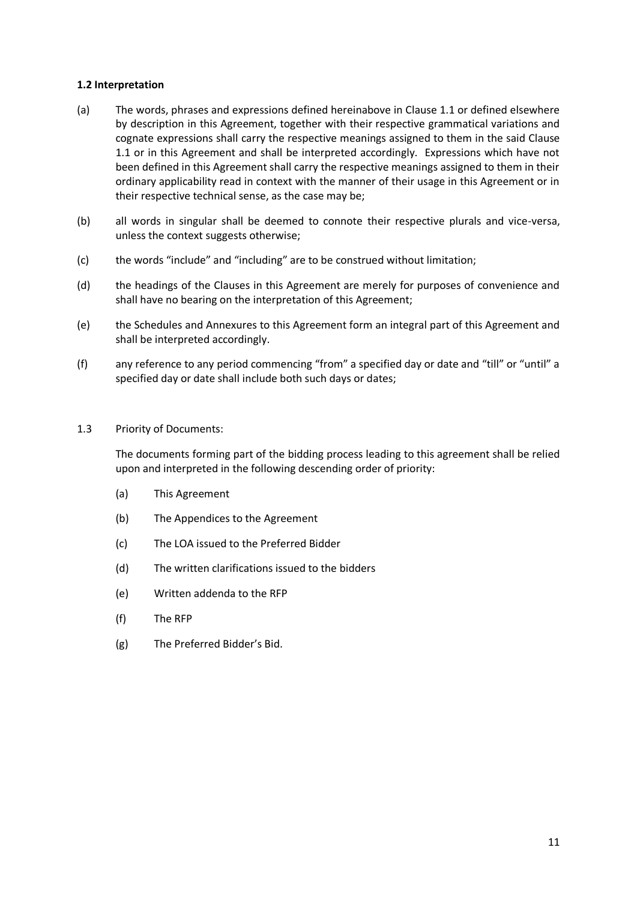**1.2 Interpretation**

(a) The words, phrases and expressions defined hereinabove in Clause 1.1 or defined elsewhere by description in this Agreement, together with their respective grammatical variations and cognate expressions shall carry the respective meanings assigned to them in the said Clause 1.1 or in this Agreement and shall be interpreted accordingly. Expressions which have not been defined in this Agreement shall carry the respective meanings assigned to them in their ordinary applicability read in context with the manner of their usage in this Agreement or in their respective technical sense, as the case may be;

(b) all words in singular shall be deemed to connote their respective plurals and vice-versa, unless the context suggests otherwise;

(c) the words "include" and "including" are to be construed without limitation;

(d) the headings of the Clauses in this Agreement are merely for purposes of convenience and shall have no bearing on the interpretation of this Agreement;

(e) the Schedules and Annexures to this Agreement form an integral part of this Agreement and shall be interpreted accordingly.

(f) any reference to any period commencing "from" a specified day or date and "till" or "until" a specified day or date shall include both such days or dates;

1.3 Priority of Documents:

The documents forming part of the bidding process leading to this agreement shall be relied upon and interpreted in the following descending order of priority:

(a) This Agreement

(b) The Appendices to the Agreement

(c) The LOA issued to the Preferred Bidder

(d) The written clarifications issued to the bidders

(e) Written addenda to the RFP

(f) The RFP

(g) The Preferred Bidder's Bid.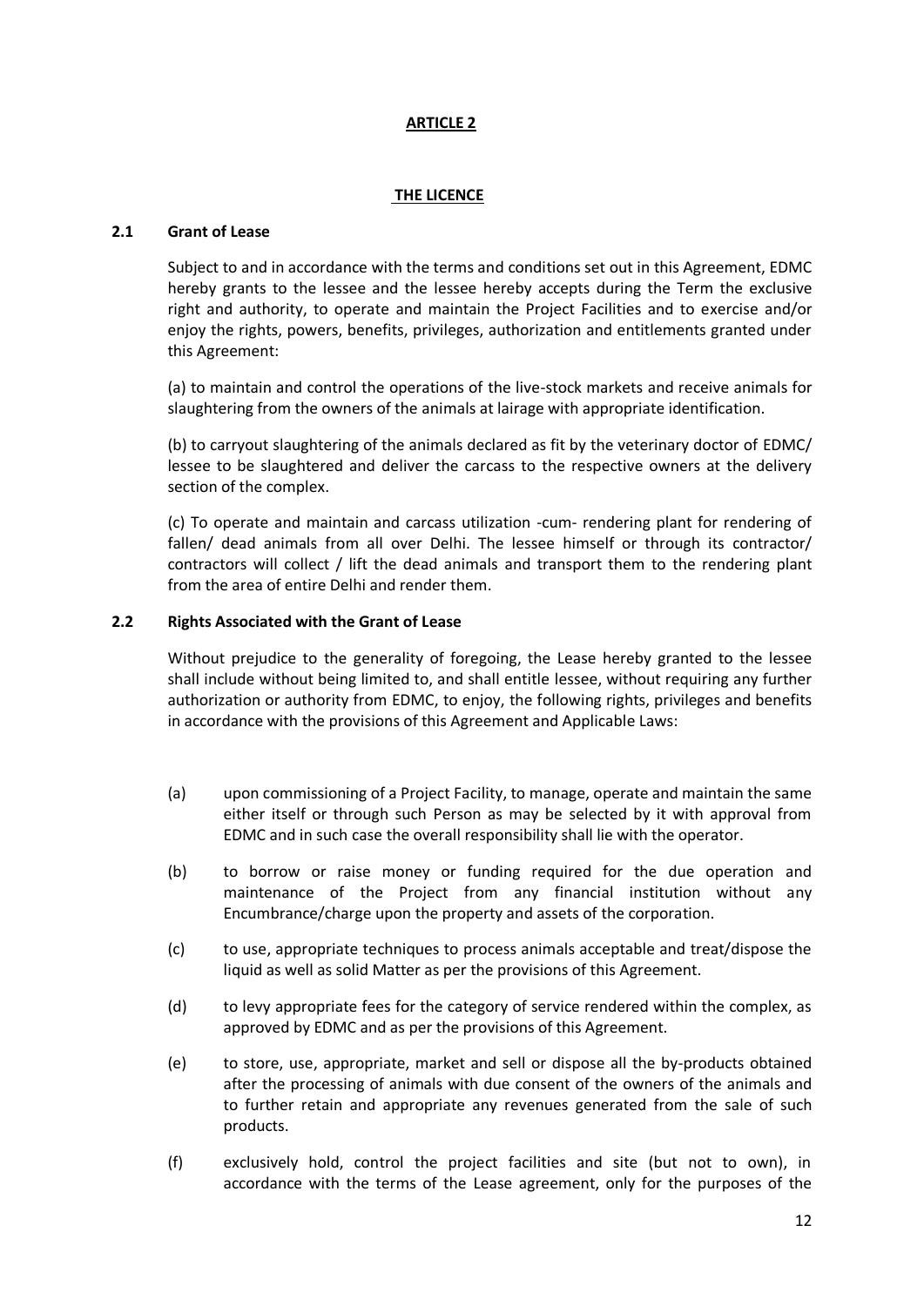# ARTICLE 2

## THE LICENCE

### 2.1 Grant of Lease

Subject to and in accordance with the terms and conditions set out in this Agreement, EDMC hereby grants to the lessee and the lessee hereby accepts during the Term the exclusive right and authority, to operate and maintain the Project Facilities and to exercise and/or enjoy the rights, powers, benefits, privileges, authorization and entitlements granted under this Agreement:

(a) to maintain and control the operations of the live-stock markets and receive animals for slaughtering from the owners of the animals at lairage with appropriate identification.

(b) to carryout slaughtering of the animals declared as fit by the veterinary doctor of EDMC/ lessee to be slaughtered and deliver the carcass to the respective owners at the delivery section of the complex.

(c) To operate and maintain and carcass utilization -cum- rendering plant for rendering of fallen/ dead animals from all over Delhi. The lessee himself or through its contractor/ contractors will collect / lift the dead animals and transport them to the rendering plant from the area of entire Delhi and render them.

### 2.2 Rights Associated with the Grant of Lease

Without prejudice to the generality of foregoing, the Lease hereby granted to the lessee shall include without being limited to, and shall entitle lessee, without requiring any further authorization or authority from EDMC, to enjoy, the following rights, privileges and benefits in accordance with the provisions of this Agreement and Applicable Laws:

(a) upon commissioning of a Project Facility, to manage, operate and maintain the same either itself or through such Person as may be selected by it with approval from EDMC and in such case the overall responsibility shall lie with the operator.

(b) to borrow or raise money or funding required for the due operation and maintenance of the Project from any financial institution without any Encumbrance/charge upon the property and assets of the corporation.

(c) to use, appropriate techniques to process animals acceptable and treat/dispose the liquid as well as solid Matter as per the provisions of this Agreement.

(d) to levy appropriate fees for the category of service rendered within the complex, as approved by EDMC and as per the provisions of this Agreement.

(e) to store, use, appropriate, market and sell or dispose all the by-products obtained after the processing of animals with due consent of the owners of the animals and to further retain and appropriate any revenues generated from the sale of such products.

(f) exclusively hold, control the project facilities and site (but not to own), in accordance with the terms of the Lease agreement, only for the purposes of the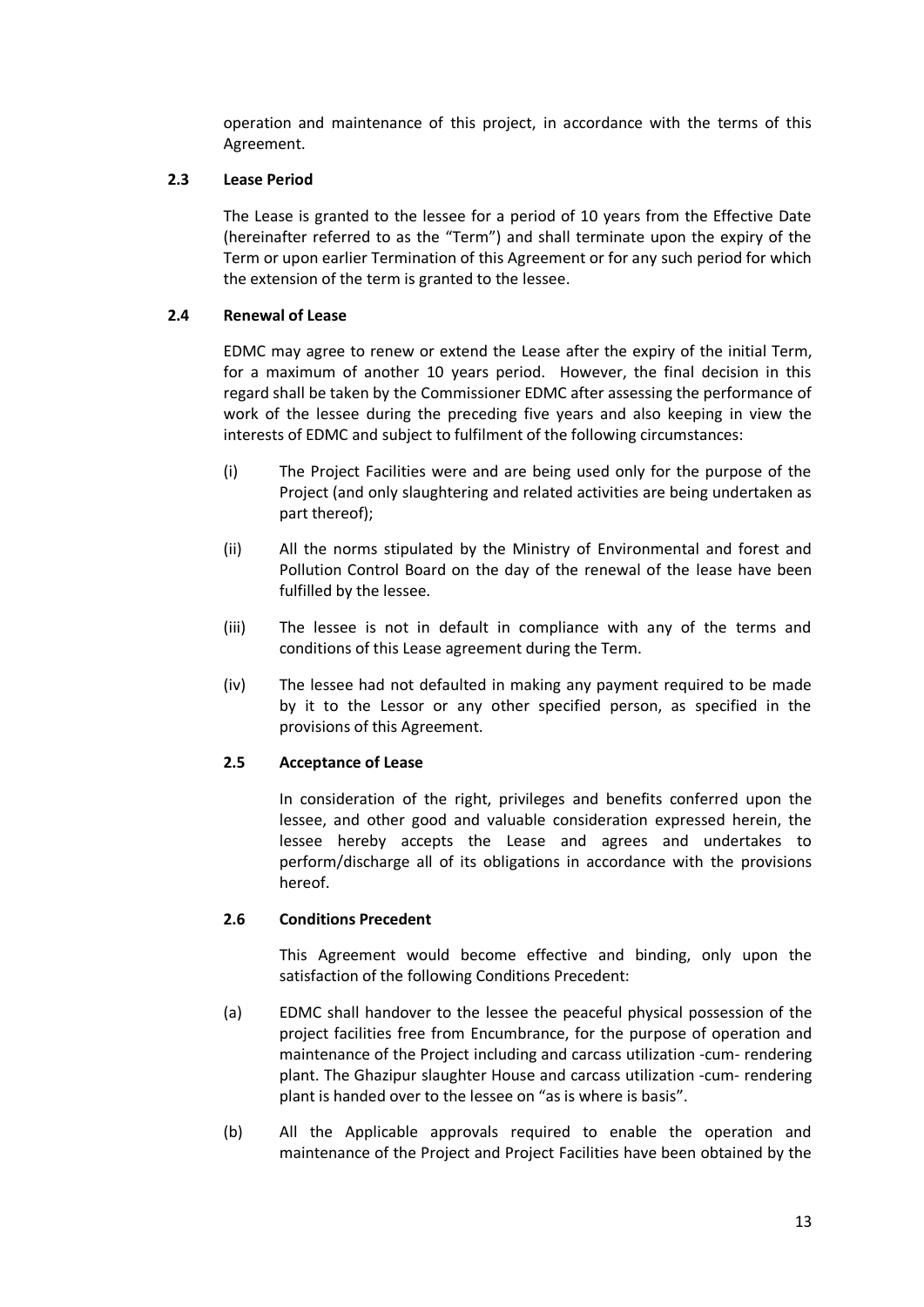operation and maintenance of this project, in accordance with the terms of this Agreement.

### 2.3 Lease Period

The Lease is granted to the lessee for a period of 10 years from the Effective Date (hereinafter referred to as the "Term") and shall terminate upon the expiry of the Term or upon earlier Termination of this Agreement or for any such period for which the extension of the term is granted to the lessee.

### 2.4 Renewal of Lease

EDMC may agree to renew or extend the Lease after the expiry of the initial Term, for a maximum of another 10 years period. However, the final decision in this regard shall be taken by the Commissioner EDMC after assessing the performance of work of the lessee during the preceding five years and also keeping in view the interests of EDMC and subject to fulfilment of the following circumstances:

(i) The Project Facilities were and are being used only for the purpose of the Project (and only slaughtering and related activities are being undertaken as part thereof);

(ii) All the norms stipulated by the Ministry of Environmental and forest and Pollution Control Board on the day of the renewal of the lease have been fulfilled by the lessee.

(iii) The lessee is not in default in compliance with any of the terms and conditions of this Lease agreement during the Term.

(iv) The lessee had not defaulted in making any payment required to be made by it to the Lessor or any other specified person, as specified in the provisions of this Agreement.

### 2.5 Acceptance of Lease

In consideration of the right, privileges and benefits conferred upon the lessee, and other good and valuable consideration expressed herein, the lessee hereby accepts the Lease and agrees and undertakes to perform/discharge all of its obligations in accordance with the provisions hereof.

### 2.6 Conditions Precedent

This Agreement would become effective and binding, only upon the satisfaction of the following Conditions Precedent:

(a) EDMC shall handover to the lessee the peaceful physical possession of the project facilities free from Encumbrance, for the purpose of operation and maintenance of the Project including and carcass utilization -cum- rendering plant. The Ghazipur slaughter House and carcass utilization -cum- rendering plant is handed over to the lessee on "as is where is basis".

(b) All the Applicable approvals required to enable the operation and maintenance of the Project and Project Facilities have been obtained by the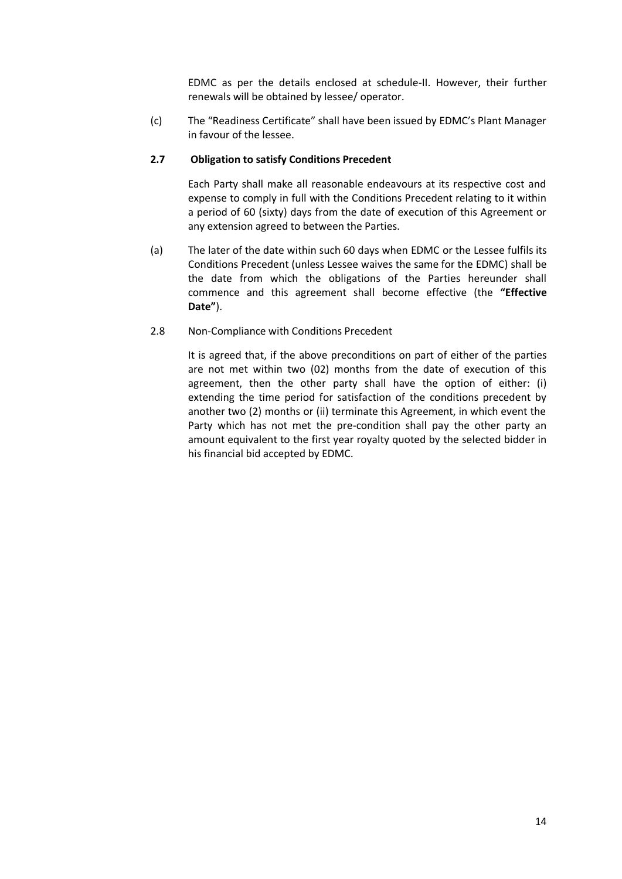EDMC as per the details enclosed at schedule-II. However, their further renewals will be obtained by lessee/ operator.

(c) The "Readiness Certificate" shall have been issued by EDMC's Plant Manager in favour of the lessee.

**2.7 Obligation to satisfy Conditions Precedent**

Each Party shall make all reasonable endeavours at its respective cost and expense to comply in full with the Conditions Precedent relating to it within a period of 60 (sixty) days from the date of execution of this Agreement or any extension agreed to between the Parties.

(a) The later of the date within such 60 days when EDMC or the Lessee fulfils its Conditions Precedent (unless Lessee waives the same for the EDMC) shall be the date from which the obligations of the Parties hereunder shall commence and this agreement shall become effective (the **"Effective Date"**).

2.8 Non-Compliance with Conditions Precedent

It is agreed that, if the above preconditions on part of either of the parties are not met within two (02) months from the date of execution of this agreement, then the other party shall have the option of either: (i) extending the time period for satisfaction of the conditions precedent by another two (2) months or (ii) terminate this Agreement, in which event the Party which has not met the pre-condition shall pay the other party an amount equivalent to the first year royalty quoted by the selected bidder in his financial bid accepted by EDMC.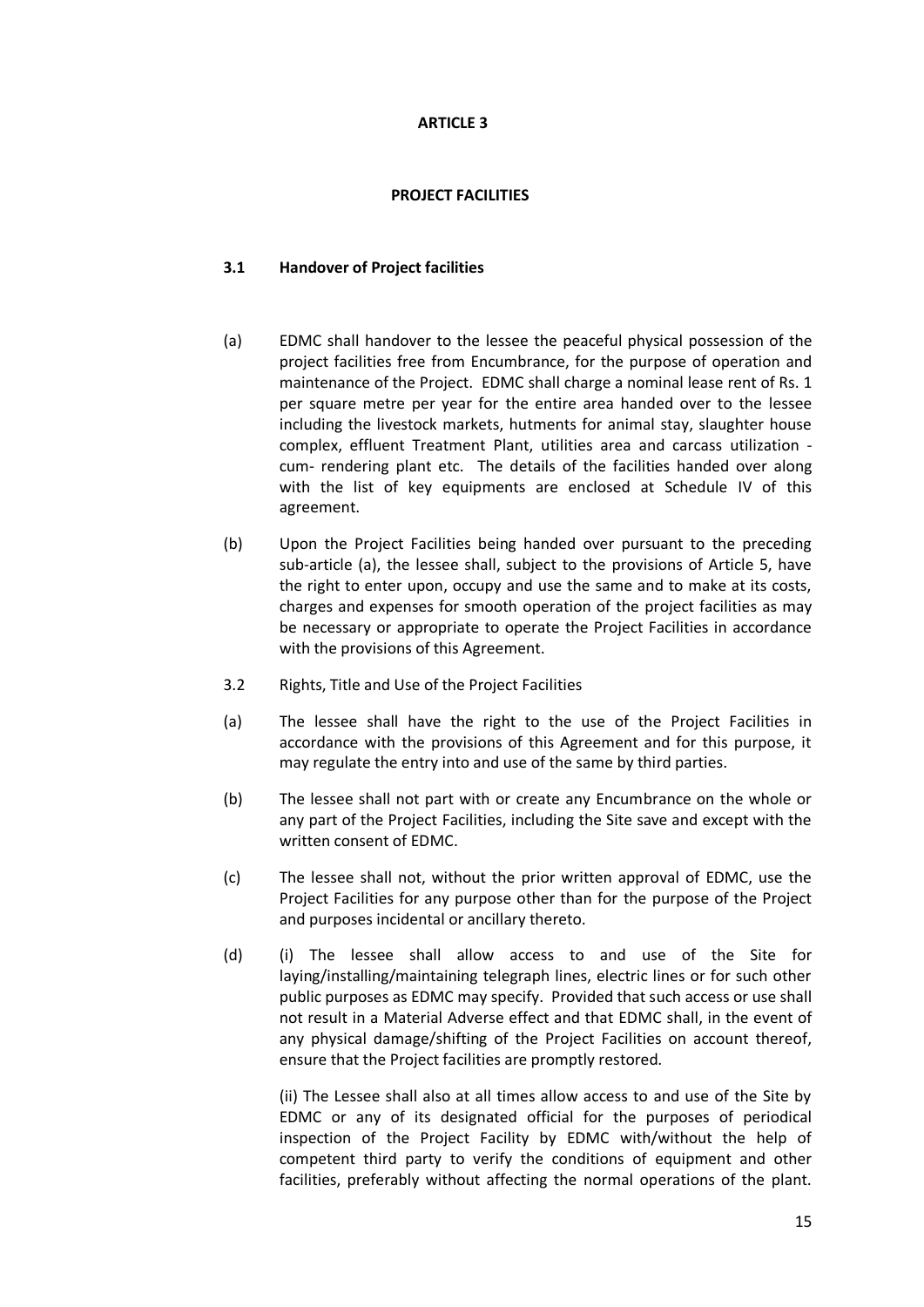# ARTICLE 3

## PROJECT FACILITIES

### 3.1 Handover of Project facilities

(a) EDMC shall handover to the lessee the peaceful physical possession of the project facilities free from Encumbrance, for the purpose of operation and maintenance of the Project. EDMC shall charge a nominal lease rent of Rs. 1 per square metre per year for the entire area handed over to the lessee including the livestock markets, hutments for animal stay, slaughter house complex, effluent Treatment Plant, utilities area and carcass utilization - cum- rendering plant etc. The details of the facilities handed over along with the list of key equipments are enclosed at Schedule IV of this agreement.

(b) Upon the Project Facilities being handed over pursuant to the preceding sub-article (a), the lessee shall, subject to the provisions of Article 5, have the right to enter upon, occupy and use the same and to make at its costs, charges and expenses for smooth operation of the project facilities as may be necessary or appropriate to operate the Project Facilities in accordance with the provisions of this Agreement.

3.2 Rights, Title and Use of the Project Facilities

(a) The lessee shall have the right to the use of the Project Facilities in accordance with the provisions of this Agreement and for this purpose, it may regulate the entry into and use of the same by third parties.

(b) The lessee shall not part with or create any Encumbrance on the whole or any part of the Project Facilities, including the Site save and except with the written consent of EDMC.

(c) The lessee shall not, without the prior written approval of EDMC, use the Project Facilities for any purpose other than for the purpose of the Project and purposes incidental or ancillary thereto.

(d) (i) The lessee shall allow access to and use of the Site for laying/installing/maintaining telegraph lines, electric lines or for such other public purposes as EDMC may specify. Provided that such access or use shall not result in a Material Adverse effect and that EDMC shall, in the event of any physical damage/shifting of the Project Facilities on account thereof, ensure that the Project facilities are promptly restored.

(ii) The Lessee shall also at all times allow access to and use of the Site by EDMC or any of its designated official for the purposes of periodical inspection of the Project Facility by EDMC with/without the help of competent third party to verify the conditions of equipment and other facilities, preferably without affecting the normal operations of the plant.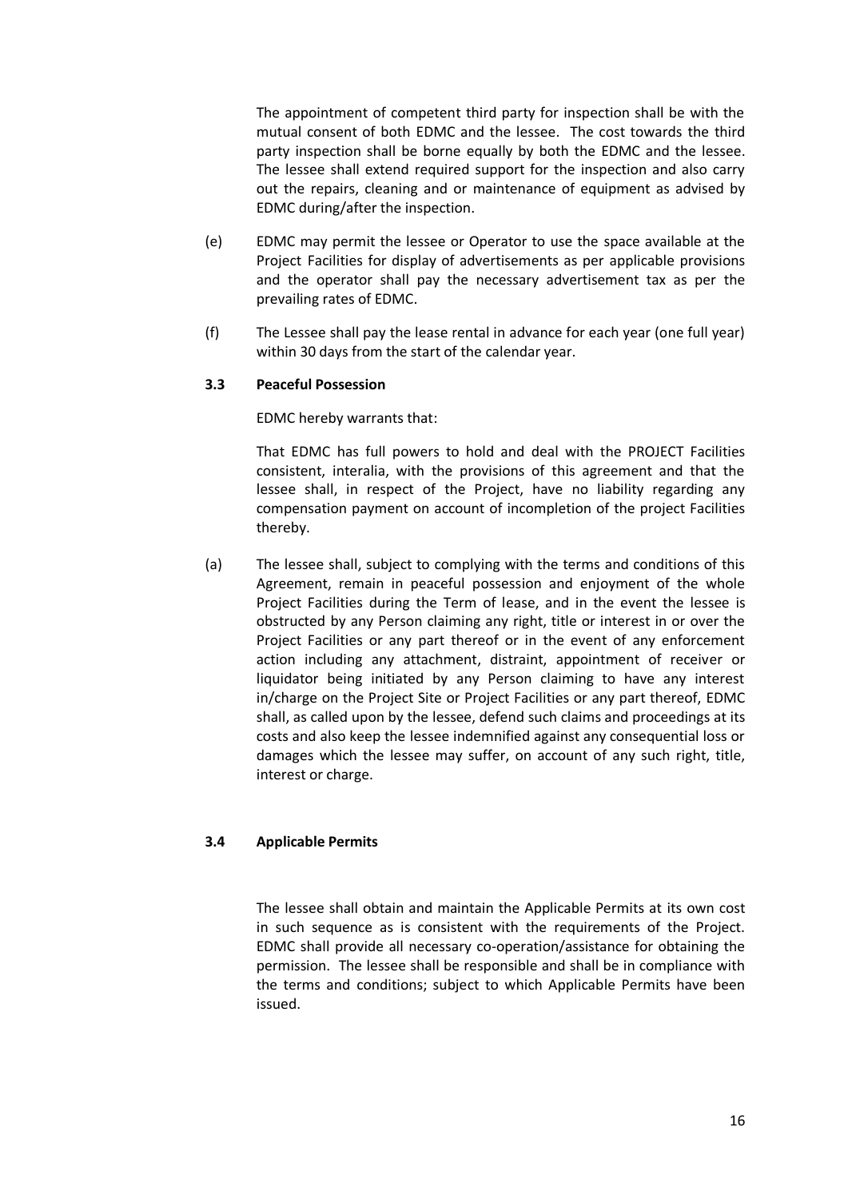The appointment of competent third party for inspection shall be with the mutual consent of both EDMC and the lessee. The cost towards the third party inspection shall be borne equally by both the EDMC and the lessee. The lessee shall extend required support for the inspection and also carry out the repairs, cleaning and or maintenance of equipment as advised by EDMC during/after the inspection.

(e) EDMC may permit the lessee or Operator to use the space available at the Project Facilities for display of advertisements as per applicable provisions and the operator shall pay the necessary advertisement tax as per the prevailing rates of EDMC.

(f) The Lessee shall pay the lease rental in advance for each year (one full year) within 30 days from the start of the calendar year.

**3.3 Peaceful Possession**

EDMC hereby warrants that:

That EDMC has full powers to hold and deal with the PROJECT Facilities consistent, interalia, with the provisions of this agreement and that the lessee shall, in respect of the Project, have no liability regarding any compensation payment on account of incompletion of the project Facilities thereby.

(a) The lessee shall, subject to complying with the terms and conditions of this Agreement, remain in peaceful possession and enjoyment of the whole Project Facilities during the Term of lease, and in the event the lessee is obstructed by any Person claiming any right, title or interest in or over the Project Facilities or any part thereof or in the event of any enforcement action including any attachment, distraint, appointment of receiver or liquidator being initiated by any Person claiming to have any interest in/charge on the Project Site or Project Facilities or any part thereof, EDMC shall, as called upon by the lessee, defend such claims and proceedings at its costs and also keep the lessee indemnified against any consequential loss or damages which the lessee may suffer, on account of any such right, title, interest or charge.

**3.4 Applicable Permits**

The lessee shall obtain and maintain the Applicable Permits at its own cost in such sequence as is consistent with the requirements of the Project. EDMC shall provide all necessary co-operation/assistance for obtaining the permission. The lessee shall be responsible and shall be in compliance with the terms and conditions; subject to which Applicable Permits have been issued.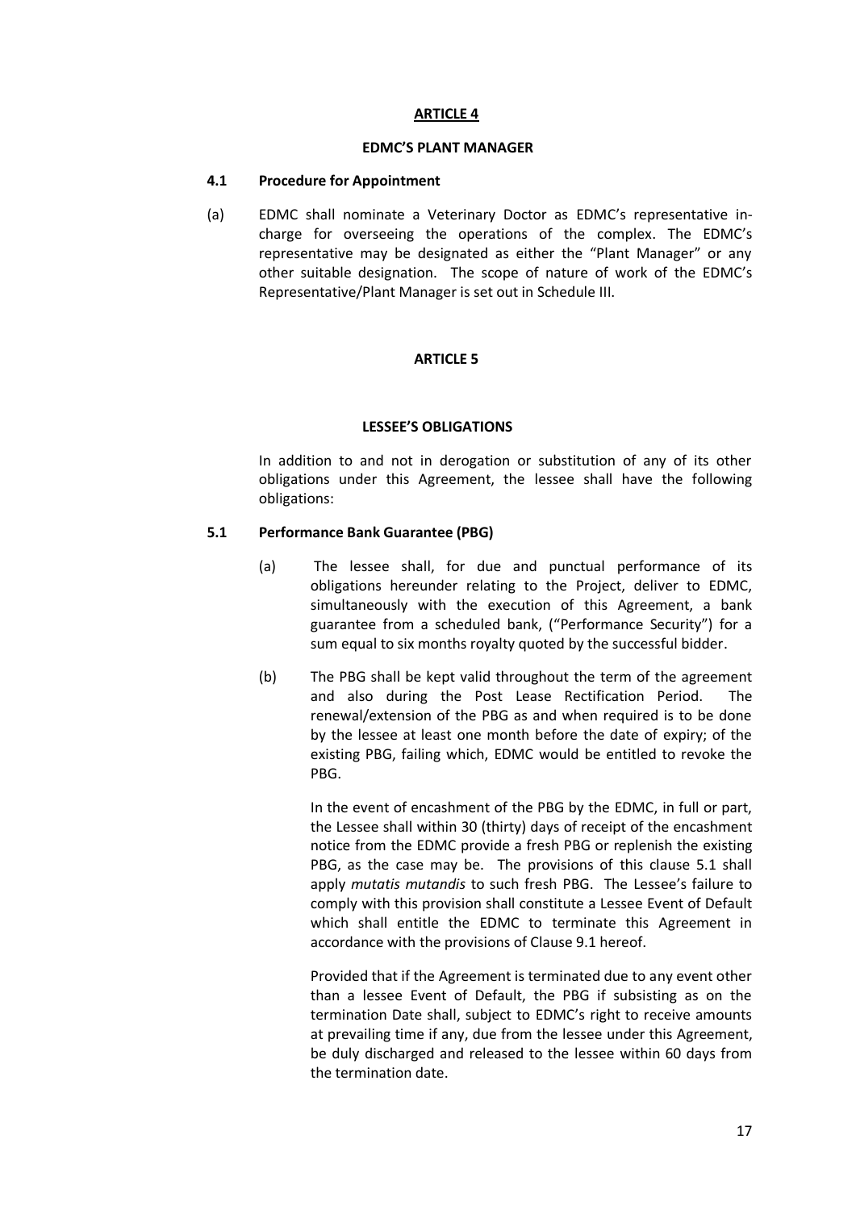## ARTICLE 4

### EDMC'S PLANT MANAGER

**4.1 Procedure for Appointment**

(a) EDMC shall nominate a Veterinary Doctor as EDMC's representative in-charge for overseeing the operations of the complex. The EDMC's representative may be designated as either the "Plant Manager" or any other suitable designation. The scope of nature of work of the EDMC's Representative/Plant Manager is set out in Schedule III.

## ARTICLE 5

### LESSEE'S OBLIGATIONS

In addition to and not in derogation or substitution of any of its other obligations under this Agreement, the lessee shall have the following obligations:

**5.1 Performance Bank Guarantee (PBG)**

(a) The lessee shall, for due and punctual performance of its obligations hereunder relating to the Project, deliver to EDMC, simultaneously with the execution of this Agreement, a bank guarantee from a scheduled bank, ("Performance Security") for a sum equal to six months royalty quoted by the successful bidder.

(b) The PBG shall be kept valid throughout the term of the agreement and also during the Post Lease Rectification Period. The renewal/extension of the PBG as and when required is to be done by the lessee at least one month before the date of expiry; of the existing PBG, failing which, EDMC would be entitled to revoke the PBG.

In the event of encashment of the PBG by the EDMC, in full or part, the Lessee shall within 30 (thirty) days of receipt of the encashment notice from the EDMC provide a fresh PBG or replenish the existing PBG, as the case may be. The provisions of this clause 5.1 shall apply *mutatis mutandis* to such fresh PBG. The Lessee's failure to comply with this provision shall constitute a Lessee Event of Default which shall entitle the EDMC to terminate this Agreement in accordance with the provisions of Clause 9.1 hereof.

Provided that if the Agreement is terminated due to any event other than a lessee Event of Default, the PBG if subsisting as on the termination Date shall, subject to EDMC's right to receive amounts at prevailing time if any, due from the lessee under this Agreement, be duly discharged and released to the lessee within 60 days from the termination date.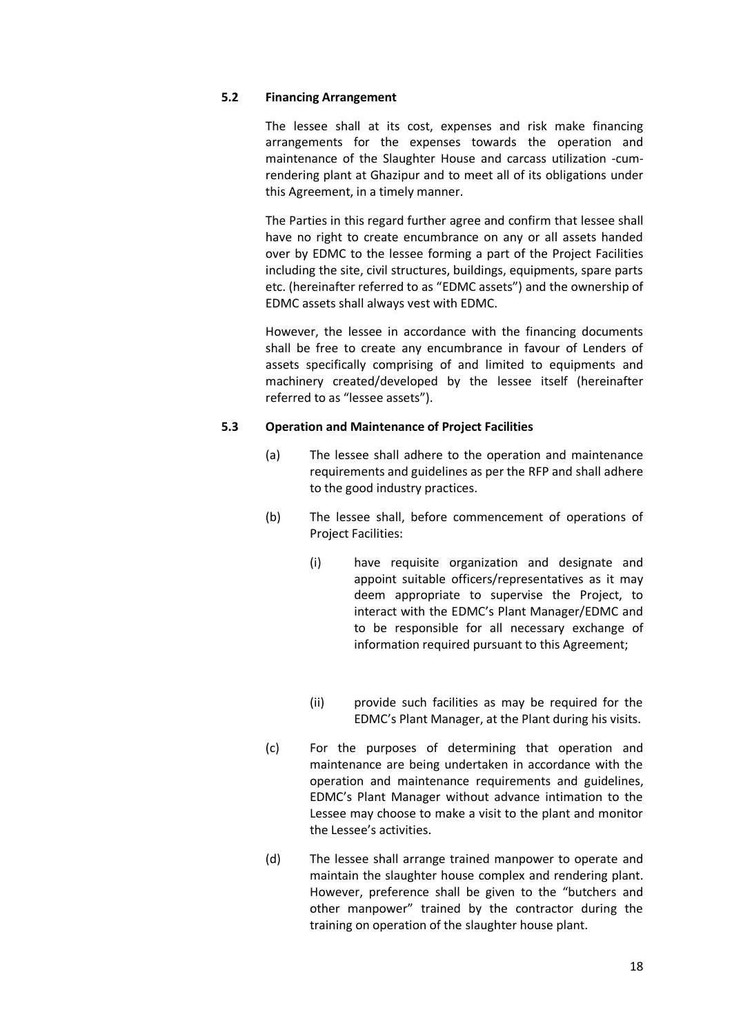### 5.2 Financing Arrangement

The lessee shall at its cost, expenses and risk make financing arrangements for the expenses towards the operation and maintenance of the Slaughter House and carcass utilization -cum-rendering plant at Ghazipur and to meet all of its obligations under this Agreement, in a timely manner.

The Parties in this regard further agree and confirm that lessee shall have no right to create encumbrance on any or all assets handed over by EDMC to the lessee forming a part of the Project Facilities including the site, civil structures, buildings, equipments, spare parts etc. (hereinafter referred to as "EDMC assets") and the ownership of EDMC assets shall always vest with EDMC.

However, the lessee in accordance with the financing documents shall be free to create any encumbrance in favour of Lenders of assets specifically comprising of and limited to equipments and machinery created/developed by the lessee itself (hereinafter referred to as "lessee assets").

### 5.3 Operation and Maintenance of Project Facilities

(a) The lessee shall adhere to the operation and maintenance requirements and guidelines as per the RFP and shall adhere to the good industry practices.

(b) The lessee shall, before commencement of operations of Project Facilities:

  (i) have requisite organization and designate and appoint suitable officers/representatives as it may deem appropriate to supervise the Project, to interact with the EDMC's Plant Manager/EDMC and to be responsible for all necessary exchange of information required pursuant to this Agreement;

  (ii) provide such facilities as may be required for the EDMC's Plant Manager, at the Plant during his visits.

(c) For the purposes of determining that operation and maintenance are being undertaken in accordance with the operation and maintenance requirements and guidelines, EDMC's Plant Manager without advance intimation to the Lessee may choose to make a visit to the plant and monitor the Lessee's activities.

(d) The lessee shall arrange trained manpower to operate and maintain the slaughter house complex and rendering plant. However, preference shall be given to the "butchers and other manpower" trained by the contractor during the training on operation of the slaughter house plant.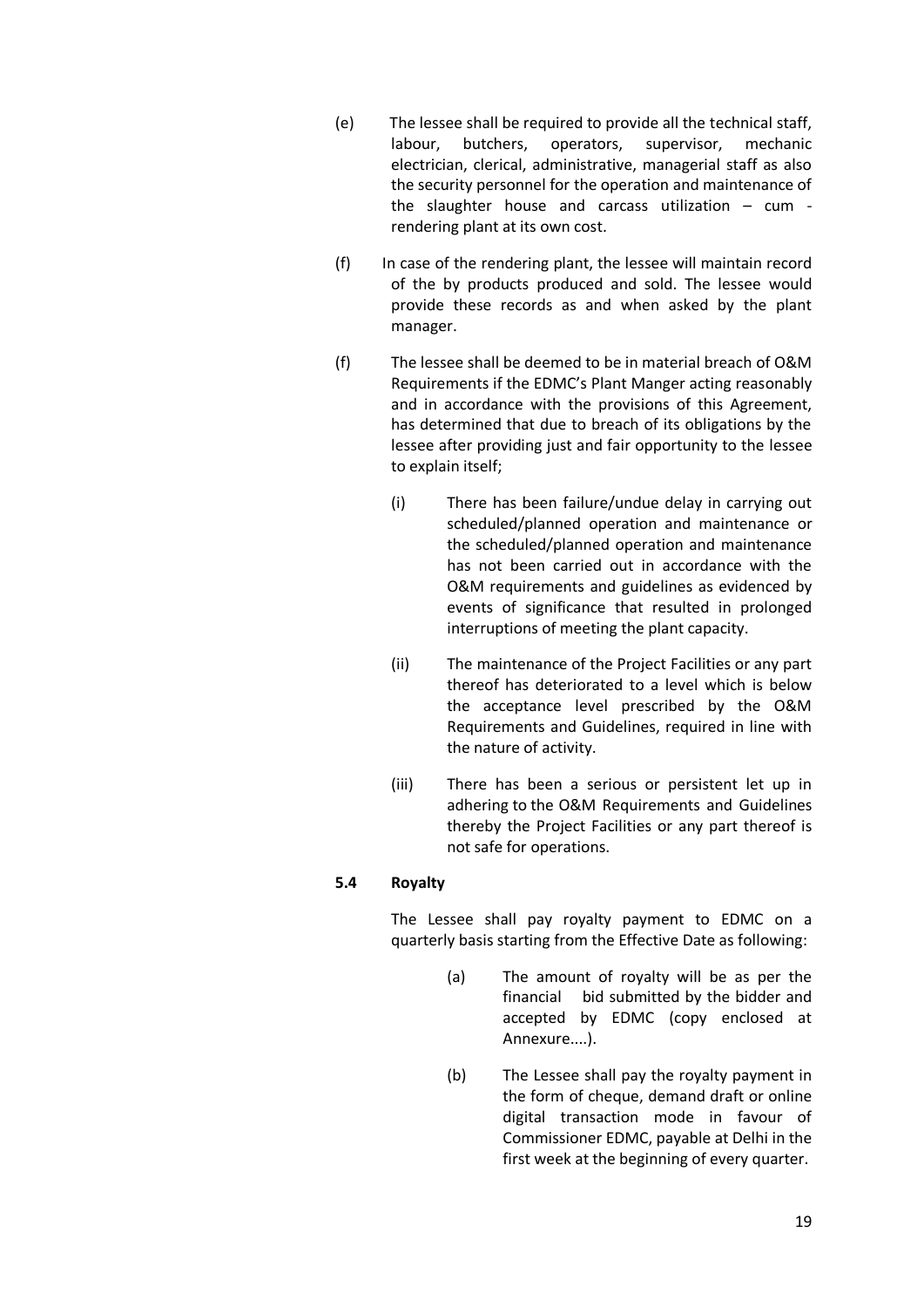(e) The lessee shall be required to provide all the technical staff, labour, butchers, operators, supervisor, mechanic electrician, clerical, administrative, managerial staff as also the security personnel for the operation and maintenance of the slaughter house and carcass utilization – cum - rendering plant at its own cost.

(f) In case of the rendering plant, the lessee will maintain record of the by products produced and sold. The lessee would provide these records as and when asked by the plant manager.

(f) The lessee shall be deemed to be in material breach of O&M Requirements if the EDMC's Plant Manger acting reasonably and in accordance with the provisions of this Agreement, has determined that due to breach of its obligations by the lessee after providing just and fair opportunity to the lessee to explain itself;

(i) There has been failure/undue delay in carrying out scheduled/planned operation and maintenance or the scheduled/planned operation and maintenance has not been carried out in accordance with the O&M requirements and guidelines as evidenced by events of significance that resulted in prolonged interruptions of meeting the plant capacity.

(ii) The maintenance of the Project Facilities or any part thereof has deteriorated to a level which is below the acceptance level prescribed by the O&M Requirements and Guidelines, required in line with the nature of activity.

(iii) There has been a serious or persistent let up in adhering to the O&M Requirements and Guidelines thereby the Project Facilities or any part thereof is not safe for operations.

**5.4 Royalty**

The Lessee shall pay royalty payment to EDMC on a quarterly basis starting from the Effective Date as following:

(a) The amount of royalty will be as per the financial bid submitted by the bidder and accepted by EDMC (copy enclosed at Annexure....).

(b) The Lessee shall pay the royalty payment in the form of cheque, demand draft or online digital transaction mode in favour of Commissioner EDMC, payable at Delhi in the first week at the beginning of every quarter.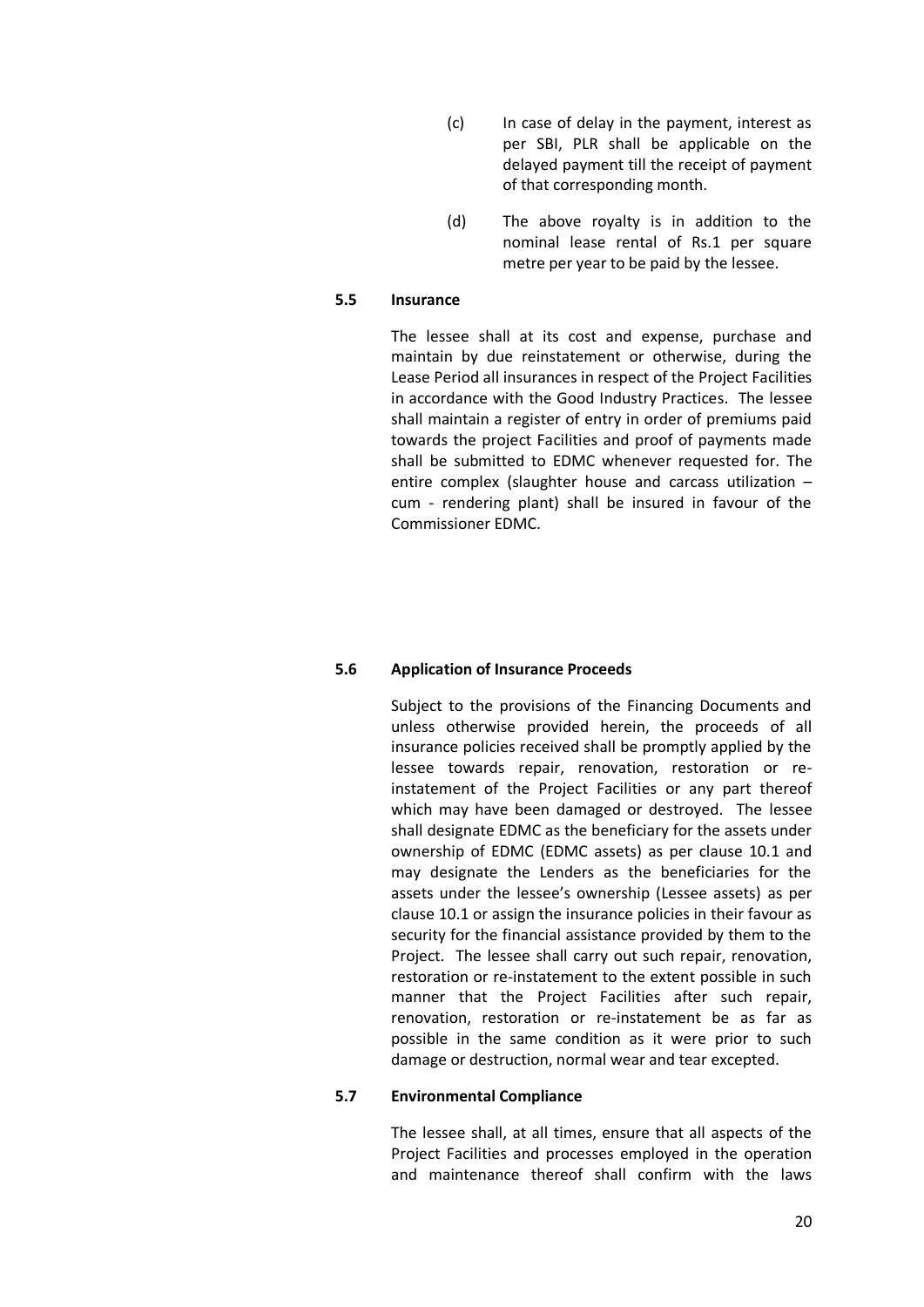(c) In case of delay in the payment, interest as per SBI, PLR shall be applicable on the delayed payment till the receipt of payment of that corresponding month.

(d) The above royalty is in addition to the nominal lease rental of Rs.1 per square metre per year to be paid by the lessee.

**5.5 Insurance**

The lessee shall at its cost and expense, purchase and maintain by due reinstatement or otherwise, during the Lease Period all insurances in respect of the Project Facilities in accordance with the Good Industry Practices. The lessee shall maintain a register of entry in order of premiums paid towards the project Facilities and proof of payments made shall be submitted to EDMC whenever requested for. The entire complex (slaughter house and carcass utilization – cum - rendering plant) shall be insured in favour of the Commissioner EDMC.

**5.6 Application of Insurance Proceeds**

Subject to the provisions of the Financing Documents and unless otherwise provided herein, the proceeds of all insurance policies received shall be promptly applied by the lessee towards repair, renovation, restoration or re-instatement of the Project Facilities or any part thereof which may have been damaged or destroyed. The lessee shall designate EDMC as the beneficiary for the assets under ownership of EDMC (EDMC assets) as per clause 10.1 and may designate the Lenders as the beneficiaries for the assets under the lessee's ownership (Lessee assets) as per clause 10.1 or assign the insurance policies in their favour as security for the financial assistance provided by them to the Project. The lessee shall carry out such repair, renovation, restoration or re-instatement to the extent possible in such manner that the Project Facilities after such repair, renovation, restoration or re-instatement be as far as possible in the same condition as it were prior to such damage or destruction, normal wear and tear excepted.

**5.7 Environmental Compliance**

The lessee shall, at all times, ensure that all aspects of the Project Facilities and processes employed in the operation and maintenance thereof shall confirm with the laws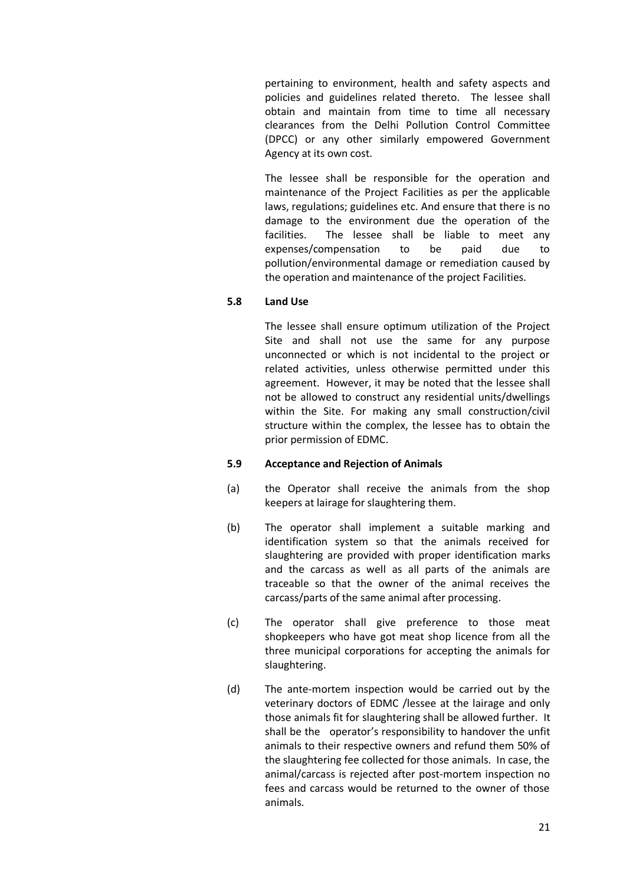pertaining to environment, health and safety aspects and policies and guidelines related thereto. The lessee shall obtain and maintain from time to time all necessary clearances from the Delhi Pollution Control Committee (DPCC) or any other similarly empowered Government Agency at its own cost.

The lessee shall be responsible for the operation and maintenance of the Project Facilities as per the applicable laws, regulations; guidelines etc. And ensure that there is no damage to the environment due the operation of the facilities. The lessee shall be liable to meet any expenses/compensation to be paid due to pollution/environmental damage or remediation caused by the operation and maintenance of the project Facilities.

**5.8 Land Use**

The lessee shall ensure optimum utilization of the Project Site and shall not use the same for any purpose unconnected or which is not incidental to the project or related activities, unless otherwise permitted under this agreement. However, it may be noted that the lessee shall not be allowed to construct any residential units/dwellings within the Site. For making any small construction/civil structure within the complex, the lessee has to obtain the prior permission of EDMC.

**5.9 Acceptance and Rejection of Animals**

(a) the Operator shall receive the animals from the shop keepers at lairage for slaughtering them.

(b) The operator shall implement a suitable marking and identification system so that the animals received for slaughtering are provided with proper identification marks and the carcass as well as all parts of the animals are traceable so that the owner of the animal receives the carcass/parts of the same animal after processing.

(c) The operator shall give preference to those meat shopkeepers who have got meat shop licence from all the three municipal corporations for accepting the animals for slaughtering.

(d) The ante-mortem inspection would be carried out by the veterinary doctors of EDMC /lessee at the lairage and only those animals fit for slaughtering shall be allowed further. It shall be the operator's responsibility to handover the unfit animals to their respective owners and refund them 50% of the slaughtering fee collected for those animals. In case, the animal/carcass is rejected after post-mortem inspection no fees and carcass would be returned to the owner of those animals.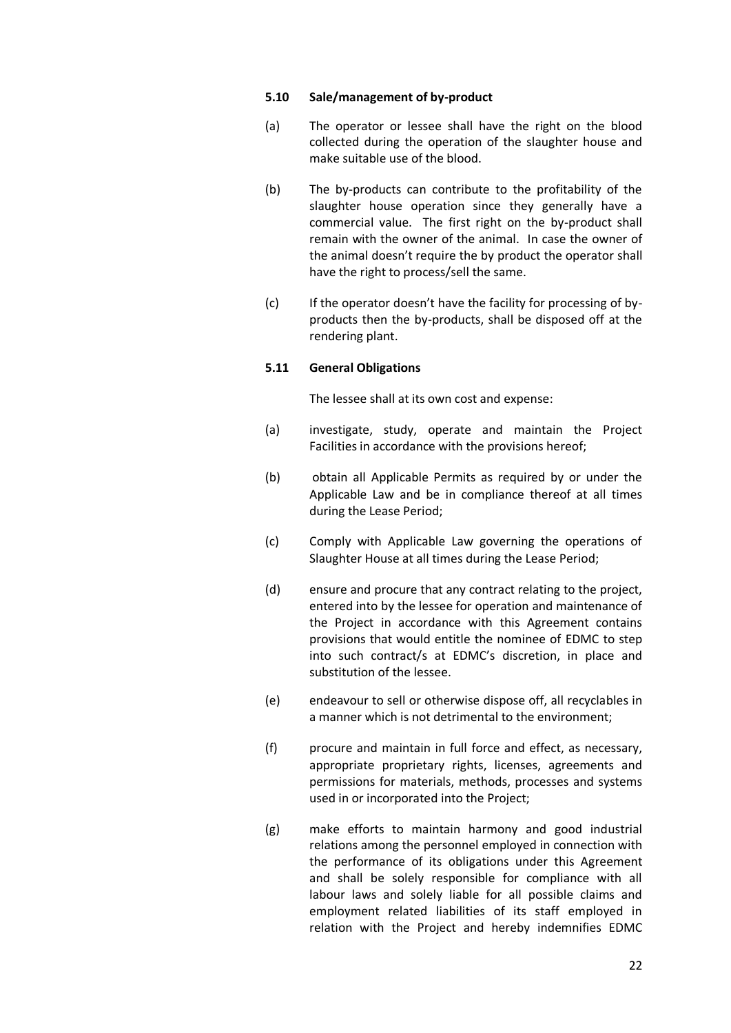#### 5.10 Sale/management of by-product

(a) The operator or lessee shall have the right on the blood collected during the operation of the slaughter house and make suitable use of the blood.

(b) The by-products can contribute to the profitability of the slaughter house operation since they generally have a commercial value. The first right on the by-product shall remain with the owner of the animal. In case the owner of the animal doesn't require the by product the operator shall have the right to process/sell the same.

(c) If the operator doesn't have the facility for processing of by-products then the by-products, shall be disposed off at the rendering plant.

#### 5.11 General Obligations

The lessee shall at its own cost and expense:

(a) investigate, study, operate and maintain the Project Facilities in accordance with the provisions hereof;

(b) obtain all Applicable Permits as required by or under the Applicable Law and be in compliance thereof at all times during the Lease Period;

(c) Comply with Applicable Law governing the operations of Slaughter House at all times during the Lease Period;

(d) ensure and procure that any contract relating to the project, entered into by the lessee for operation and maintenance of the Project in accordance with this Agreement contains provisions that would entitle the nominee of EDMC to step into such contract/s at EDMC's discretion, in place and substitution of the lessee.

(e) endeavour to sell or otherwise dispose off, all recyclables in a manner which is not detrimental to the environment;

(f) procure and maintain in full force and effect, as necessary, appropriate proprietary rights, licenses, agreements and permissions for materials, methods, processes and systems used in or incorporated into the Project;

(g) make efforts to maintain harmony and good industrial relations among the personnel employed in connection with the performance of its obligations under this Agreement and shall be solely responsible for compliance with all labour laws and solely liable for all possible claims and employment related liabilities of its staff employed in relation with the Project and hereby indemnifies EDMC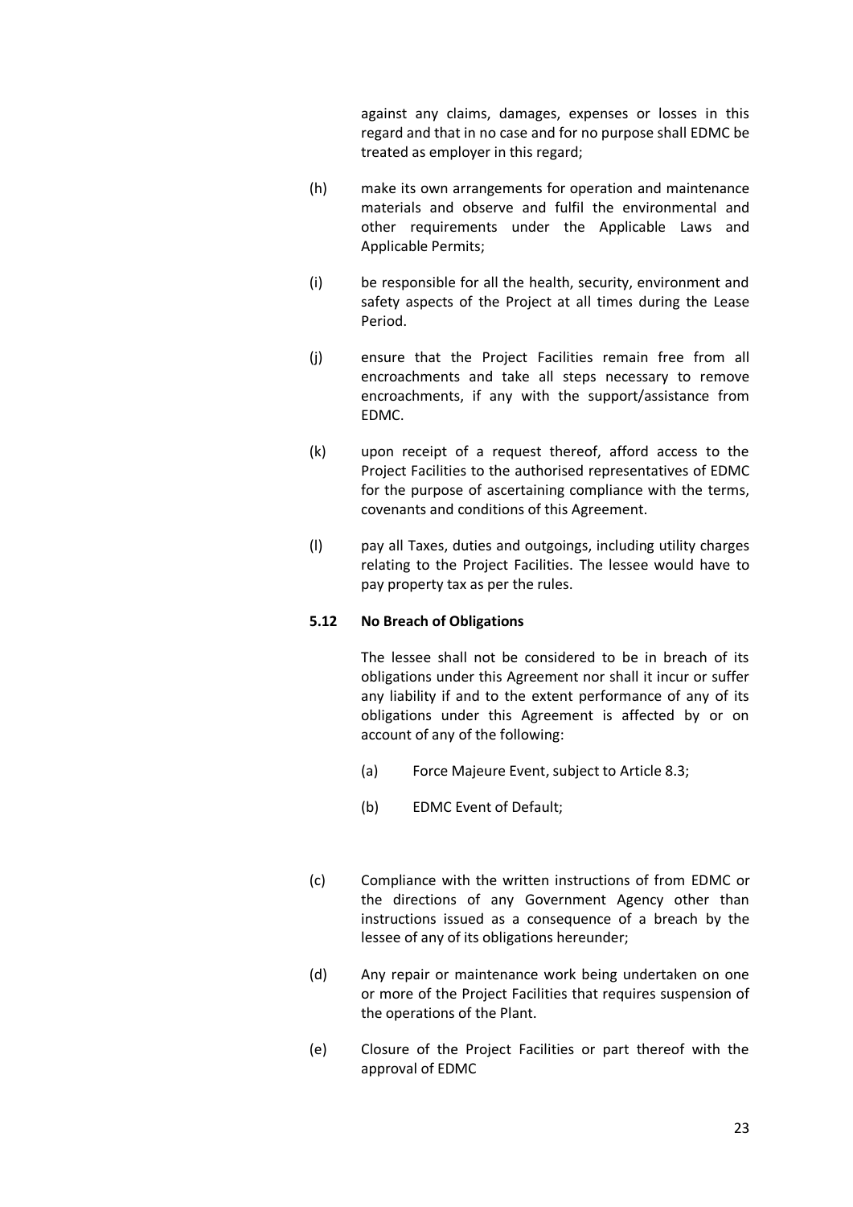against any claims, damages, expenses or losses in this regard and that in no case and for no purpose shall EDMC be treated as employer in this regard;

(h) make its own arrangements for operation and maintenance materials and observe and fulfil the environmental and other requirements under the Applicable Laws and Applicable Permits;

(i) be responsible for all the health, security, environment and safety aspects of the Project at all times during the Lease Period.

(j) ensure that the Project Facilities remain free from all encroachments and take all steps necessary to remove encroachments, if any with the support/assistance from EDMC.

(k) upon receipt of a request thereof, afford access to the Project Facilities to the authorised representatives of EDMC for the purpose of ascertaining compliance with the terms, covenants and conditions of this Agreement.

(l) pay all Taxes, duties and outgoings, including utility charges relating to the Project Facilities. The lessee would have to pay property tax as per the rules.

**5.12 No Breach of Obligations**

The lessee shall not be considered to be in breach of its obligations under this Agreement nor shall it incur or suffer any liability if and to the extent performance of any of its obligations under this Agreement is affected by or on account of any of the following:

(a) Force Majeure Event, subject to Article 8.3;

(b) EDMC Event of Default;

(c) Compliance with the written instructions of from EDMC or the directions of any Government Agency other than instructions issued as a consequence of a breach by the lessee of any of its obligations hereunder;

(d) Any repair or maintenance work being undertaken on one or more of the Project Facilities that requires suspension of the operations of the Plant.

(e) Closure of the Project Facilities or part thereof with the approval of EDMC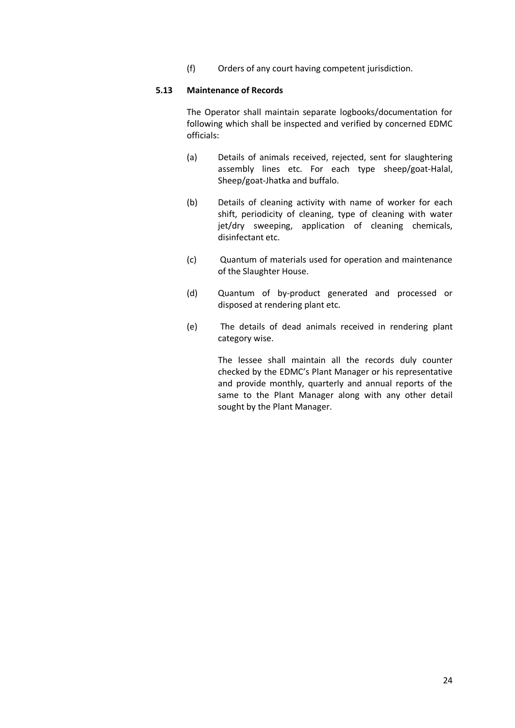(f) Orders of any court having competent jurisdiction.

**5.13 Maintenance of Records**

The Operator shall maintain separate logbooks/documentation for following which shall be inspected and verified by concerned EDMC officials:

(a) Details of animals received, rejected, sent for slaughtering assembly lines etc. For each type sheep/goat-Halal, Sheep/goat-Jhatka and buffalo.

(b) Details of cleaning activity with name of worker for each shift, periodicity of cleaning, type of cleaning with water jet/dry sweeping, application of cleaning chemicals, disinfectant etc.

(c) Quantum of materials used for operation and maintenance of the Slaughter House.

(d) Quantum of by-product generated and processed or disposed at rendering plant etc.

(e) The details of dead animals received in rendering plant category wise.

The lessee shall maintain all the records duly counter checked by the EDMC's Plant Manager or his representative and provide monthly, quarterly and annual reports of the same to the Plant Manager along with any other detail sought by the Plant Manager.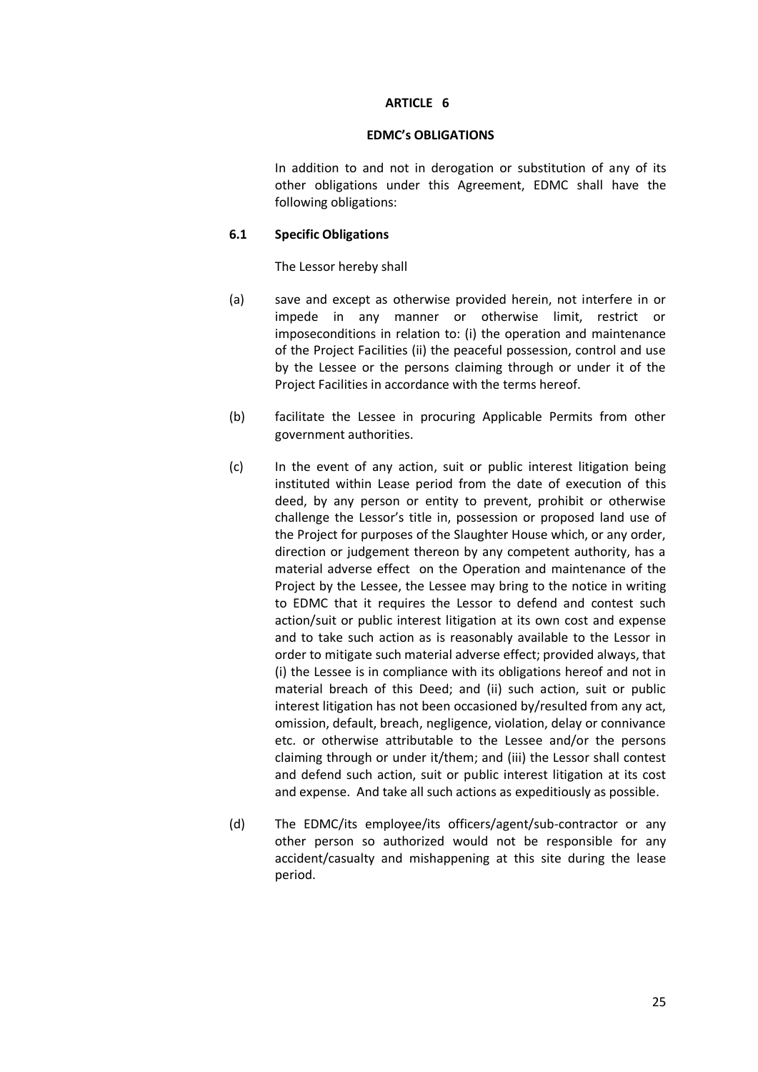## ARTICLE 6

### EDMC's OBLIGATIONS

In addition to and not in derogation or substitution of any of its other obligations under this Agreement, EDMC shall have the following obligations:

**6.1 Specific Obligations**

The Lessor hereby shall

(a) save and except as otherwise provided herein, not interfere in or impede in any manner or otherwise limit, restrict or imposeconditions in relation to: (i) the operation and maintenance of the Project Facilities (ii) the peaceful possession, control and use by the Lessee or the persons claiming through or under it of the Project Facilities in accordance with the terms hereof.

(b) facilitate the Lessee in procuring Applicable Permits from other government authorities.

(c) In the event of any action, suit or public interest litigation being instituted within Lease period from the date of execution of this deed, by any person or entity to prevent, prohibit or otherwise challenge the Lessor's title in, possession or proposed land use of the Project for purposes of the Slaughter House which, or any order, direction or judgement thereon by any competent authority, has a material adverse effect on the Operation and maintenance of the Project by the Lessee, the Lessee may bring to the notice in writing to EDMC that it requires the Lessor to defend and contest such action/suit or public interest litigation at its own cost and expense and to take such action as is reasonably available to the Lessor in order to mitigate such material adverse effect; provided always, that (i) the Lessee is in compliance with its obligations hereof and not in material breach of this Deed; and (ii) such action, suit or public interest litigation has not been occasioned by/resulted from any act, omission, default, breach, negligence, violation, delay or connivance etc. or otherwise attributable to the Lessee and/or the persons claiming through or under it/them; and (iii) the Lessor shall contest and defend such action, suit or public interest litigation at its cost and expense. And take all such actions as expeditiously as possible.

(d) The EDMC/its employee/its officers/agent/sub-contractor or any other person so authorized would not be responsible for any accident/casualty and mishappening at this site during the lease period.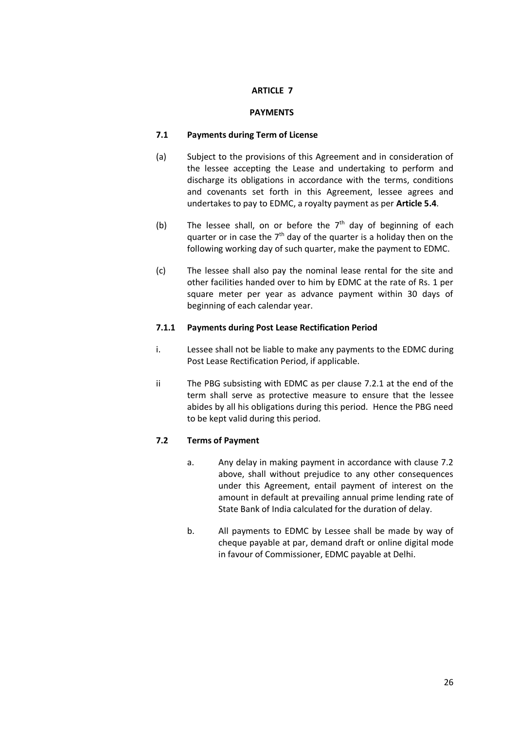## ARTICLE 7

## PAYMENTS

### 7.1 Payments during Term of License

(a) Subject to the provisions of this Agreement and in consideration of the lessee accepting the Lease and undertaking to perform and discharge its obligations in accordance with the terms, conditions and covenants set forth in this Agreement, lessee agrees and undertakes to pay to EDMC, a royalty payment as per **Article 5.4**.

(b) The lessee shall, on or before the $7^{th}$ day of beginning of each quarter or in case the $7^{th}$ day of the quarter is a holiday then on the following working day of such quarter, make the payment to EDMC.

(c) The lessee shall also pay the nominal lease rental for the site and other facilities handed over to him by EDMC at the rate of Rs. 1 per square meter per year as advance payment within 30 days of beginning of each calendar year.

#### 7.1.1 Payments during Post Lease Rectification Period

i. Lessee shall not be liable to make any payments to the EDMC during Post Lease Rectification Period, if applicable.

ii The PBG subsisting with EDMC as per clause 7.2.1 at the end of the term shall serve as protective measure to ensure that the lessee abides by all his obligations during this period. Hence the PBG need to be kept valid during this period.

### 7.2 Terms of Payment

a. Any delay in making payment in accordance with clause 7.2 above, shall without prejudice to any other consequences under this Agreement, entail payment of interest on the amount in default at prevailing annual prime lending rate of State Bank of India calculated for the duration of delay.

b. All payments to EDMC by Lessee shall be made by way of cheque payable at par, demand draft or online digital mode in favour of Commissioner, EDMC payable at Delhi.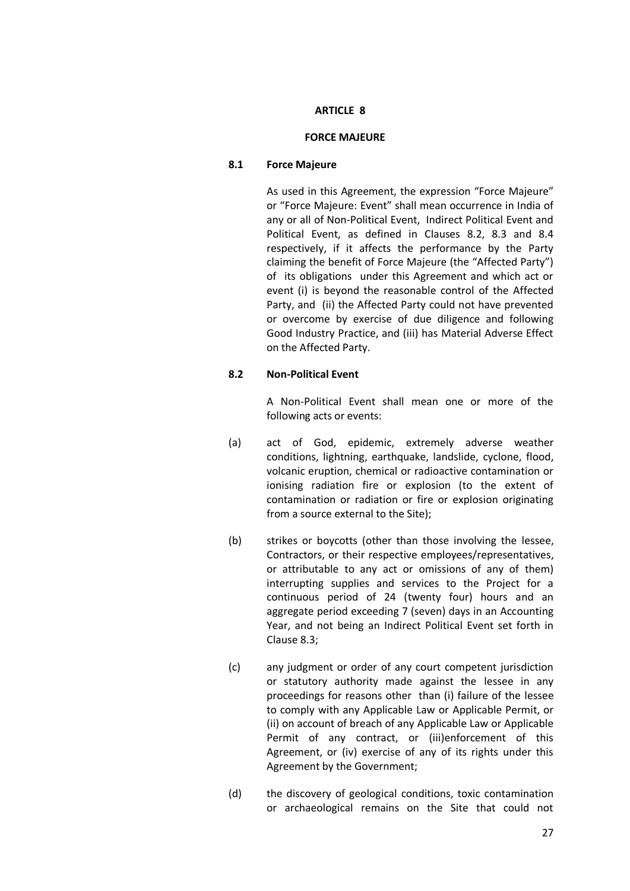# ARTICLE 8

## FORCE MAJEURE

### 8.1 Force Majeure

As used in this Agreement, the expression "Force Majeure" or "Force Majeure: Event" shall mean occurrence in India of any or all of Non-Political Event, Indirect Political Event and Political Event, as defined in Clauses 8.2, 8.3 and 8.4 respectively, if it affects the performance by the Party claiming the benefit of Force Majeure (the "Affected Party") of its obligations under this Agreement and which act or event (i) is beyond the reasonable control of the Affected Party, and (ii) the Affected Party could not have prevented or overcome by exercise of due diligence and following Good Industry Practice, and (iii) has Material Adverse Effect on the Affected Party.

### 8.2 Non-Political Event

A Non-Political Event shall mean one or more of the following acts or events:

(a) act of God, epidemic, extremely adverse weather conditions, lightning, earthquake, landslide, cyclone, flood, volcanic eruption, chemical or radioactive contamination or ionising radiation fire or explosion (to the extent of contamination or radiation or fire or explosion originating from a source external to the Site);

(b) strikes or boycotts (other than those involving the lessee, Contractors, or their respective employees/representatives, or attributable to any act or omissions of any of them) interrupting supplies and services to the Project for a continuous period of 24 (twenty four) hours and an aggregate period exceeding 7 (seven) days in an Accounting Year, and not being an Indirect Political Event set forth in Clause 8.3;

(c) any judgment or order of any court competent jurisdiction or statutory authority made against the lessee in any proceedings for reasons other than (i) failure of the lessee to comply with any Applicable Law or Applicable Permit, or (ii) on account of breach of any Applicable Law or Applicable Permit of any contract, or (iii)enforcement of this Agreement, or (iv) exercise of any of its rights under this Agreement by the Government;

(d) the discovery of geological conditions, toxic contamination or archaeological remains on the Site that could not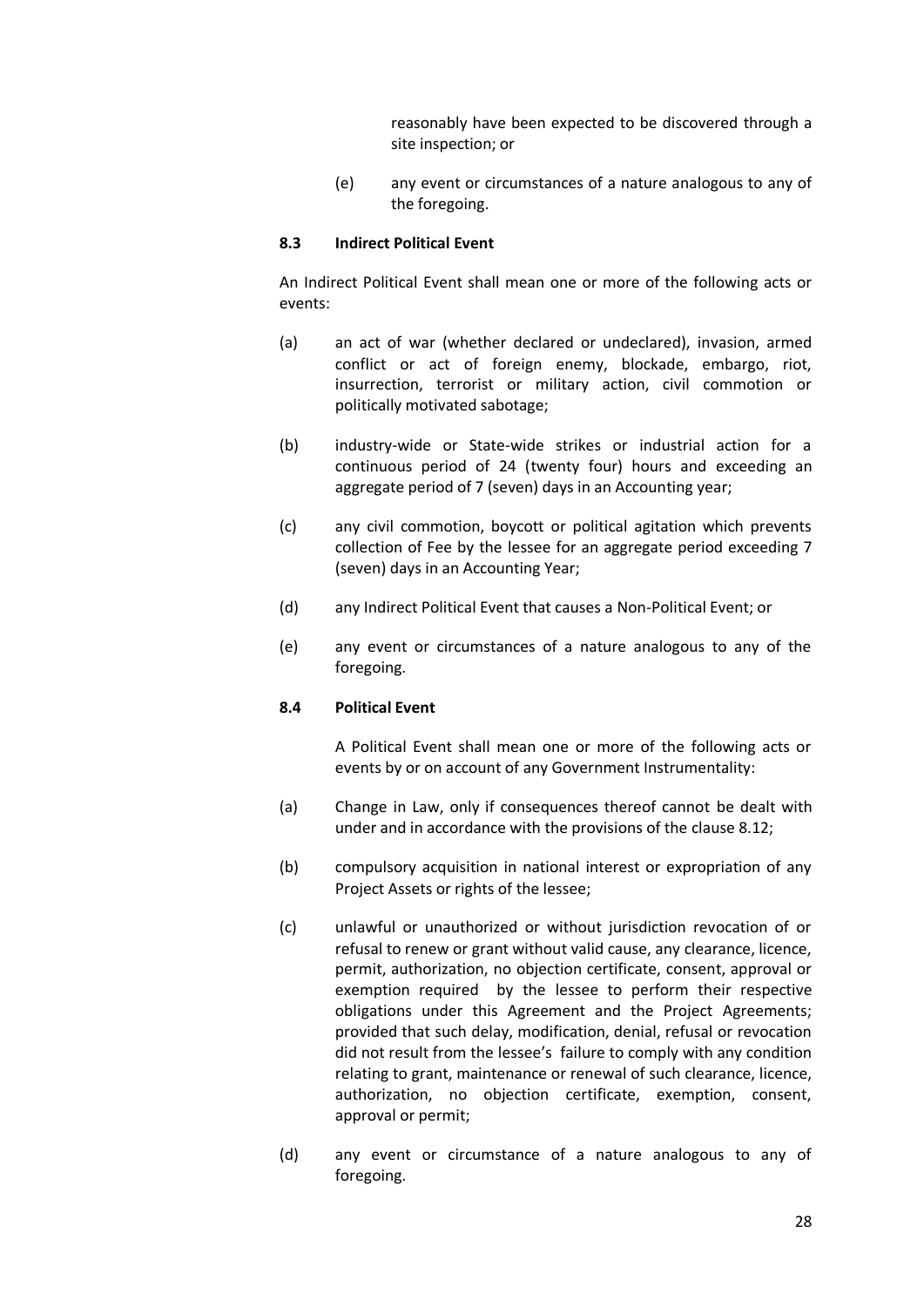reasonably have been expected to be discovered through a site inspection; or

(e) any event or circumstances of a nature analogous to any of the foregoing.

**8.3 Indirect Political Event**

An Indirect Political Event shall mean one or more of the following acts or events:

(a) an act of war (whether declared or undeclared), invasion, armed conflict or act of foreign enemy, blockade, embargo, riot, insurrection, terrorist or military action, civil commotion or politically motivated sabotage;

(b) industry-wide or State-wide strikes or industrial action for a continuous period of 24 (twenty four) hours and exceeding an aggregate period of 7 (seven) days in an Accounting year;

(c) any civil commotion, boycott or political agitation which prevents collection of Fee by the lessee for an aggregate period exceeding 7 (seven) days in an Accounting Year;

(d) any Indirect Political Event that causes a Non-Political Event; or

(e) any event or circumstances of a nature analogous to any of the foregoing.

**8.4 Political Event**

A Political Event shall mean one or more of the following acts or events by or on account of any Government Instrumentality:

(a) Change in Law, only if consequences thereof cannot be dealt with under and in accordance with the provisions of the clause 8.12;

(b) compulsory acquisition in national interest or expropriation of any Project Assets or rights of the lessee;

(c) unlawful or unauthorized or without jurisdiction revocation of or refusal to renew or grant without valid cause, any clearance, licence, permit, authorization, no objection certificate, consent, approval or exemption required by the lessee to perform their respective obligations under this Agreement and the Project Agreements; provided that such delay, modification, denial, refusal or revocation did not result from the lessee's failure to comply with any condition relating to grant, maintenance or renewal of such clearance, licence, authorization, no objection certificate, exemption, consent, approval or permit;

(d) any event or circumstance of a nature analogous to any of foregoing.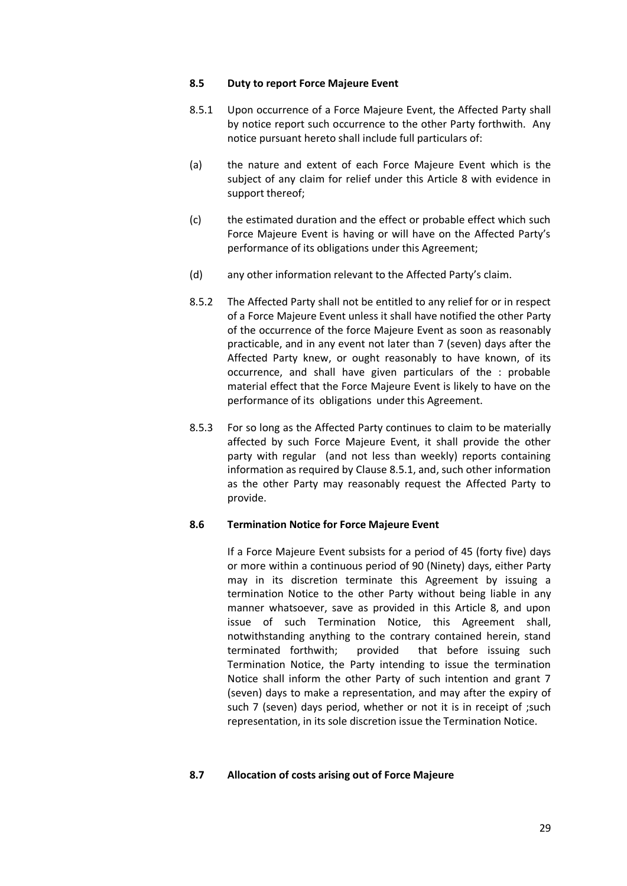### 8.5 Duty to report Force Majeure Event

8.5.1 Upon occurrence of a Force Majeure Event, the Affected Party shall by notice report such occurrence to the other Party forthwith. Any notice pursuant hereto shall include full particulars of:

(a) the nature and extent of each Force Majeure Event which is the subject of any claim for relief under this Article 8 with evidence in support thereof;

(c) the estimated duration and the effect or probable effect which such Force Majeure Event is having or will have on the Affected Party's performance of its obligations under this Agreement;

(d) any other information relevant to the Affected Party's claim.

8.5.2 The Affected Party shall not be entitled to any relief for or in respect of a Force Majeure Event unless it shall have notified the other Party of the occurrence of the force Majeure Event as soon as reasonably practicable, and in any event not later than 7 (seven) days after the Affected Party knew, or ought reasonably to have known, of its occurrence, and shall have given particulars of the : probable material effect that the Force Majeure Event is likely to have on the performance of its obligations under this Agreement.

8.5.3 For so long as the Affected Party continues to claim to be materially affected by such Force Majeure Event, it shall provide the other party with regular (and not less than weekly) reports containing information as required by Clause 8.5.1, and, such other information as the other Party may reasonably request the Affected Party to provide.

### 8.6 Termination Notice for Force Majeure Event

If a Force Majeure Event subsists for a period of 45 (forty five) days or more within a continuous period of 90 (Ninety) days, either Party may in its discretion terminate this Agreement by issuing a termination Notice to the other Party without being liable in any manner whatsoever, save as provided in this Article 8, and upon issue of such Termination Notice, this Agreement shall, notwithstanding anything to the contrary contained herein, stand terminated forthwith; provided that before issuing such Termination Notice, the Party intending to issue the termination Notice shall inform the other Party of such intention and grant 7 (seven) days to make a representation, and may after the expiry of such 7 (seven) days period, whether or not it is in receipt of ;such representation, in its sole discretion issue the Termination Notice.

### 8.7 Allocation of costs arising out of Force Majeure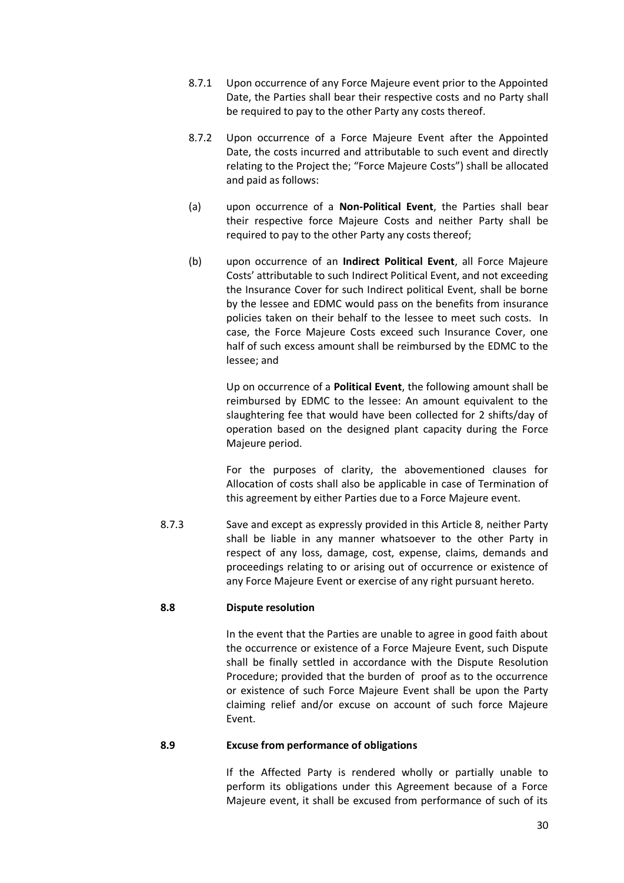8.7.1 Upon occurrence of any Force Majeure event prior to the Appointed Date, the Parties shall bear their respective costs and no Party shall be required to pay to the other Party any costs thereof.

8.7.2 Upon occurrence of a Force Majeure Event after the Appointed Date, the costs incurred and attributable to such event and directly relating to the Project the; "Force Majeure Costs") shall be allocated and paid as follows:

(a) upon occurrence of a **Non-Political Event**, the Parties shall bear their respective force Majeure Costs and neither Party shall be required to pay to the other Party any costs thereof;

(b) upon occurrence of an **Indirect Political Event**, all Force Majeure Costs' attributable to such Indirect Political Event, and not exceeding the Insurance Cover for such Indirect political Event, shall be borne by the lessee and EDMC would pass on the benefits from insurance policies taken on their behalf to the lessee to meet such costs. In case, the Force Majeure Costs exceed such Insurance Cover, one half of such excess amount shall be reimbursed by the EDMC to the lessee; and

Up on occurrence of a **Political Event**, the following amount shall be reimbursed by EDMC to the lessee: An amount equivalent to the slaughtering fee that would have been collected for 2 shifts/day of operation based on the designed plant capacity during the Force Majeure period.

For the purposes of clarity, the abovementioned clauses for Allocation of costs shall also be applicable in case of Termination of this agreement by either Parties due to a Force Majeure event.

8.7.3 Save and except as expressly provided in this Article 8, neither Party shall be liable in any manner whatsoever to the other Party in respect of any loss, damage, cost, expense, claims, demands and proceedings relating to or arising out of occurrence or existence of any Force Majeure Event or exercise of any right pursuant hereto.

**8.8 Dispute resolution**

In the event that the Parties are unable to agree in good faith about the occurrence or existence of a Force Majeure Event, such Dispute shall be finally settled in accordance with the Dispute Resolution Procedure; provided that the burden of proof as to the occurrence or existence of such Force Majeure Event shall be upon the Party claiming relief and/or excuse on account of such force Majeure Event.

**8.9 Excuse from performance of obligations**

If the Affected Party is rendered wholly or partially unable to perform its obligations under this Agreement because of a Force Majeure event, it shall be excused from performance of such of its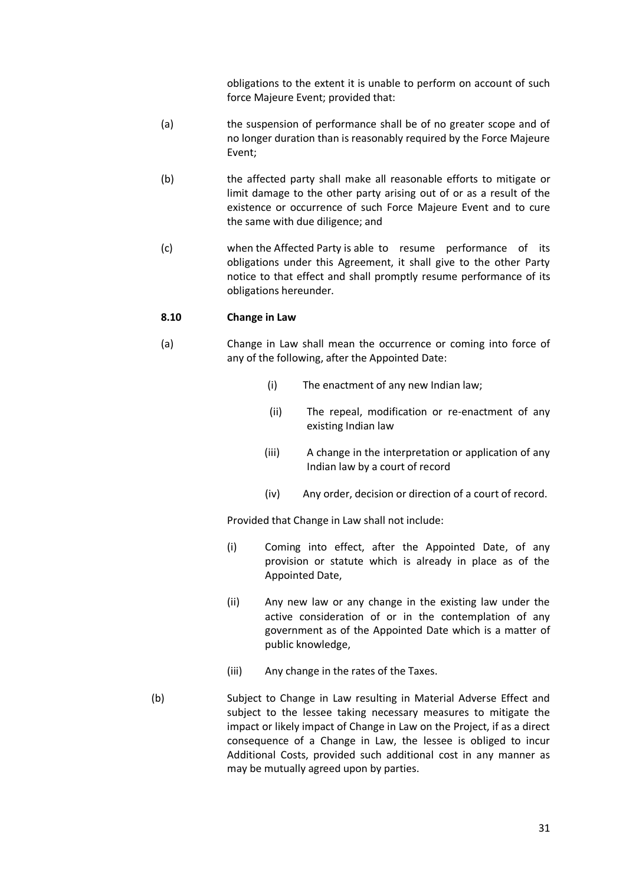obligations to the extent it is unable to perform on account of such force Majeure Event; provided that:

(a) the suspension of performance shall be of no greater scope and of no longer duration than is reasonably required by the Force Majeure Event;

(b) the affected party shall make all reasonable efforts to mitigate or limit damage to the other party arising out of or as a result of the existence or occurrence of such Force Majeure Event and to cure the same with due diligence; and

(c) when the Affected Party is able to resume performance of its obligations under this Agreement, it shall give to the other Party notice to that effect and shall promptly resume performance of its obligations hereunder.

**8.10 Change in Law**

(a) Change in Law shall mean the occurrence or coming into force of any of the following, after the Appointed Date:

(i) The enactment of any new Indian law;

(ii) The repeal, modification or re-enactment of any existing Indian law

(iii) A change in the interpretation or application of any Indian law by a court of record

(iv) Any order, decision or direction of a court of record.

Provided that Change in Law shall not include:

(i) Coming into effect, after the Appointed Date, of any provision or statute which is already in place as of the Appointed Date,

(ii) Any new law or any change in the existing law under the active consideration of or in the contemplation of any government as of the Appointed Date which is a matter of public knowledge,

(iii) Any change in the rates of the Taxes.

(b) Subject to Change in Law resulting in Material Adverse Effect and subject to the lessee taking necessary measures to mitigate the impact or likely impact of Change in Law on the Project, if as a direct consequence of a Change in Law, the lessee is obliged to incur Additional Costs, provided such additional cost in any manner as may be mutually agreed upon by parties.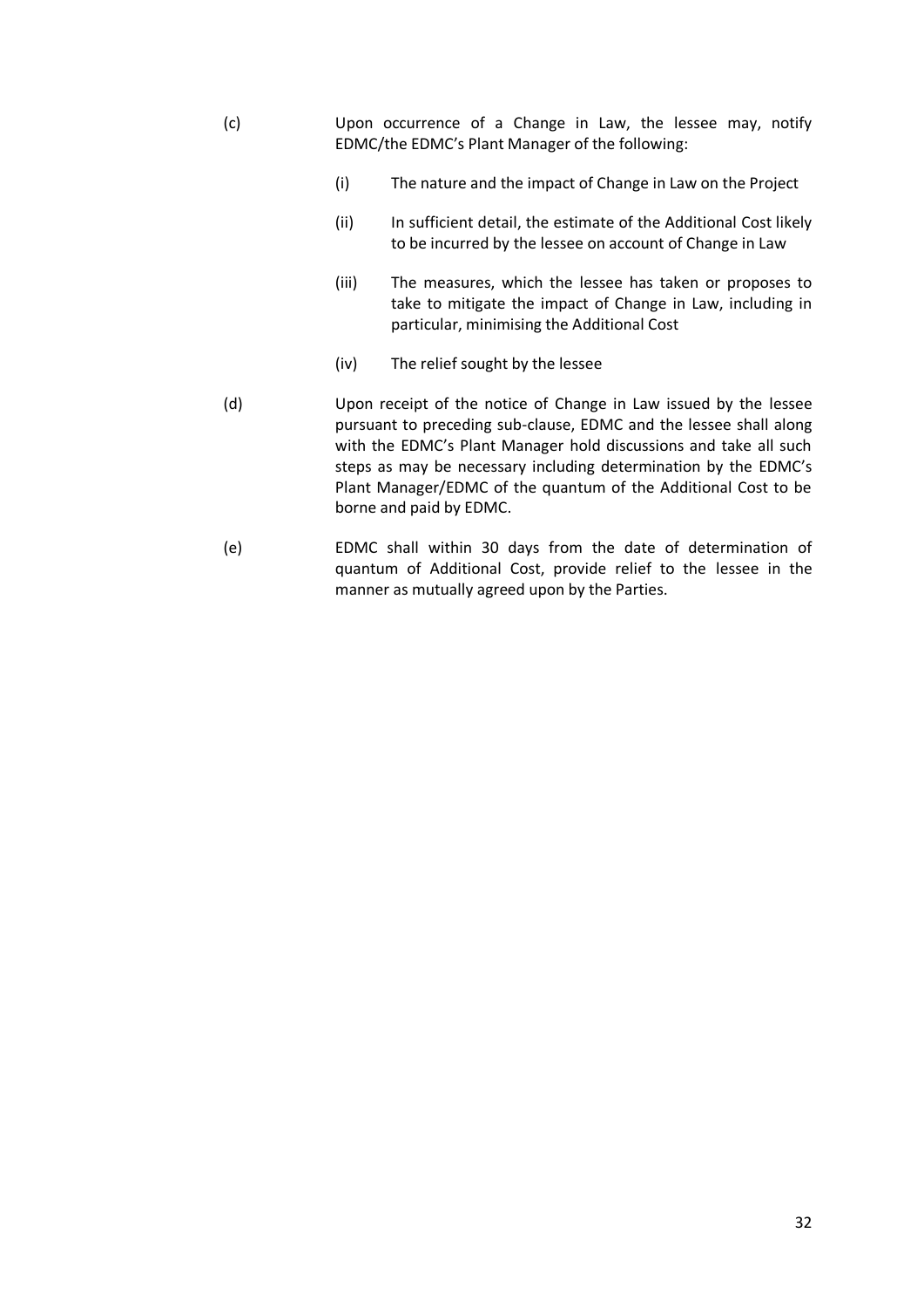(c) Upon occurrence of a Change in Law, the lessee may, notify EDMC/the EDMC's Plant Manager of the following:

   (i) The nature and the impact of Change in Law on the Project

   (ii) In sufficient detail, the estimate of the Additional Cost likely to be incurred by the lessee on account of Change in Law

   (iii) The measures, which the lessee has taken or proposes to take to mitigate the impact of Change in Law, including in particular, minimising the Additional Cost

   (iv) The relief sought by the lessee

(d) Upon receipt of the notice of Change in Law issued by the lessee pursuant to preceding sub-clause, EDMC and the lessee shall along with the EDMC's Plant Manager hold discussions and take all such steps as may be necessary including determination by the EDMC's Plant Manager/EDMC of the quantum of the Additional Cost to be borne and paid by EDMC.

(e) EDMC shall within 30 days from the date of determination of quantum of Additional Cost, provide relief to the lessee in the manner as mutually agreed upon by the Parties.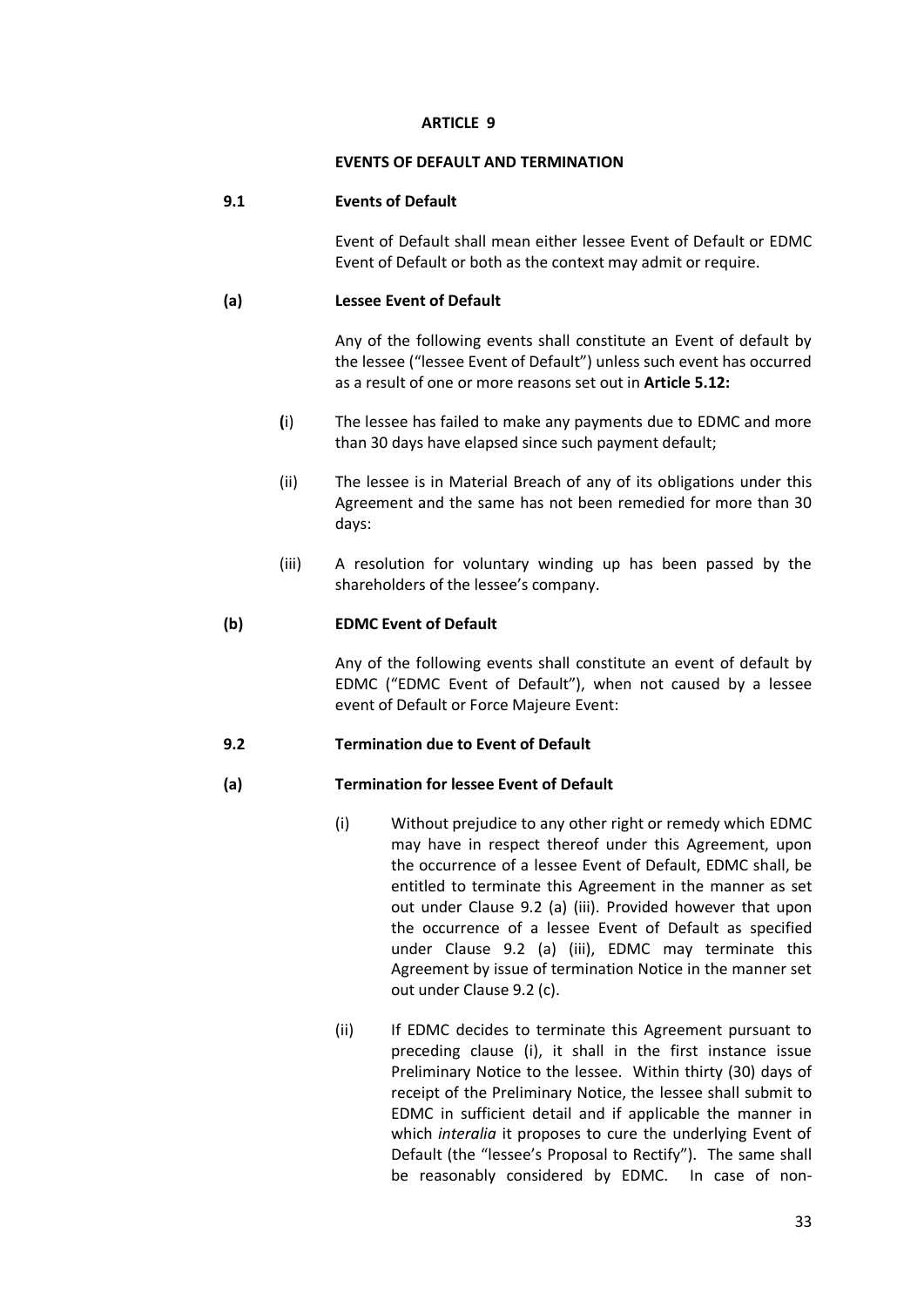## ARTICLE 9

### EVENTS OF DEFAULT AND TERMINATION

**9.1 Events of Default**

Event of Default shall mean either lessee Event of Default or EDMC Event of Default or both as the context may admit or require.

**(a) Lessee Event of Default**

Any of the following events shall constitute an Event of default by the lessee ("lessee Event of Default") unless such event has occurred as a result of one or more reasons set out in **Article 5.12:**

(i) The lessee has failed to make any payments due to EDMC and more than 30 days have elapsed since such payment default;

(ii) The lessee is in Material Breach of any of its obligations under this Agreement and the same has not been remedied for more than 30 days:

(iii) A resolution for voluntary winding up has been passed by the shareholders of the lessee's company.

**(b) EDMC Event of Default**

Any of the following events shall constitute an event of default by EDMC ("EDMC Event of Default"), when not caused by a lessee event of Default or Force Majeure Event:

**9.2 Termination due to Event of Default**

**(a) Termination for lessee Event of Default**

(i) Without prejudice to any other right or remedy which EDMC may have in respect thereof under this Agreement, upon the occurrence of a lessee Event of Default, EDMC shall, be entitled to terminate this Agreement in the manner as set out under Clause 9.2 (a) (iii). Provided however that upon the occurrence of a lessee Event of Default as specified under Clause 9.2 (a) (iii), EDMC may terminate this Agreement by issue of termination Notice in the manner set out under Clause 9.2 (c).

(ii) If EDMC decides to terminate this Agreement pursuant to preceding clause (i), it shall in the first instance issue Preliminary Notice to the lessee. Within thirty (30) days of receipt of the Preliminary Notice, the lessee shall submit to EDMC in sufficient detail and if applicable the manner in which *interalia* it proposes to cure the underlying Event of Default (the "lessee's Proposal to Rectify"). The same shall be reasonably considered by EDMC. In case of non-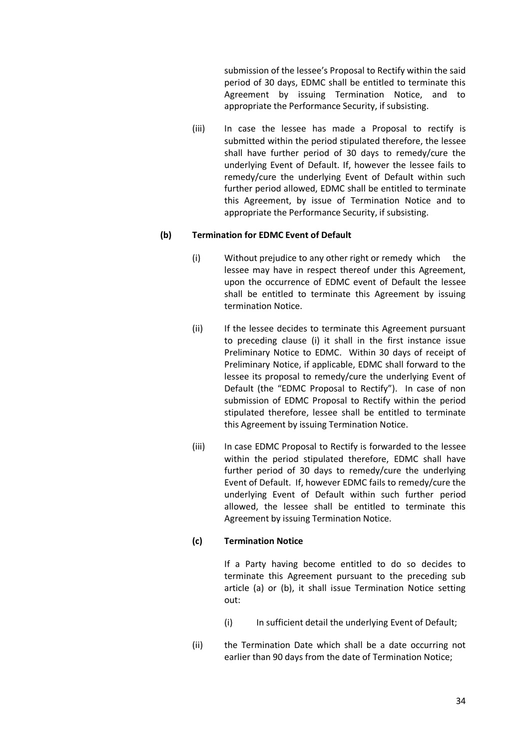submission of the lessee's Proposal to Rectify within the said period of 30 days, EDMC shall be entitled to terminate this Agreement by issuing Termination Notice, and to appropriate the Performance Security, if subsisting.

(iii) In case the lessee has made a Proposal to rectify is submitted within the period stipulated therefore, the lessee shall have further period of 30 days to remedy/cure the underlying Event of Default. If, however the lessee fails to remedy/cure the underlying Event of Default within such further period allowed, EDMC shall be entitled to terminate this Agreement, by issue of Termination Notice and to appropriate the Performance Security, if subsisting.

**(b) Termination for EDMC Event of Default**

(i) Without prejudice to any other right or remedy which the lessee may have in respect thereof under this Agreement, upon the occurrence of EDMC event of Default the lessee shall be entitled to terminate this Agreement by issuing termination Notice.

(ii) If the lessee decides to terminate this Agreement pursuant to preceding clause (i) it shall in the first instance issue Preliminary Notice to EDMC. Within 30 days of receipt of Preliminary Notice, if applicable, EDMC shall forward to the lessee its proposal to remedy/cure the underlying Event of Default (the "EDMC Proposal to Rectify"). In case of non submission of EDMC Proposal to Rectify within the period stipulated therefore, lessee shall be entitled to terminate this Agreement by issuing Termination Notice.

(iii) In case EDMC Proposal to Rectify is forwarded to the lessee within the period stipulated therefore, EDMC shall have further period of 30 days to remedy/cure the underlying Event of Default. If, however EDMC fails to remedy/cure the underlying Event of Default within such further period allowed, the lessee shall be entitled to terminate this Agreement by issuing Termination Notice.

**(c) Termination Notice**

If a Party having become entitled to do so decides to terminate this Agreement pursuant to the preceding sub article (a) or (b), it shall issue Termination Notice setting out:

(i) In sufficient detail the underlying Event of Default;

(ii) the Termination Date which shall be a date occurring not earlier than 90 days from the date of Termination Notice;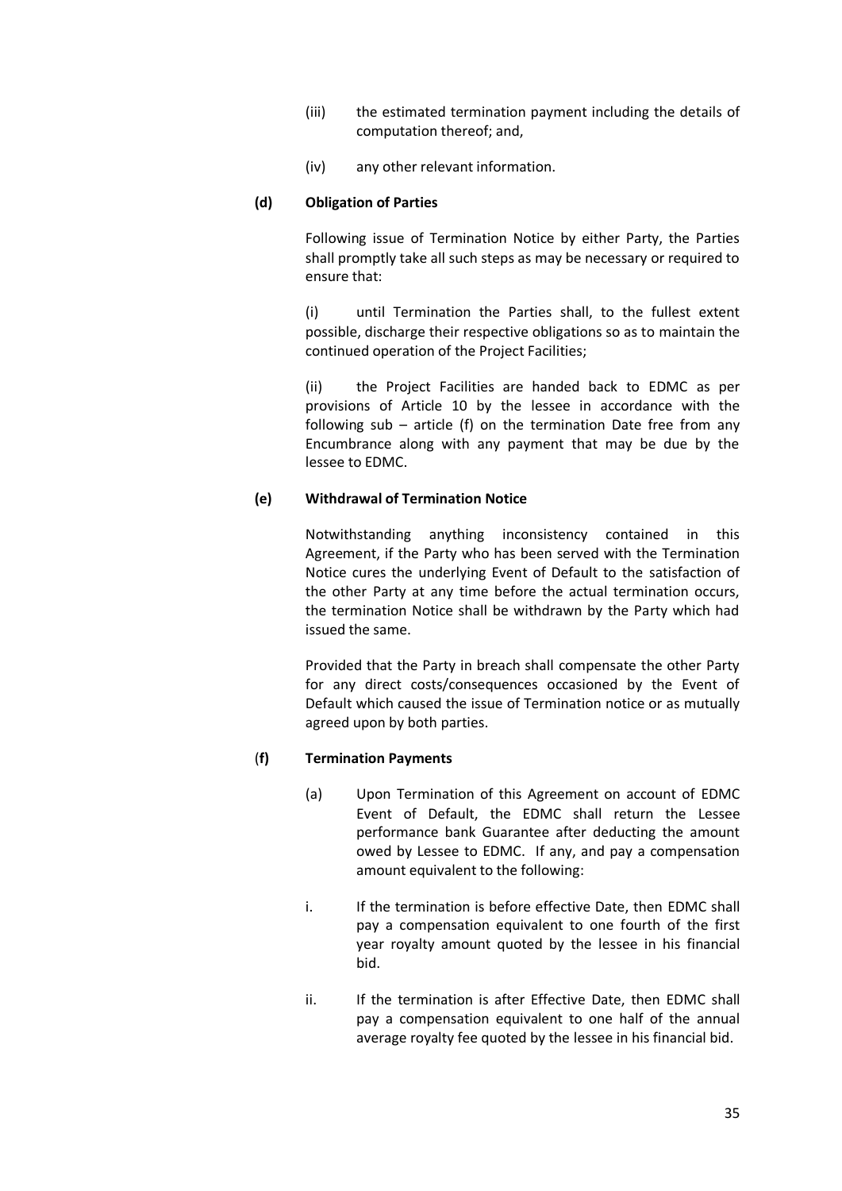(iii) the estimated termination payment including the details of computation thereof; and,

(iv) any other relevant information.

**(d) Obligation of Parties**

Following issue of Termination Notice by either Party, the Parties shall promptly take all such steps as may be necessary or required to ensure that:

(i) until Termination the Parties shall, to the fullest extent possible, discharge their respective obligations so as to maintain the continued operation of the Project Facilities;

(ii) the Project Facilities are handed back to EDMC as per provisions of Article 10 by the lessee in accordance with the following sub – article (f) on the termination Date free from any Encumbrance along with any payment that may be due by the lessee to EDMC.

**(e) Withdrawal of Termination Notice**

Notwithstanding anything inconsistency contained in this Agreement, if the Party who has been served with the Termination Notice cures the underlying Event of Default to the satisfaction of the other Party at any time before the actual termination occurs, the termination Notice shall be withdrawn by the Party which had issued the same.

Provided that the Party in breach shall compensate the other Party for any direct costs/consequences occasioned by the Event of Default which caused the issue of Termination notice or as mutually agreed upon by both parties.

**(f) Termination Payments**

(a) Upon Termination of this Agreement on account of EDMC Event of Default, the EDMC shall return the Lessee performance bank Guarantee after deducting the amount owed by Lessee to EDMC. If any, and pay a compensation amount equivalent to the following:

i. If the termination is before effective Date, then EDMC shall pay a compensation equivalent to one fourth of the first year royalty amount quoted by the lessee in his financial bid.

ii. If the termination is after Effective Date, then EDMC shall pay a compensation equivalent to one half of the annual average royalty fee quoted by the lessee in his financial bid.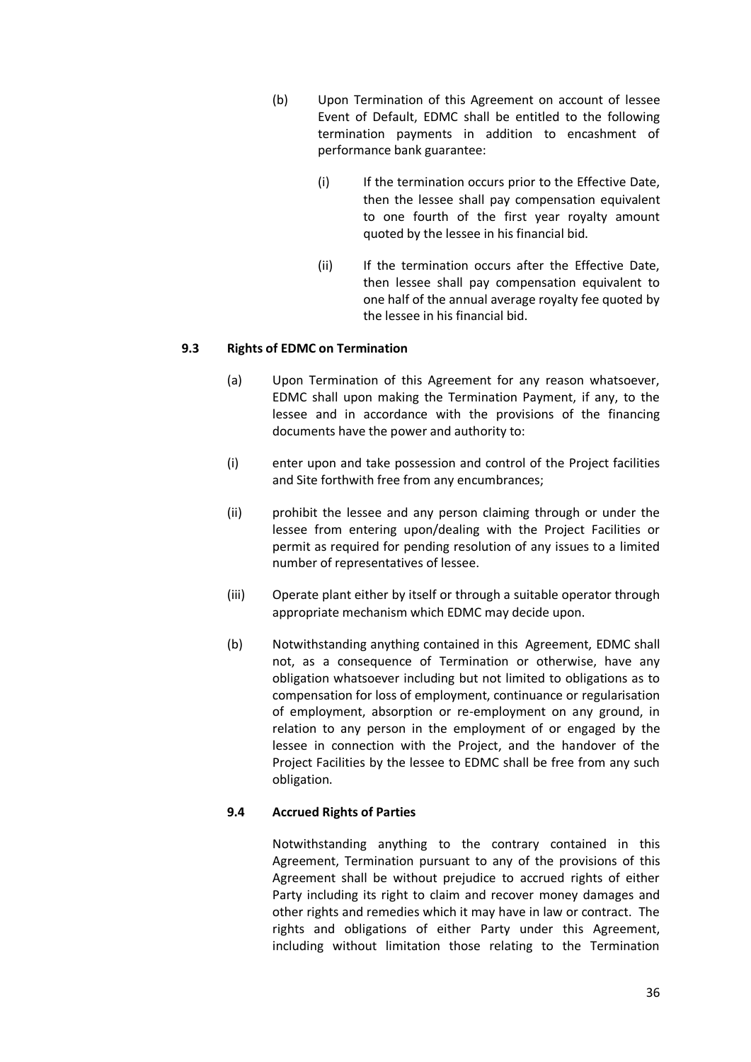(b) Upon Termination of this Agreement on account of lessee Event of Default, EDMC shall be entitled to the following termination payments in addition to encashment of performance bank guarantee:

   (i) If the termination occurs prior to the Effective Date, then the lessee shall pay compensation equivalent to one fourth of the first year royalty amount quoted by the lessee in his financial bid.

   (ii) If the termination occurs after the Effective Date, then lessee shall pay compensation equivalent to one half of the annual average royalty fee quoted by the lessee in his financial bid.

**9.3 Rights of EDMC on Termination**

(a) Upon Termination of this Agreement for any reason whatsoever, EDMC shall upon making the Termination Payment, if any, to the lessee and in accordance with the provisions of the financing documents have the power and authority to:

(i) enter upon and take possession and control of the Project facilities and Site forthwith free from any encumbrances;

(ii) prohibit the lessee and any person claiming through or under the lessee from entering upon/dealing with the Project Facilities or permit as required for pending resolution of any issues to a limited number of representatives of lessee.

(iii) Operate plant either by itself or through a suitable operator through appropriate mechanism which EDMC may decide upon.

(b) Notwithstanding anything contained in this Agreement, EDMC shall not, as a consequence of Termination or otherwise, have any obligation whatsoever including but not limited to obligations as to compensation for loss of employment, continuance or regularisation of employment, absorption or re-employment on any ground, in relation to any person in the employment of or engaged by the lessee in connection with the Project, and the handover of the Project Facilities by the lessee to EDMC shall be free from any such obligation.

**9.4 Accrued Rights of Parties**

Notwithstanding anything to the contrary contained in this Agreement, Termination pursuant to any of the provisions of this Agreement shall be without prejudice to accrued rights of either Party including its right to claim and recover money damages and other rights and remedies which it may have in law or contract. The rights and obligations of either Party under this Agreement, including without limitation those relating to the Termination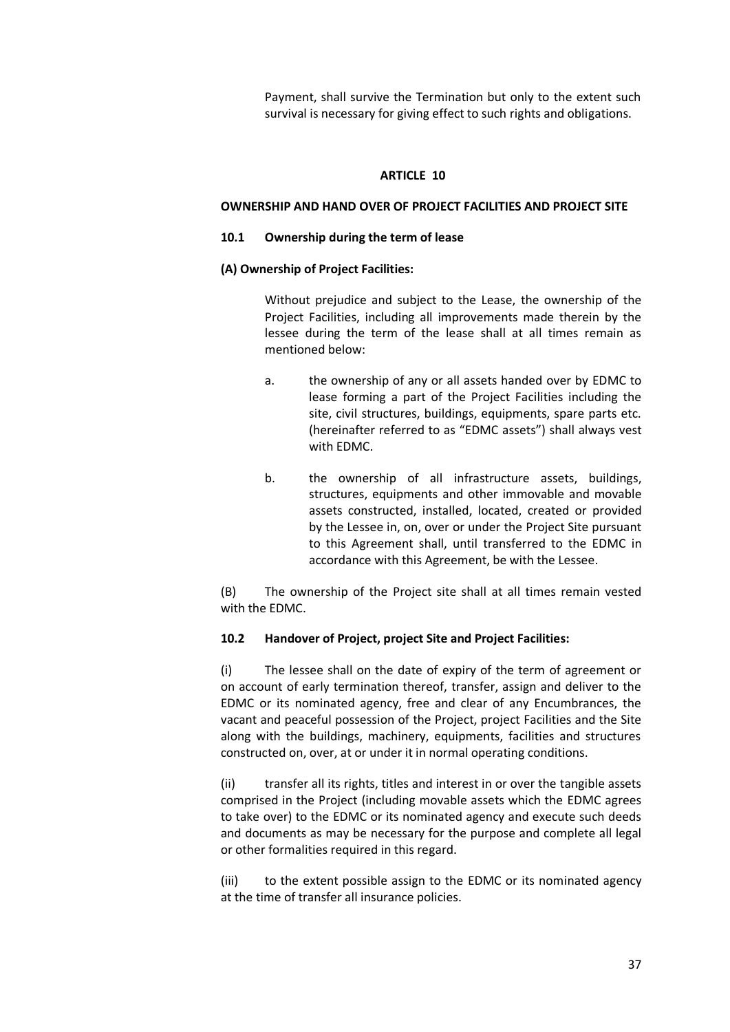Payment, shall survive the Termination but only to the extent such survival is necessary for giving effect to such rights and obligations.

## ARTICLE 10

### OWNERSHIP AND HAND OVER OF PROJECT FACILITIES AND PROJECT SITE

#### 10.1 Ownership during the term of lease

**(A) Ownership of Project Facilities:**

Without prejudice and subject to the Lease, the ownership of the Project Facilities, including all improvements made therein by the lessee during the term of the lease shall at all times remain as mentioned below:

a. the ownership of any or all assets handed over by EDMC to lease forming a part of the Project Facilities including the site, civil structures, buildings, equipments, spare parts etc. (hereinafter referred to as "EDMC assets") shall always vest with EDMC.

b. the ownership of all infrastructure assets, buildings, structures, equipments and other immovable and movable assets constructed, installed, located, created or provided by the Lessee in, on, over or under the Project Site pursuant to this Agreement shall, until transferred to the EDMC in accordance with this Agreement, be with the Lessee.

(B) The ownership of the Project site shall at all times remain vested with the EDMC.

#### 10.2 Handover of Project, project Site and Project Facilities:

(i) The lessee shall on the date of expiry of the term of agreement or on account of early termination thereof, transfer, assign and deliver to the EDMC or its nominated agency, free and clear of any Encumbrances, the vacant and peaceful possession of the Project, project Facilities and the Site along with the buildings, machinery, equipments, facilities and structures constructed on, over, at or under it in normal operating conditions.

(ii) transfer all its rights, titles and interest in or over the tangible assets comprised in the Project (including movable assets which the EDMC agrees to take over) to the EDMC or its nominated agency and execute such deeds and documents as may be necessary for the purpose and complete all legal or other formalities required in this regard.

(iii) to the extent possible assign to the EDMC or its nominated agency at the time of transfer all insurance policies.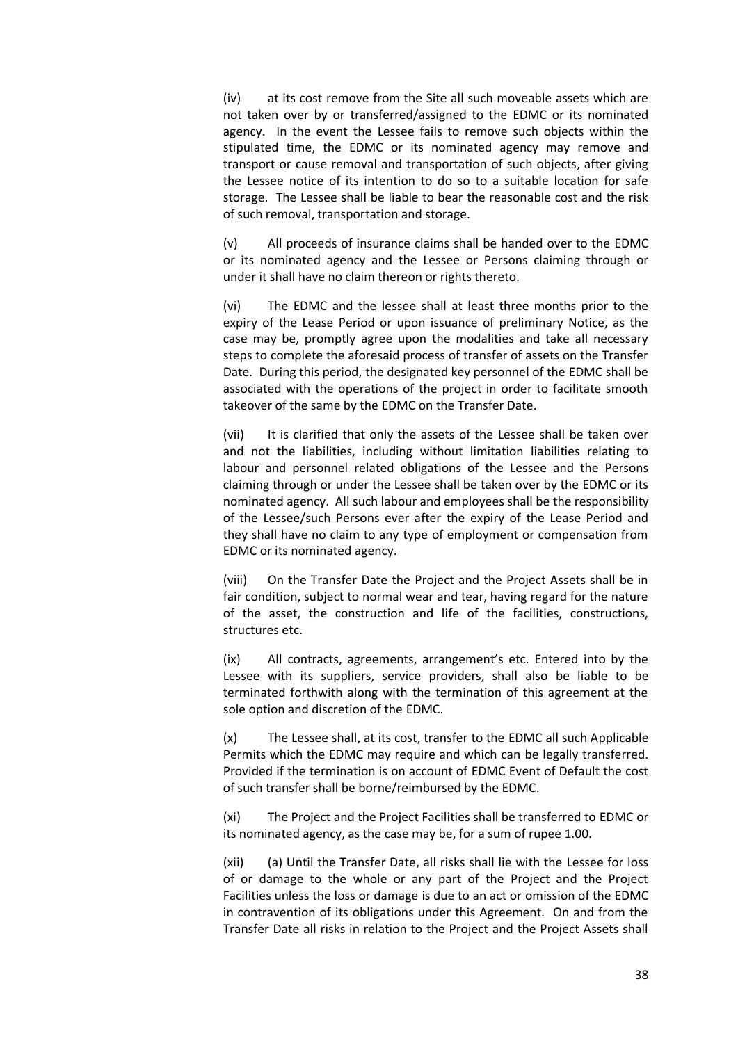(iv) at its cost remove from the Site all such moveable assets which are not taken over by or transferred/assigned to the EDMC or its nominated agency. In the event the Lessee fails to remove such objects within the stipulated time, the EDMC or its nominated agency may remove and transport or cause removal and transportation of such objects, after giving the Lessee notice of its intention to do so to a suitable location for safe storage. The Lessee shall be liable to bear the reasonable cost and the risk of such removal, transportation and storage.

(v) All proceeds of insurance claims shall be handed over to the EDMC or its nominated agency and the Lessee or Persons claiming through or under it shall have no claim thereon or rights thereto.

(vi) The EDMC and the lessee shall at least three months prior to the expiry of the Lease Period or upon issuance of preliminary Notice, as the case may be, promptly agree upon the modalities and take all necessary steps to complete the aforesaid process of transfer of assets on the Transfer Date. During this period, the designated key personnel of the EDMC shall be associated with the operations of the project in order to facilitate smooth takeover of the same by the EDMC on the Transfer Date.

(vii) It is clarified that only the assets of the Lessee shall be taken over and not the liabilities, including without limitation liabilities relating to labour and personnel related obligations of the Lessee and the Persons claiming through or under the Lessee shall be taken over by the EDMC or its nominated agency. All such labour and employees shall be the responsibility of the Lessee/such Persons ever after the expiry of the Lease Period and they shall have no claim to any type of employment or compensation from EDMC or its nominated agency.

(viii) On the Transfer Date the Project and the Project Assets shall be in fair condition, subject to normal wear and tear, having regard for the nature of the asset, the construction and life of the facilities, constructions, structures etc.

(ix) All contracts, agreements, arrangement's etc. Entered into by the Lessee with its suppliers, service providers, shall also be liable to be terminated forthwith along with the termination of this agreement at the sole option and discretion of the EDMC.

(x) The Lessee shall, at its cost, transfer to the EDMC all such Applicable Permits which the EDMC may require and which can be legally transferred. Provided if the termination is on account of EDMC Event of Default the cost of such transfer shall be borne/reimbursed by the EDMC.

(xi) The Project and the Project Facilities shall be transferred to EDMC or its nominated agency, as the case may be, for a sum of rupee 1.00.

(xii) (a) Until the Transfer Date, all risks shall lie with the Lessee for loss of or damage to the whole or any part of the Project and the Project Facilities unless the loss or damage is due to an act or omission of the EDMC in contravention of its obligations under this Agreement. On and from the Transfer Date all risks in relation to the Project and the Project Assets shall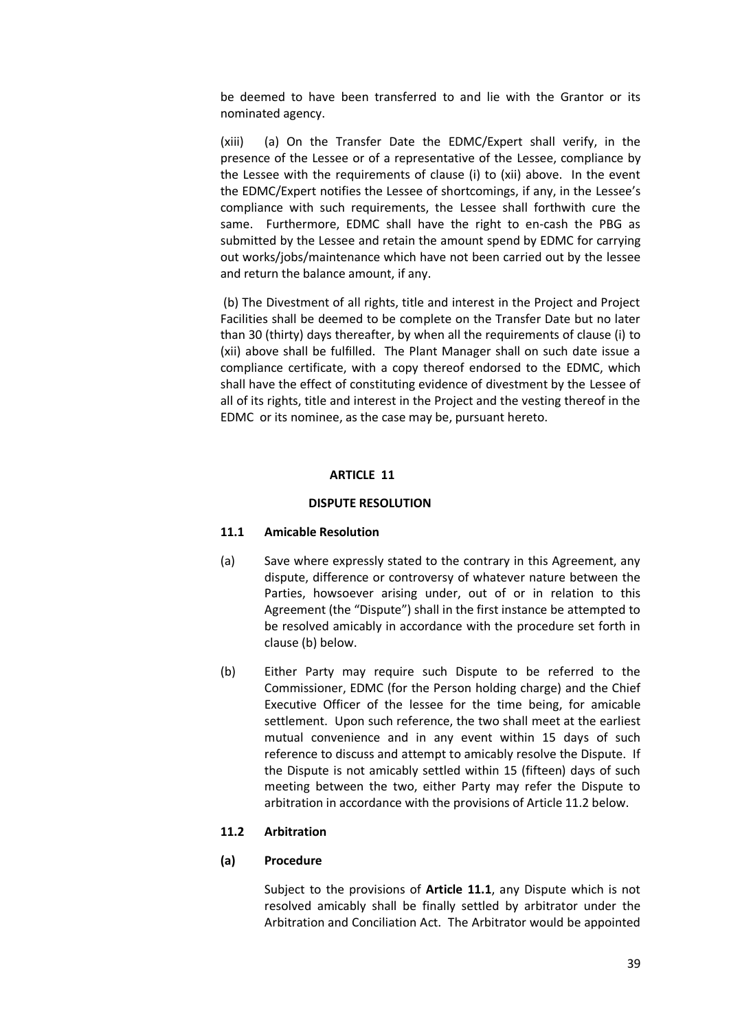be deemed to have been transferred to and lie with the Grantor or its nominated agency.

(xiii) (a) On the Transfer Date the EDMC/Expert shall verify, in the presence of the Lessee or of a representative of the Lessee, compliance by the Lessee with the requirements of clause (i) to (xii) above. In the event the EDMC/Expert notifies the Lessee of shortcomings, if any, in the Lessee's compliance with such requirements, the Lessee shall forthwith cure the same. Furthermore, EDMC shall have the right to en-cash the PBG as submitted by the Lessee and retain the amount spend by EDMC for carrying out works/jobs/maintenance which have not been carried out by the lessee and return the balance amount, if any.

(b) The Divestment of all rights, title and interest in the Project and Project Facilities shall be deemed to be complete on the Transfer Date but no later than 30 (thirty) days thereafter, by when all the requirements of clause (i) to (xii) above shall be fulfilled. The Plant Manager shall on such date issue a compliance certificate, with a copy thereof endorsed to the EDMC, which shall have the effect of constituting evidence of divestment by the Lessee of all of its rights, title and interest in the Project and the vesting thereof in the EDMC or its nominee, as the case may be, pursuant hereto.

## ARTICLE 11

## DISPUTE RESOLUTION

### 11.1 Amicable Resolution

(a) Save where expressly stated to the contrary in this Agreement, any dispute, difference or controversy of whatever nature between the Parties, howsoever arising under, out of or in relation to this Agreement (the "Dispute") shall in the first instance be attempted to be resolved amicably in accordance with the procedure set forth in clause (b) below.

(b) Either Party may require such Dispute to be referred to the Commissioner, EDMC (for the Person holding charge) and the Chief Executive Officer of the lessee for the time being, for amicable settlement. Upon such reference, the two shall meet at the earliest mutual convenience and in any event within 15 days of such reference to discuss and attempt to amicably resolve the Dispute. If the Dispute is not amicably settled within 15 (fifteen) days of such meeting between the two, either Party may refer the Dispute to arbitration in accordance with the provisions of Article 11.2 below.

### 11.2 Arbitration

**(a) Procedure**

Subject to the provisions of **Article 11.1**, any Dispute which is not resolved amicably shall be finally settled by arbitrator under the Arbitration and Conciliation Act. The Arbitrator would be appointed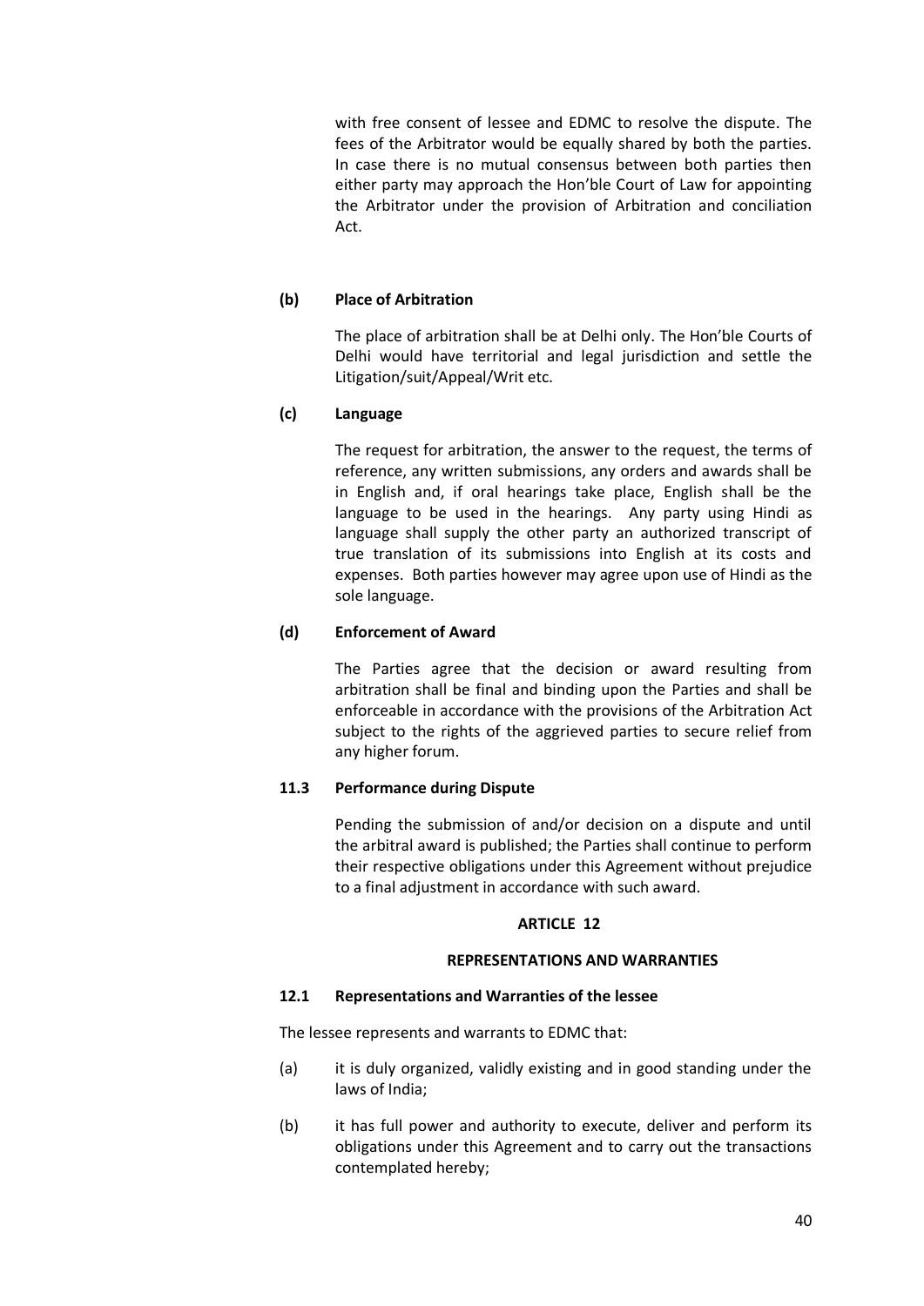with free consent of lessee and EDMC to resolve the dispute. The fees of the Arbitrator would be equally shared by both the parties. In case there is no mutual consensus between both parties then either party may approach the Hon'ble Court of Law for appointing the Arbitrator under the provision of Arbitration and conciliation Act.

**(b) Place of Arbitration**

The place of arbitration shall be at Delhi only. The Hon'ble Courts of Delhi would have territorial and legal jurisdiction and settle the Litigation/suit/Appeal/Writ etc.

**(c) Language**

The request for arbitration, the answer to the request, the terms of reference, any written submissions, any orders and awards shall be in English and, if oral hearings take place, English shall be the language to be used in the hearings. Any party using Hindi as language shall supply the other party an authorized transcript of true translation of its submissions into English at its costs and expenses. Both parties however may agree upon use of Hindi as the sole language.

**(d) Enforcement of Award**

The Parties agree that the decision or award resulting from arbitration shall be final and binding upon the Parties and shall be enforceable in accordance with the provisions of the Arbitration Act subject to the rights of the aggrieved parties to secure relief from any higher forum.

**11.3 Performance during Dispute**

Pending the submission of and/or decision on a dispute and until the arbitral award is published; the Parties shall continue to perform their respective obligations under this Agreement without prejudice to a final adjustment in accordance with such award.

## ARTICLE 12

## REPRESENTATIONS AND WARRANTIES

**12.1 Representations and Warranties of the lessee**

The lessee represents and warrants to EDMC that:

(a) it is duly organized, validly existing and in good standing under the laws of India;

(b) it has full power and authority to execute, deliver and perform its obligations under this Agreement and to carry out the transactions contemplated hereby;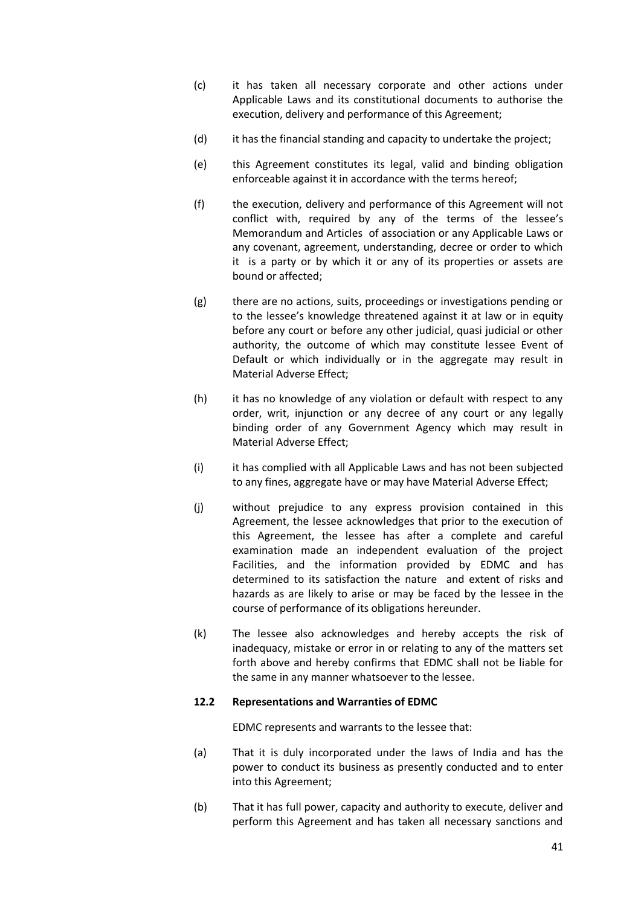(c) it has taken all necessary corporate and other actions under Applicable Laws and its constitutional documents to authorise the execution, delivery and performance of this Agreement;

(d) it has the financial standing and capacity to undertake the project;

(e) this Agreement constitutes its legal, valid and binding obligation enforceable against it in accordance with the terms hereof;

(f) the execution, delivery and performance of this Agreement will not conflict with, required by any of the terms of the lessee's Memorandum and Articles of association or any Applicable Laws or any covenant, agreement, understanding, decree or order to which it is a party or by which it or any of its properties or assets are bound or affected;

(g) there are no actions, suits, proceedings or investigations pending or to the lessee's knowledge threatened against it at law or in equity before any court or before any other judicial, quasi judicial or other authority, the outcome of which may constitute lessee Event of Default or which individually or in the aggregate may result in Material Adverse Effect;

(h) it has no knowledge of any violation or default with respect to any order, writ, injunction or any decree of any court or any legally binding order of any Government Agency which may result in Material Adverse Effect;

(i) it has complied with all Applicable Laws and has not been subjected to any fines, aggregate have or may have Material Adverse Effect;

(j) without prejudice to any express provision contained in this Agreement, the lessee acknowledges that prior to the execution of this Agreement, the lessee has after a complete and careful examination made an independent evaluation of the project Facilities, and the information provided by EDMC and has determined to its satisfaction the nature and extent of risks and hazards as are likely to arise or may be faced by the lessee in the course of performance of its obligations hereunder.

(k) The lessee also acknowledges and hereby accepts the risk of inadequacy, mistake or error in or relating to any of the matters set forth above and hereby confirms that EDMC shall not be liable for the same in any manner whatsoever to the lessee.

**12.2 Representations and Warranties of EDMC**

EDMC represents and warrants to the lessee that:

(a) That it is duly incorporated under the laws of India and has the power to conduct its business as presently conducted and to enter into this Agreement;

(b) That it has full power, capacity and authority to execute, deliver and perform this Agreement and has taken all necessary sanctions and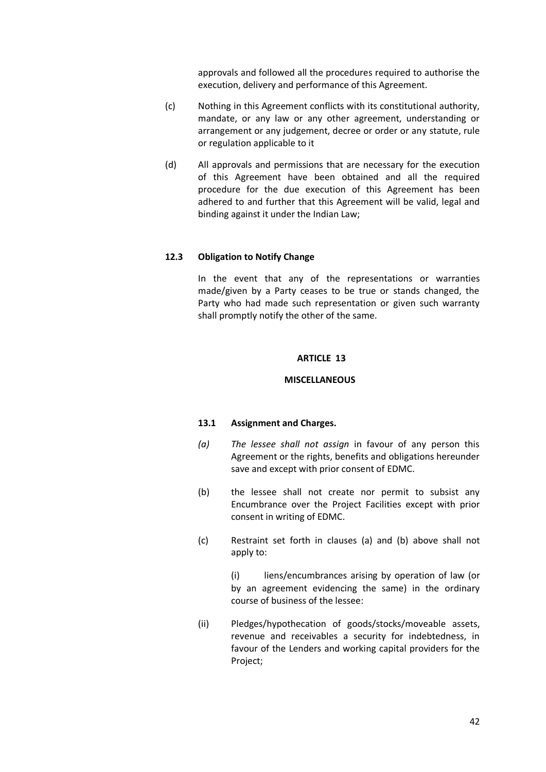approvals and followed all the procedures required to authorise the execution, delivery and performance of this Agreement.

(c) Nothing in this Agreement conflicts with its constitutional authority, mandate, or any law or any other agreement, understanding or arrangement or any judgement, decree or order or any statute, rule or regulation applicable to it

(d) All approvals and permissions that are necessary for the execution of this Agreement have been obtained and all the required procedure for the due execution of this Agreement has been adhered to and further that this Agreement will be valid, legal and binding against it under the Indian Law;

**12.3 Obligation to Notify Change**

In the event that any of the representations or warranties made/given by a Party ceases to be true or stands changed, the Party who had made such representation or given such warranty shall promptly notify the other of the same.

## ARTICLE 13

## MISCELLANEOUS

**13.1 Assignment and Charges.**

*(a) The lessee shall not assign* in favour of any person this Agreement or the rights, benefits and obligations hereunder save and except with prior consent of EDMC.

(b) the lessee shall not create nor permit to subsist any Encumbrance over the Project Facilities except with prior consent in writing of EDMC.

(c) Restraint set forth in clauses (a) and (b) above shall not apply to:

(i) liens/encumbrances arising by operation of law (or by an agreement evidencing the same) in the ordinary course of business of the lessee:

(ii) Pledges/hypothecation of goods/stocks/moveable assets, revenue and receivables a security for indebtedness, in favour of the Lenders and working capital providers for the Project;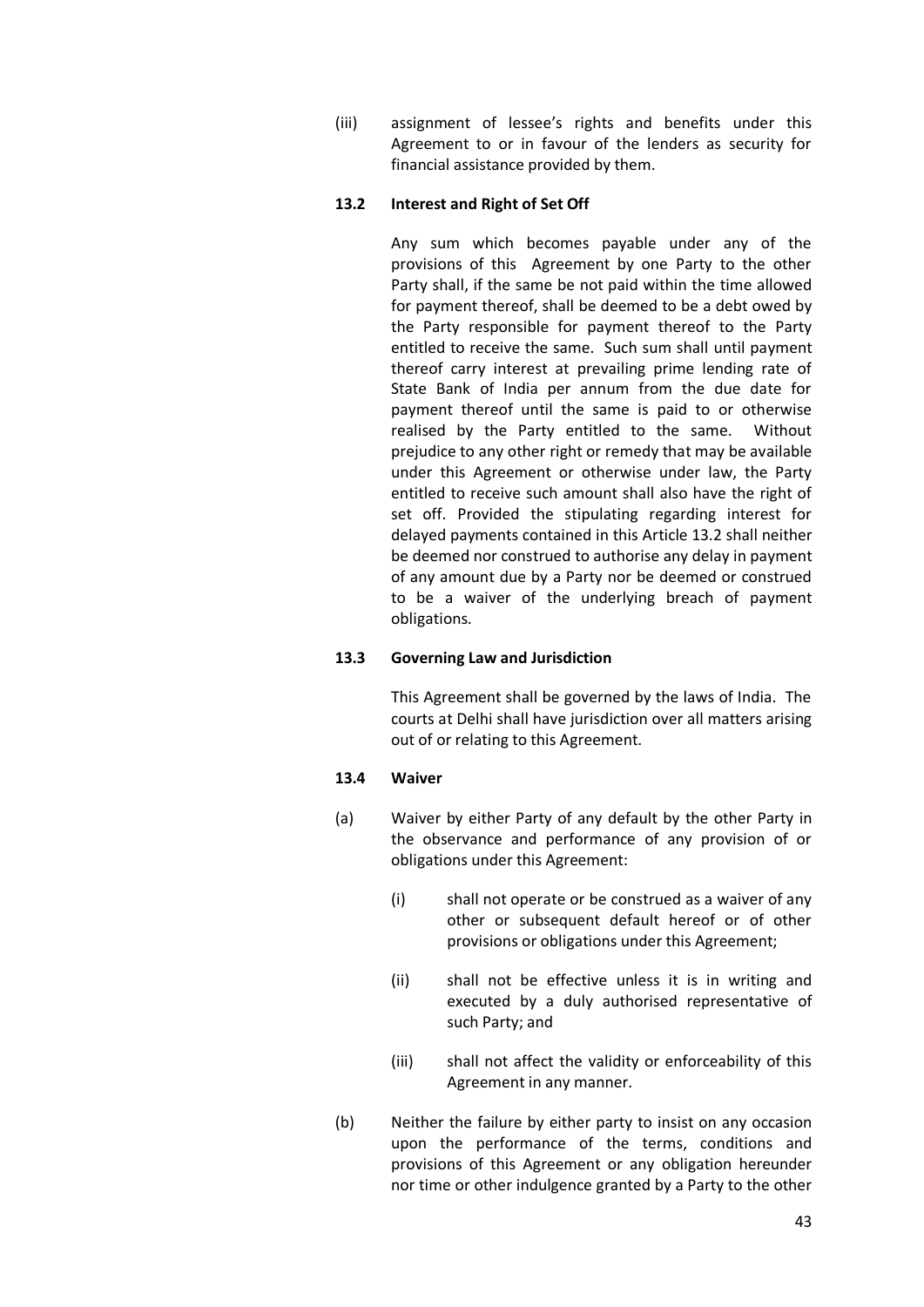(iii) assignment of lessee's rights and benefits under this Agreement to or in favour of the lenders as security for financial assistance provided by them.

**13.2 Interest and Right of Set Off**

Any sum which becomes payable under any of the provisions of this Agreement by one Party to the other Party shall, if the same be not paid within the time allowed for payment thereof, shall be deemed to be a debt owed by the Party responsible for payment thereof to the Party entitled to receive the same. Such sum shall until payment thereof carry interest at prevailing prime lending rate of State Bank of India per annum from the due date for payment thereof until the same is paid to or otherwise realised by the Party entitled to the same. Without prejudice to any other right or remedy that may be available under this Agreement or otherwise under law, the Party entitled to receive such amount shall also have the right of set off. Provided the stipulating regarding interest for delayed payments contained in this Article 13.2 shall neither be deemed nor construed to authorise any delay in payment of any amount due by a Party nor be deemed or construed to be a waiver of the underlying breach of payment obligations.

**13.3 Governing Law and Jurisdiction**

This Agreement shall be governed by the laws of India. The courts at Delhi shall have jurisdiction over all matters arising out of or relating to this Agreement.

**13.4 Waiver**

(a) Waiver by either Party of any default by the other Party in the observance and performance of any provision of or obligations under this Agreement:

  (i) shall not operate or be construed as a waiver of any other or subsequent default hereof or of other provisions or obligations under this Agreement;

  (ii) shall not be effective unless it is in writing and executed by a duly authorised representative of such Party; and

  (iii) shall not affect the validity or enforceability of this Agreement in any manner.

(b) Neither the failure by either party to insist on any occasion upon the performance of the terms, conditions and provisions of this Agreement or any obligation hereunder nor time or other indulgence granted by a Party to the other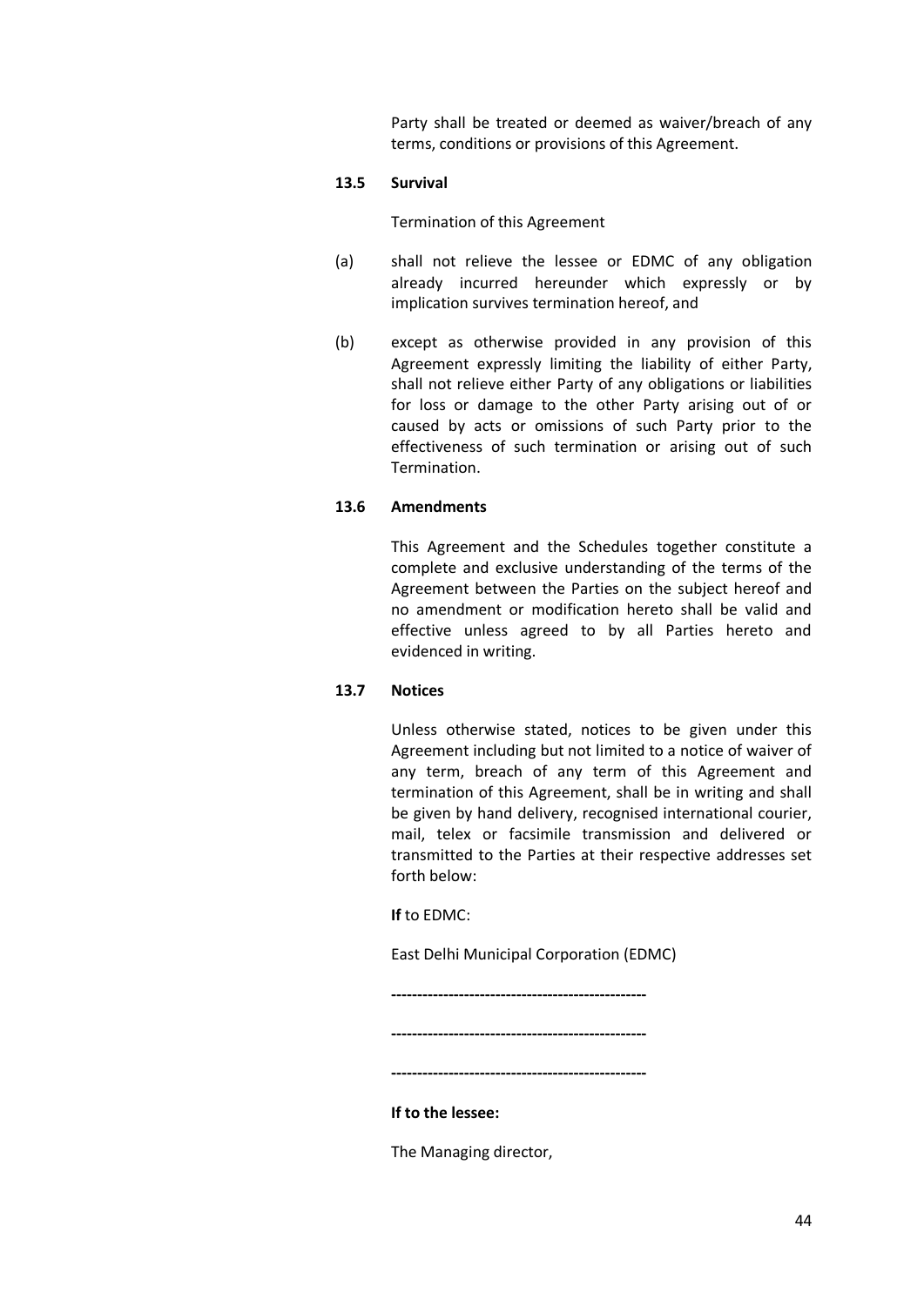Party shall be treated or deemed as waiver/breach of any terms, conditions or provisions of this Agreement.

**13.5 Survival**

Termination of this Agreement

(a) shall not relieve the lessee or EDMC of any obligation already incurred hereunder which expressly or by implication survives termination hereof, and

(b) except as otherwise provided in any provision of this Agreement expressly limiting the liability of either Party, shall not relieve either Party of any obligations or liabilities for loss or damage to the other Party arising out of or caused by acts or omissions of such Party prior to the effectiveness of such termination or arising out of such Termination.

**13.6 Amendments**

This Agreement and the Schedules together constitute a complete and exclusive understanding of the terms of the Agreement between the Parties on the subject hereof and no amendment or modification hereto shall be valid and effective unless agreed to by all Parties hereto and evidenced in writing.

**13.7 Notices**

Unless otherwise stated, notices to be given under this Agreement including but not limited to a notice of waiver of any term, breach of any term of this Agreement and termination of this Agreement, shall be in writing and shall be given by hand delivery, recognised international courier, mail, telex or facsimile transmission and delivered or transmitted to the Parties at their respective addresses set forth below:

**If** to EDMC:

East Delhi Municipal Corporation (EDMC)

**-------------------------------------------------**

**-------------------------------------------------**

**-------------------------------------------------**

**If to the lessee:**

The Managing director,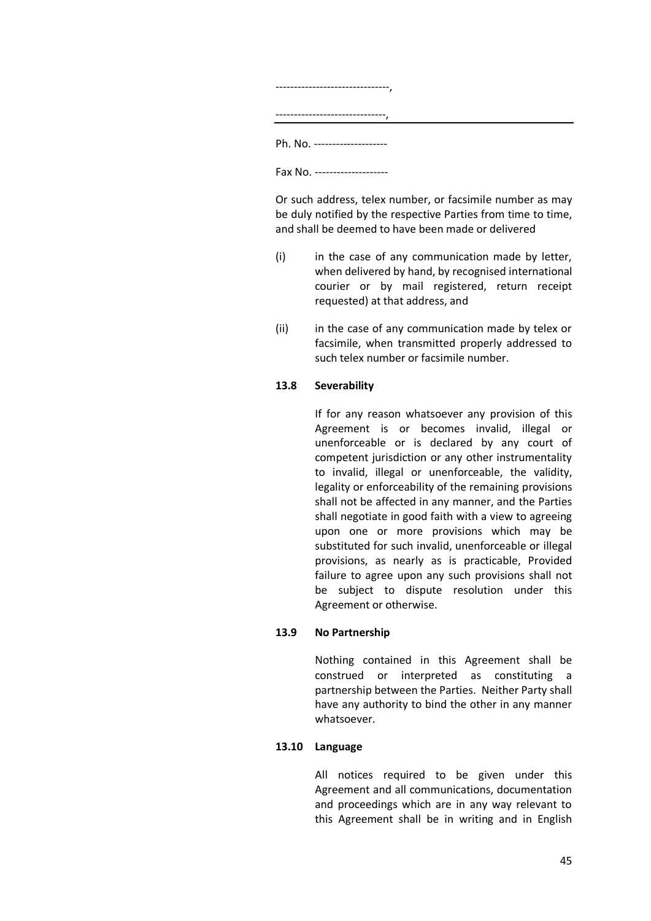-------------------------------,

------------------------------,

Ph. No. --------------------

Fax No. --------------------

Or such address, telex number, or facsimile number as may be duly notified by the respective Parties from time to time, and shall be deemed to have been made or delivered

(i) in the case of any communication made by letter, when delivered by hand, by recognised international courier or by mail registered, return receipt requested) at that address, and

(ii) in the case of any communication made by telex or facsimile, when transmitted properly addressed to such telex number or facsimile number.

**13.8 Severability**

If for any reason whatsoever any provision of this Agreement is or becomes invalid, illegal or unenforceable or is declared by any court of competent jurisdiction or any other instrumentality to invalid, illegal or unenforceable, the validity, legality or enforceability of the remaining provisions shall not be affected in any manner, and the Parties shall negotiate in good faith with a view to agreeing upon one or more provisions which may be substituted for such invalid, unenforceable or illegal provisions, as nearly as is practicable, Provided failure to agree upon any such provisions shall not be subject to dispute resolution under this Agreement or otherwise.

**13.9 No Partnership**

Nothing contained in this Agreement shall be construed or interpreted as constituting a partnership between the Parties. Neither Party shall have any authority to bind the other in any manner whatsoever.

**13.10 Language**

All notices required to be given under this Agreement and all communications, documentation and proceedings which are in any way relevant to this Agreement shall be in writing and in English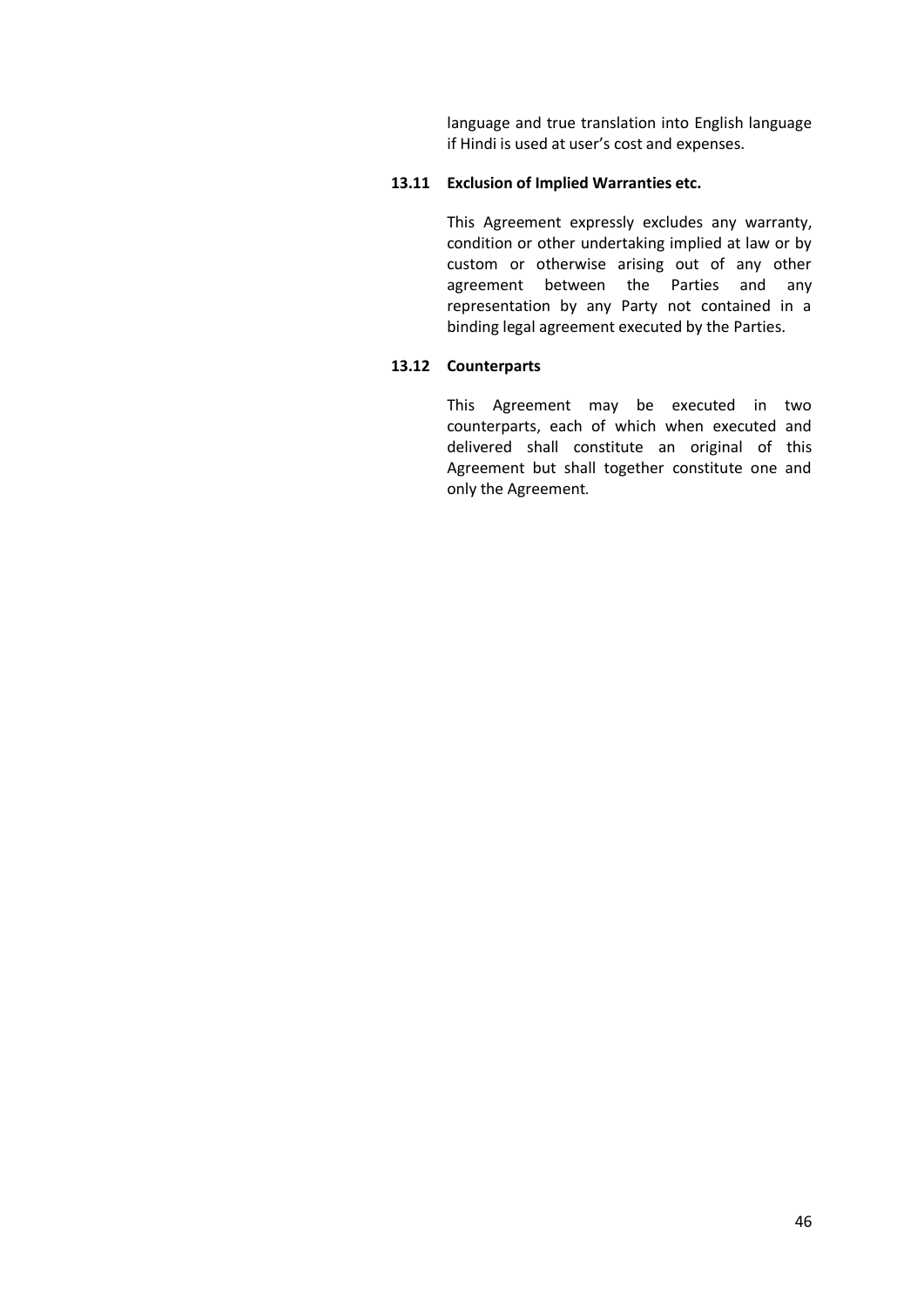language and true translation into English language if Hindi is used at user's cost and expenses.

### 13.11 Exclusion of Implied Warranties etc.

This Agreement expressly excludes any warranty, condition or other undertaking implied at law or by custom or otherwise arising out of any other agreement between the Parties and any representation by any Party not contained in a binding legal agreement executed by the Parties.

### 13.12 Counterparts

This Agreement may be executed in two counterparts, each of which when executed and delivered shall constitute an original of this Agreement but shall together constitute one and only the Agreement.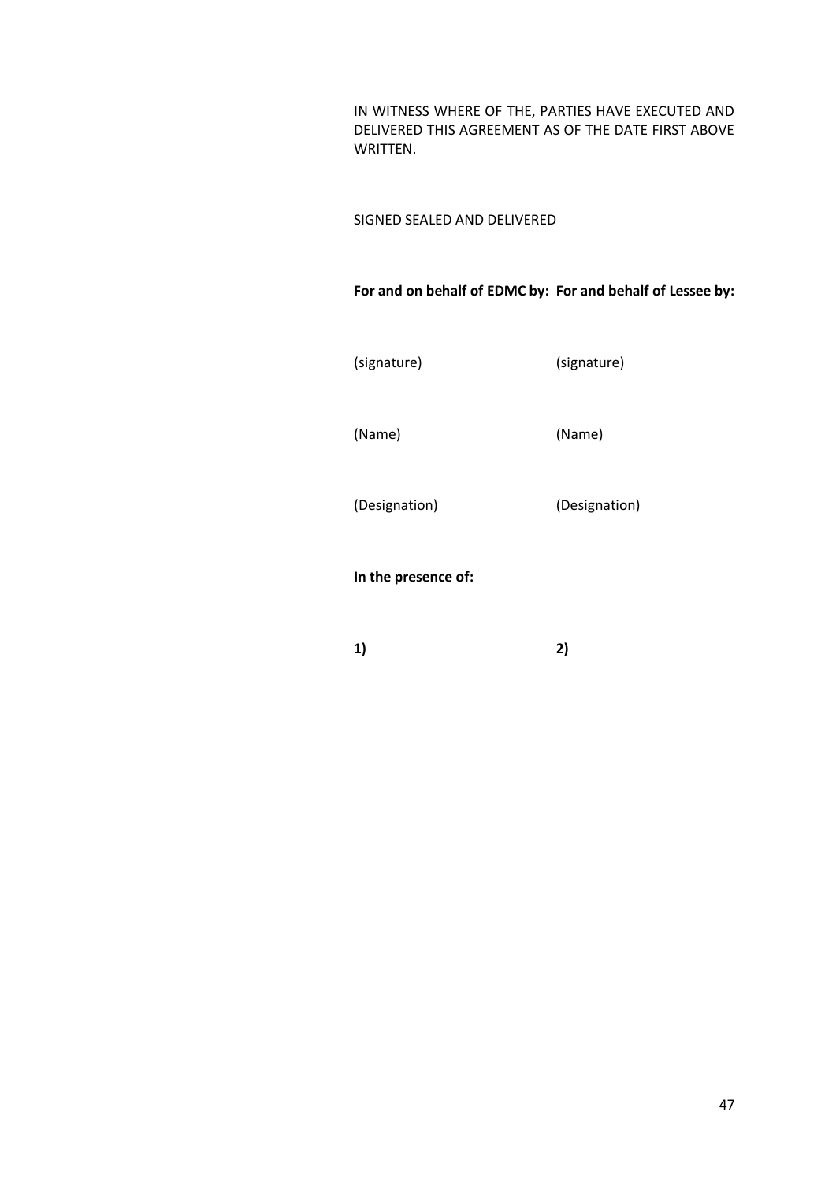IN WITNESS WHERE OF THE, PARTIES HAVE EXECUTED AND DELIVERED THIS AGREEMENT AS OF THE DATE FIRST ABOVE WRITTEN.

SIGNED SEALED AND DELIVERED

| **For and on behalf of EDMC by:** | **For and behalf of Lessee by:** |
| --- | --- |
| (signature) | (signature) |
| (Name) | (Name) |
| (Designation) | (Designation) |

**In the presence of:**

**1)** &nbsp;&nbsp;&nbsp;&nbsp;&nbsp;&nbsp;&nbsp;&nbsp;&nbsp;&nbsp;&nbsp;&nbsp;&nbsp;&nbsp;&nbsp;&nbsp;&nbsp;&nbsp;&nbsp;&nbsp; **2)**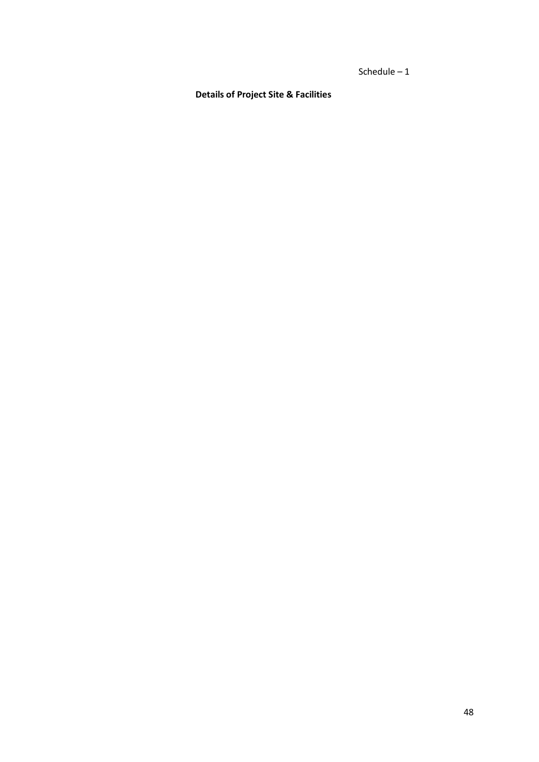Schedule – 1

**Details of Project Site & Facilities**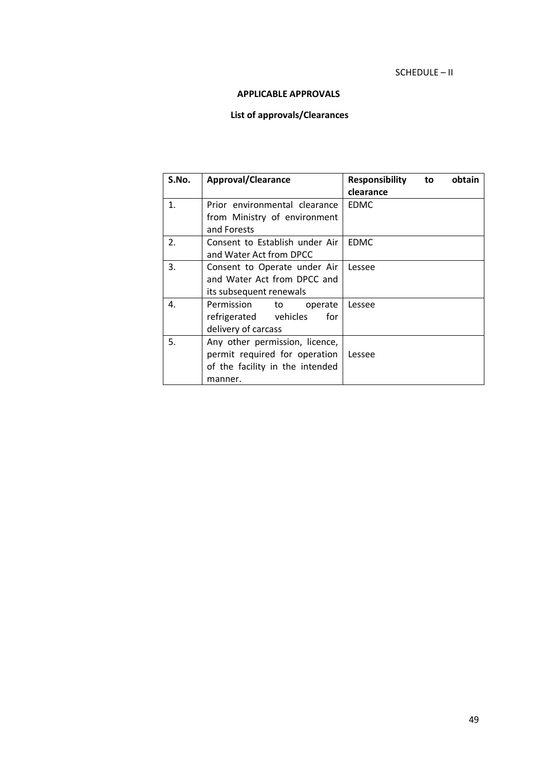SCHEDULE – II

**APPLICABLE APPROVALS**

**List of approvals/Clearances**

| S.No. | Approval/Clearance | Responsibility to obtain clearance |
|---|---|---|
| 1. | Prior environmental clearance from Ministry of environment and Forests | EDMC |
| 2. | Consent to Establish under Air and Water Act from DPCC | EDMC |
| 3. | Consent to Operate under Air and Water Act from DPCC and its subsequent renewals | Lessee |
| 4. | Permission to operate refrigerated vehicles for delivery of carcass | Lessee |
| 5. | Any other permission, licence, permit required for operation of the facility in the intended manner. | Lessee |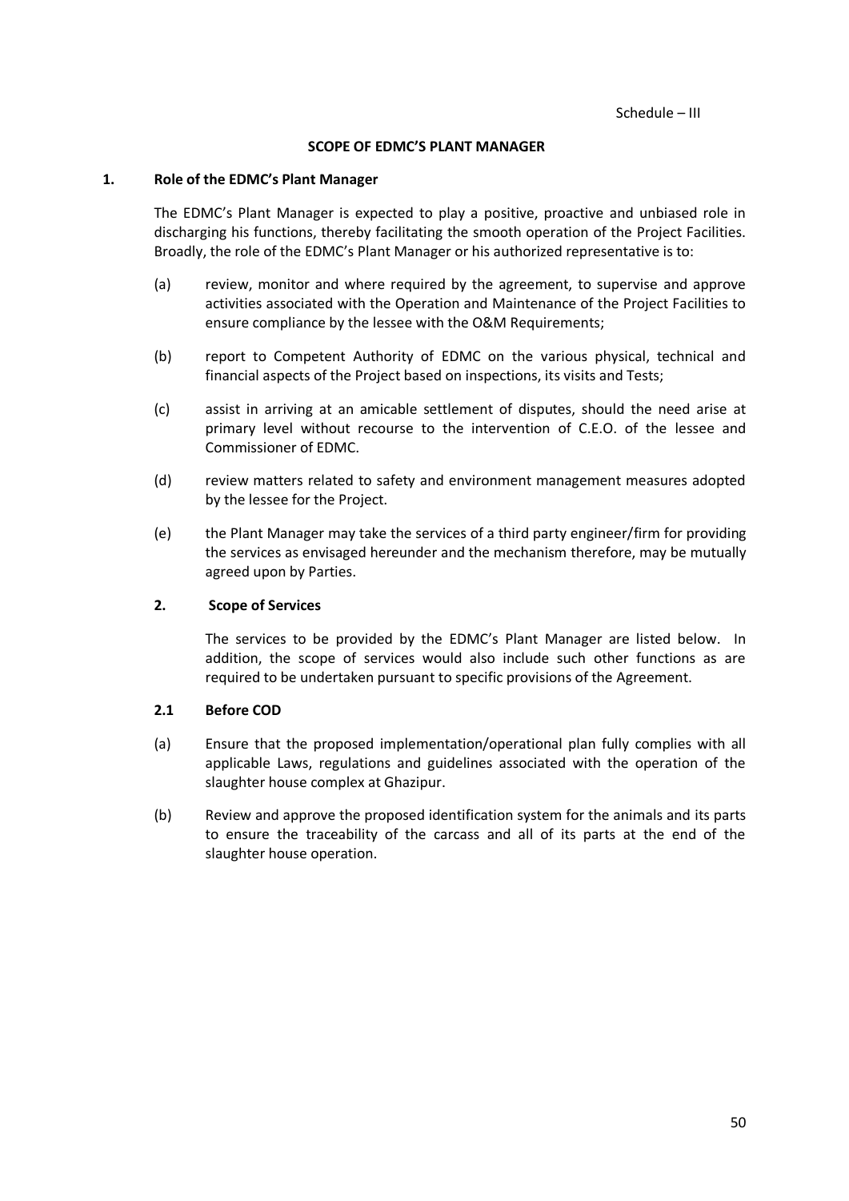Schedule – III

## SCOPE OF EDMC'S PLANT MANAGER

### 1. Role of the EDMC's Plant Manager

The EDMC's Plant Manager is expected to play a positive, proactive and unbiased role in discharging his functions, thereby facilitating the smooth operation of the Project Facilities. Broadly, the role of the EDMC's Plant Manager or his authorized representative is to:

(a) review, monitor and where required by the agreement, to supervise and approve activities associated with the Operation and Maintenance of the Project Facilities to ensure compliance by the lessee with the O&M Requirements;

(b) report to Competent Authority of EDMC on the various physical, technical and financial aspects of the Project based on inspections, its visits and Tests;

(c) assist in arriving at an amicable settlement of disputes, should the need arise at primary level without recourse to the intervention of C.E.O. of the lessee and Commissioner of EDMC.

(d) review matters related to safety and environment management measures adopted by the lessee for the Project.

(e) the Plant Manager may take the services of a third party engineer/firm for providing the services as envisaged hereunder and the mechanism therefore, may be mutually agreed upon by Parties.

### 2. Scope of Services

The services to be provided by the EDMC's Plant Manager are listed below. In addition, the scope of services would also include such other functions as are required to be undertaken pursuant to specific provisions of the Agreement.

#### 2.1 Before COD

(a) Ensure that the proposed implementation/operational plan fully complies with all applicable Laws, regulations and guidelines associated with the operation of the slaughter house complex at Ghazipur.

(b) Review and approve the proposed identification system for the animals and its parts to ensure the traceability of the carcass and all of its parts at the end of the slaughter house operation.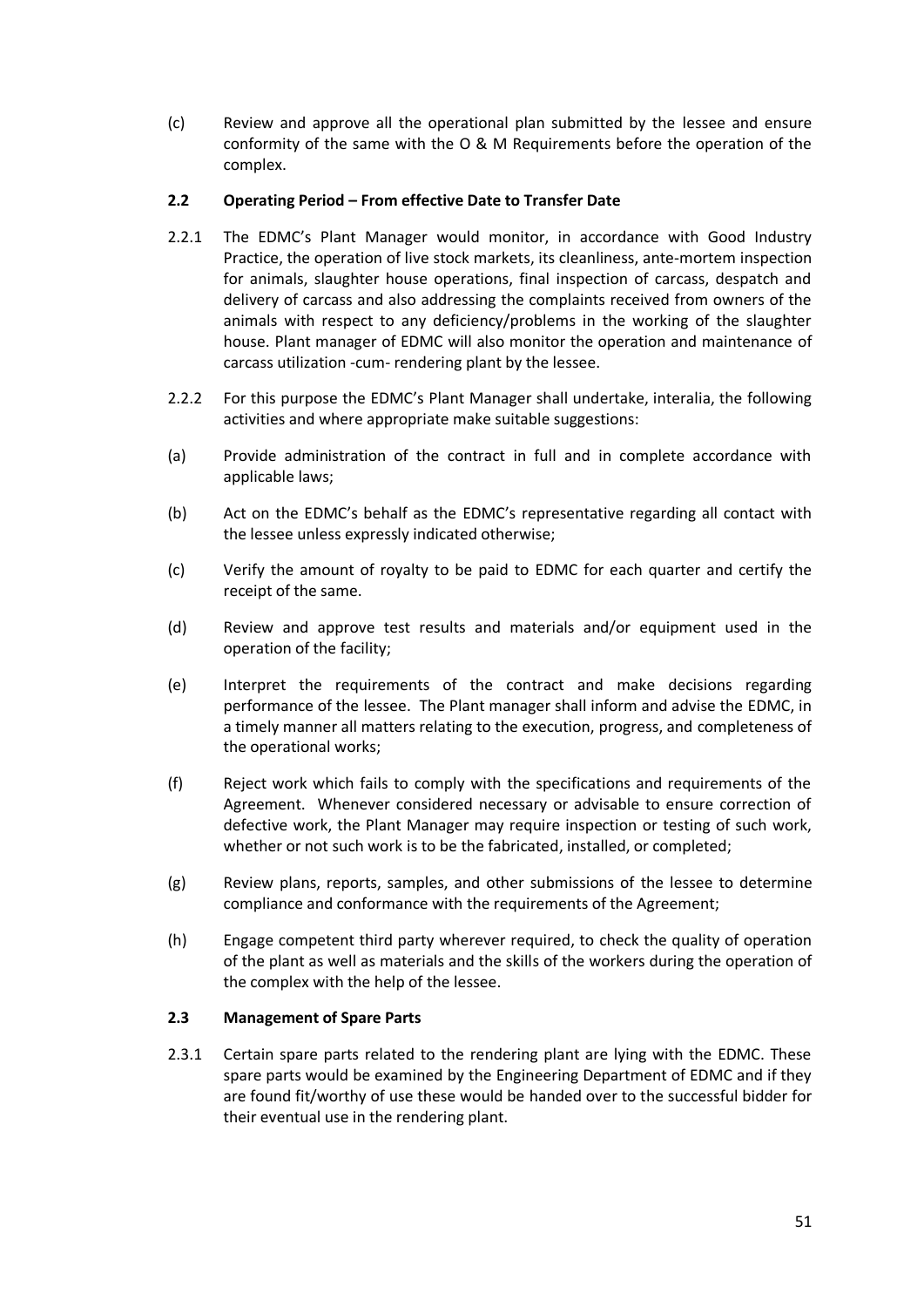(c) Review and approve all the operational plan submitted by the lessee and ensure conformity of the same with the O & M Requirements before the operation of the complex.

**2.2 Operating Period – From effective Date to Transfer Date**

2.2.1 The EDMC's Plant Manager would monitor, in accordance with Good Industry Practice, the operation of live stock markets, its cleanliness, ante-mortem inspection for animals, slaughter house operations, final inspection of carcass, despatch and delivery of carcass and also addressing the complaints received from owners of the animals with respect to any deficiency/problems in the working of the slaughter house. Plant manager of EDMC will also monitor the operation and maintenance of carcass utilization -cum- rendering plant by the lessee.

2.2.2 For this purpose the EDMC's Plant Manager shall undertake, interalia, the following activities and where appropriate make suitable suggestions:

(a) Provide administration of the contract in full and in complete accordance with applicable laws;

(b) Act on the EDMC's behalf as the EDMC's representative regarding all contact with the lessee unless expressly indicated otherwise;

(c) Verify the amount of royalty to be paid to EDMC for each quarter and certify the receipt of the same.

(d) Review and approve test results and materials and/or equipment used in the operation of the facility;

(e) Interpret the requirements of the contract and make decisions regarding performance of the lessee. The Plant manager shall inform and advise the EDMC, in a timely manner all matters relating to the execution, progress, and completeness of the operational works;

(f) Reject work which fails to comply with the specifications and requirements of the Agreement. Whenever considered necessary or advisable to ensure correction of defective work, the Plant Manager may require inspection or testing of such work, whether or not such work is to be the fabricated, installed, or completed;

(g) Review plans, reports, samples, and other submissions of the lessee to determine compliance and conformance with the requirements of the Agreement;

(h) Engage competent third party wherever required, to check the quality of operation of the plant as well as materials and the skills of the workers during the operation of the complex with the help of the lessee.

**2.3 Management of Spare Parts**

2.3.1 Certain spare parts related to the rendering plant are lying with the EDMC. These spare parts would be examined by the Engineering Department of EDMC and if they are found fit/worthy of use these would be handed over to the successful bidder for their eventual use in the rendering plant.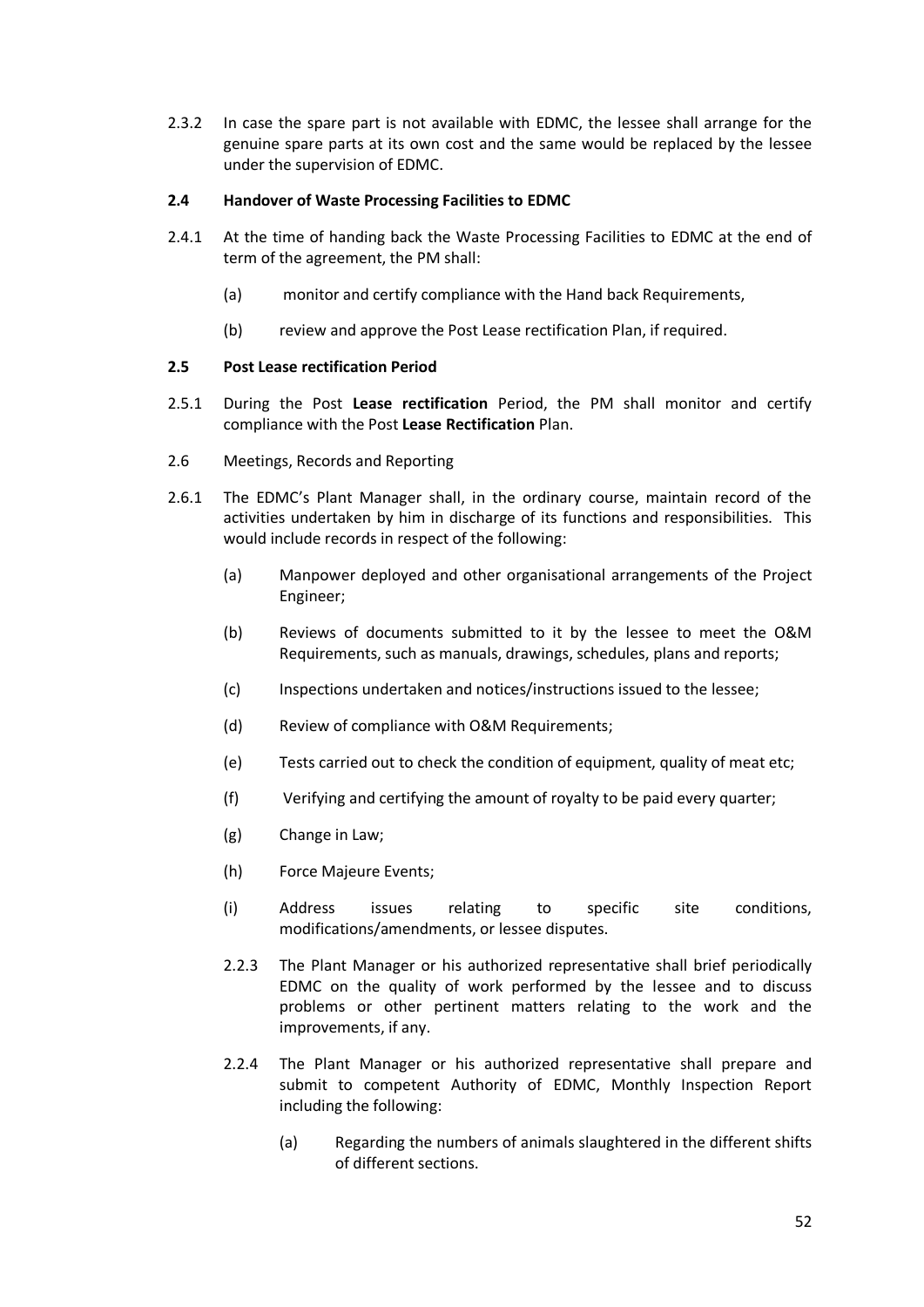2.3.2 In case the spare part is not available with EDMC, the lessee shall arrange for the genuine spare parts at its own cost and the same would be replaced by the lessee under the supervision of EDMC.

**2.4 Handover of Waste Processing Facilities to EDMC**

2.4.1 At the time of handing back the Waste Processing Facilities to EDMC at the end of term of the agreement, the PM shall:

(a) monitor and certify compliance with the Hand back Requirements,

(b) review and approve the Post Lease rectification Plan, if required.

**2.5 Post Lease rectification Period**

2.5.1 During the Post **Lease rectification** Period, the PM shall monitor and certify compliance with the Post **Lease Rectification** Plan.

2.6 Meetings, Records and Reporting

2.6.1 The EDMC's Plant Manager shall, in the ordinary course, maintain record of the activities undertaken by him in discharge of its functions and responsibilities. This would include records in respect of the following:

(a) Manpower deployed and other organisational arrangements of the Project Engineer;

(b) Reviews of documents submitted to it by the lessee to meet the O&M Requirements, such as manuals, drawings, schedules, plans and reports;

(c) Inspections undertaken and notices/instructions issued to the lessee;

(d) Review of compliance with O&M Requirements;

(e) Tests carried out to check the condition of equipment, quality of meat etc;

(f) Verifying and certifying the amount of royalty to be paid every quarter;

(g) Change in Law;

(h) Force Majeure Events;

(i) Address issues relating to specific site conditions, modifications/amendments, or lessee disputes.

2.2.3 The Plant Manager or his authorized representative shall brief periodically EDMC on the quality of work performed by the lessee and to discuss problems or other pertinent matters relating to the work and the improvements, if any.

2.2.4 The Plant Manager or his authorized representative shall prepare and submit to competent Authority of EDMC, Monthly Inspection Report including the following:

(a) Regarding the numbers of animals slaughtered in the different shifts of different sections.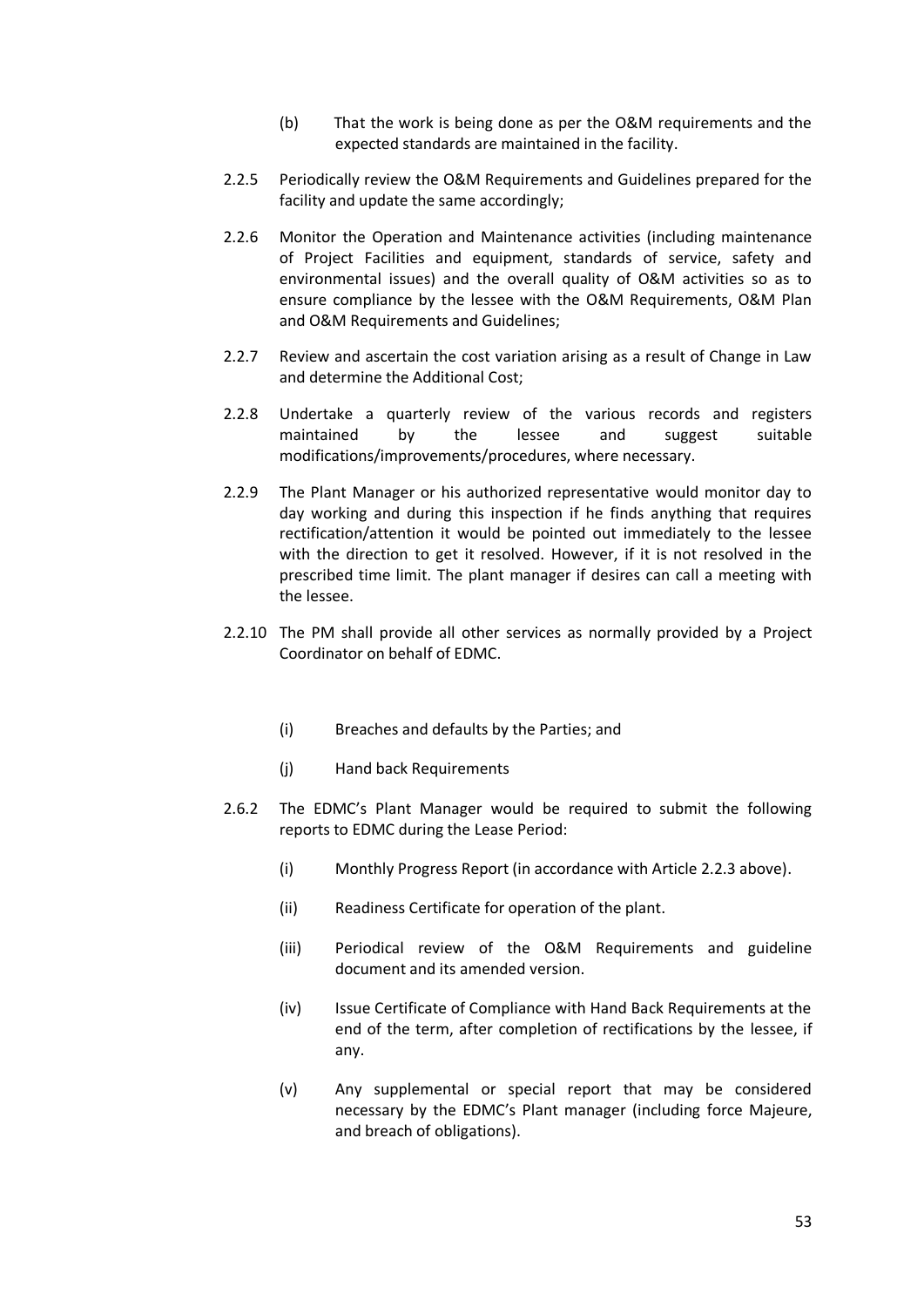(b) That the work is being done as per the O&M requirements and the expected standards are maintained in the facility.

2.2.5 Periodically review the O&M Requirements and Guidelines prepared for the facility and update the same accordingly;

2.2.6 Monitor the Operation and Maintenance activities (including maintenance of Project Facilities and equipment, standards of service, safety and environmental issues) and the overall quality of O&M activities so as to ensure compliance by the lessee with the O&M Requirements, O&M Plan and O&M Requirements and Guidelines;

2.2.7 Review and ascertain the cost variation arising as a result of Change in Law and determine the Additional Cost;

2.2.8 Undertake a quarterly review of the various records and registers maintained by the lessee and suggest suitable modifications/improvements/procedures, where necessary.

2.2.9 The Plant Manager or his authorized representative would monitor day to day working and during this inspection if he finds anything that requires rectification/attention it would be pointed out immediately to the lessee with the direction to get it resolved. However, if it is not resolved in the prescribed time limit. The plant manager if desires can call a meeting with the lessee.

2.2.10 The PM shall provide all other services as normally provided by a Project Coordinator on behalf of EDMC.

(i) Breaches and defaults by the Parties; and

(j) Hand back Requirements

2.6.2 The EDMC's Plant Manager would be required to submit the following reports to EDMC during the Lease Period:

(i) Monthly Progress Report (in accordance with Article 2.2.3 above).

(ii) Readiness Certificate for operation of the plant.

(iii) Periodical review of the O&M Requirements and guideline document and its amended version.

(iv) Issue Certificate of Compliance with Hand Back Requirements at the end of the term, after completion of rectifications by the lessee, if any.

(v) Any supplemental or special report that may be considered necessary by the EDMC's Plant manager (including force Majeure, and breach of obligations).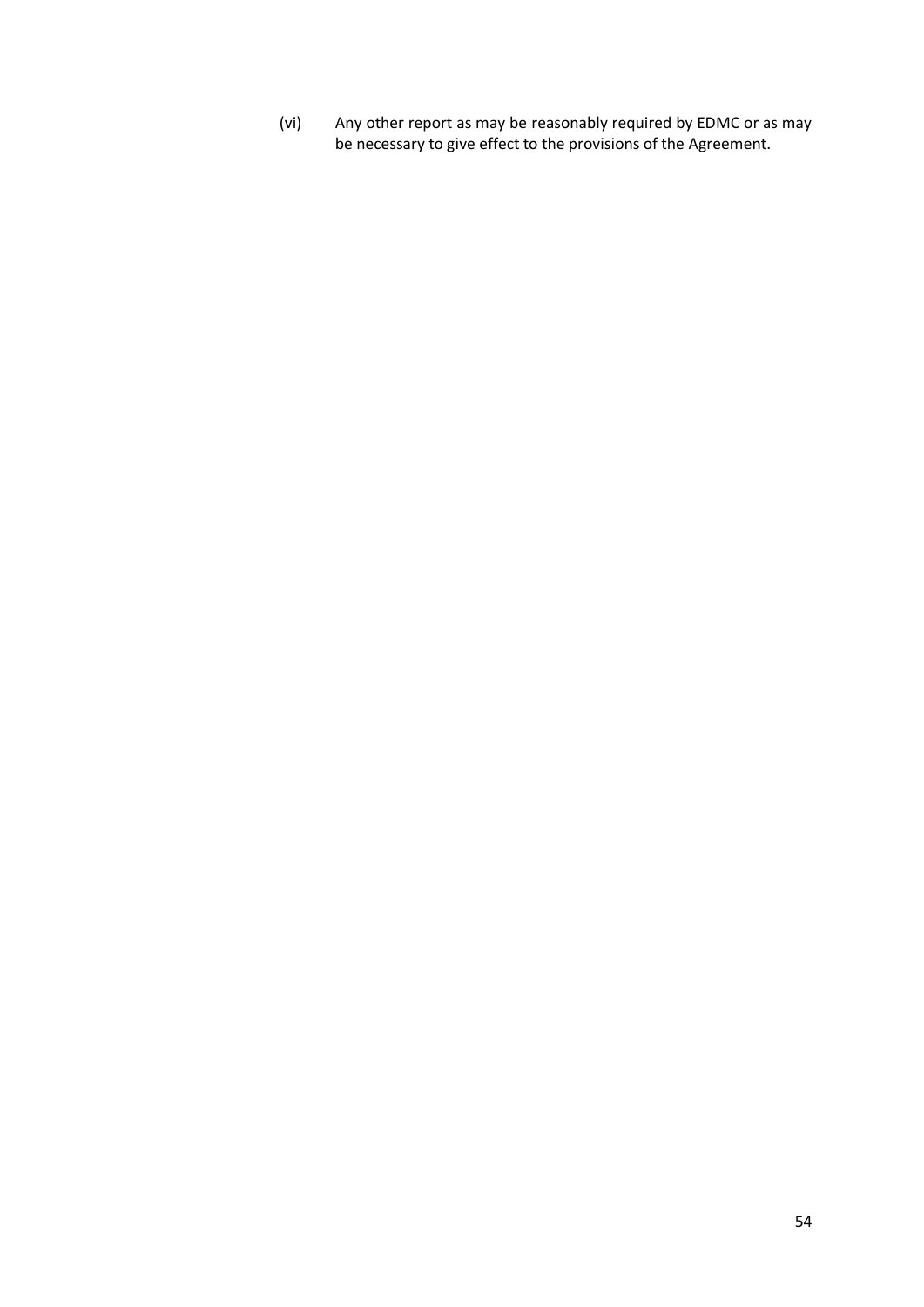(vi) Any other report as may be reasonably required by EDMC or as may be necessary to give effect to the provisions of the Agreement.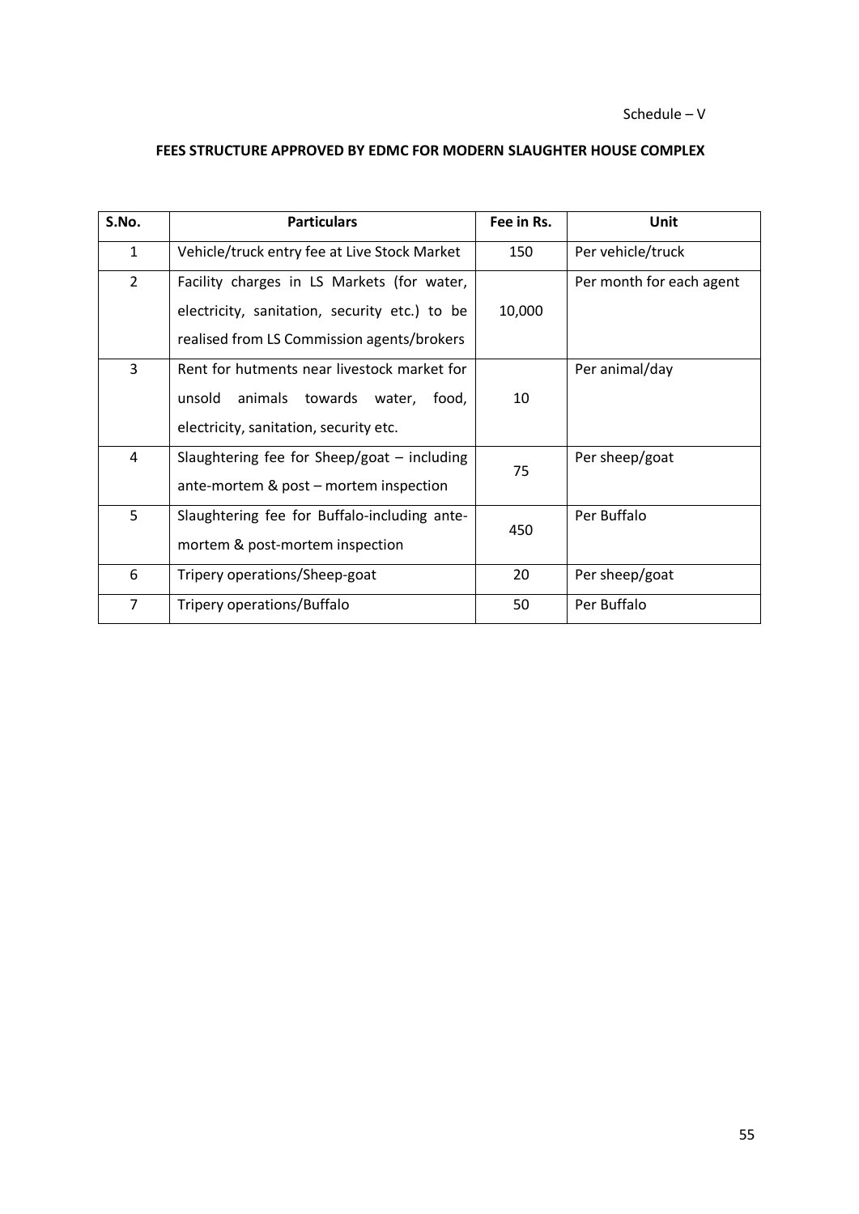Schedule – V

**FEES STRUCTURE APPROVED BY EDMC FOR MODERN SLAUGHTER HOUSE COMPLEX**

| S.No. | Particulars | Fee in Rs. | Unit |
|---|---|---|---|
| 1 | Vehicle/truck entry fee at Live Stock Market | 150 | Per vehicle/truck |
| 2 | Facility charges in LS Markets (for water, electricity, sanitation, security etc.) to be realised from LS Commission agents/brokers | 10,000 | Per month for each agent |
| 3 | Rent for hutments near livestock market for unsold animals towards water, food, electricity, sanitation, security etc. | 10 | Per animal/day |
| 4 | Slaughtering fee for Sheep/goat – including ante-mortem & post – mortem inspection | 75 | Per sheep/goat |
| 5 | Slaughtering fee for Buffalo-including ante-mortem & post-mortem inspection | 450 | Per Buffalo |
| 6 | Tripery operations/Sheep-goat | 20 | Per sheep/goat |
| 7 | Tripery operations/Buffalo | 50 | Per Buffalo |